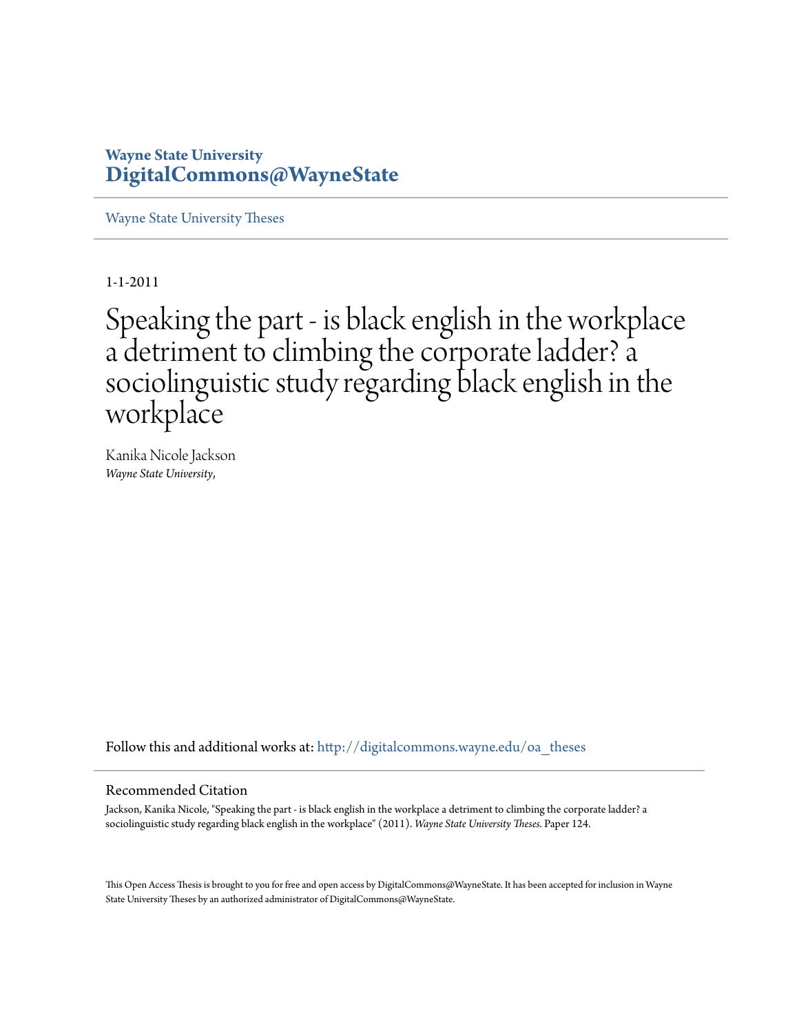**Wayne State University**
**DigitalCommons@WayneState**

Wayne State University Theses

1-1-2011

# Speaking the part - is black english in the workplace a detriment to climbing the corporate ladder? a sociolinguistic study regarding black english in the workplace

Kanika Nicole Jackson
*Wayne State University,*

Follow this and additional works at: http://digitalcommons.wayne.edu/oa_theses

## Recommended Citation

Jackson, Kanika Nicole, "Speaking the part - is black english in the workplace a detriment to climbing the corporate ladder? a sociolinguistic study regarding black english in the workplace" (2011). *Wayne State University Theses.* Paper 124.

This Open Access Thesis is brought to you for free and open access by DigitalCommons@WayneState. It has been accepted for inclusion in Wayne State University Theses by an authorized administrator of DigitalCommons@WayneState.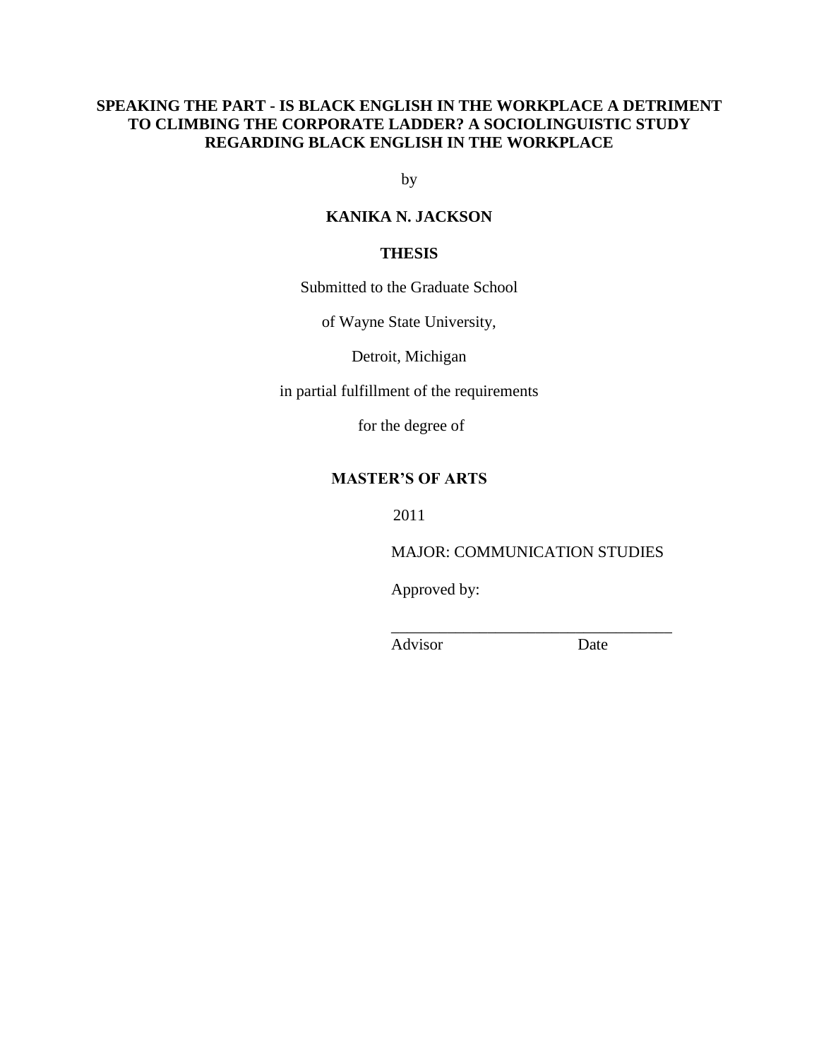**SPEAKING THE PART - IS BLACK ENGLISH IN THE WORKPLACE A DETRIMENT TO CLIMBING THE CORPORATE LADDER? A SOCIOLINGUISTIC STUDY REGARDING BLACK ENGLISH IN THE WORKPLACE**

by

**KANIKA N. JACKSON**

**THESIS**

Submitted to the Graduate School

of Wayne State University,

Detroit, Michigan

in partial fulfillment of the requirements

for the degree of

**MASTER'S OF ARTS**

2011

MAJOR: COMMUNICATION STUDIES

Approved by:

\_\_\_\_\_\_\_\_\_\_\_\_\_\_\_\_\_\_\_\_\_\_\_\_\_\_\_\_\_\_\_\_\_\_\_\_

Advisor Date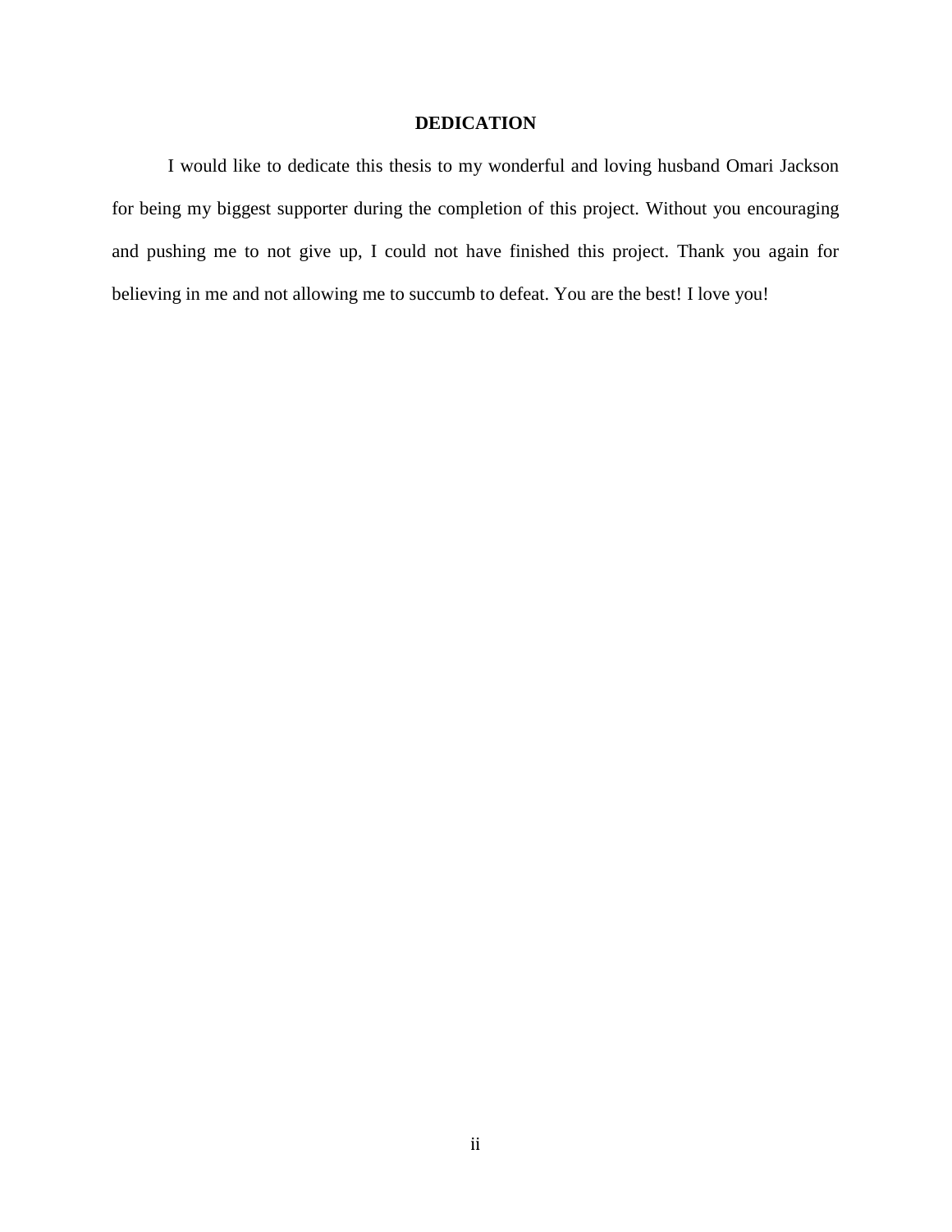# DEDICATION

I would like to dedicate this thesis to my wonderful and loving husband Omari Jackson for being my biggest supporter during the completion of this project. Without you encouraging and pushing me to not give up, I could not have finished this project. Thank you again for believing in me and not allowing me to succumb to defeat. You are the best! I love you!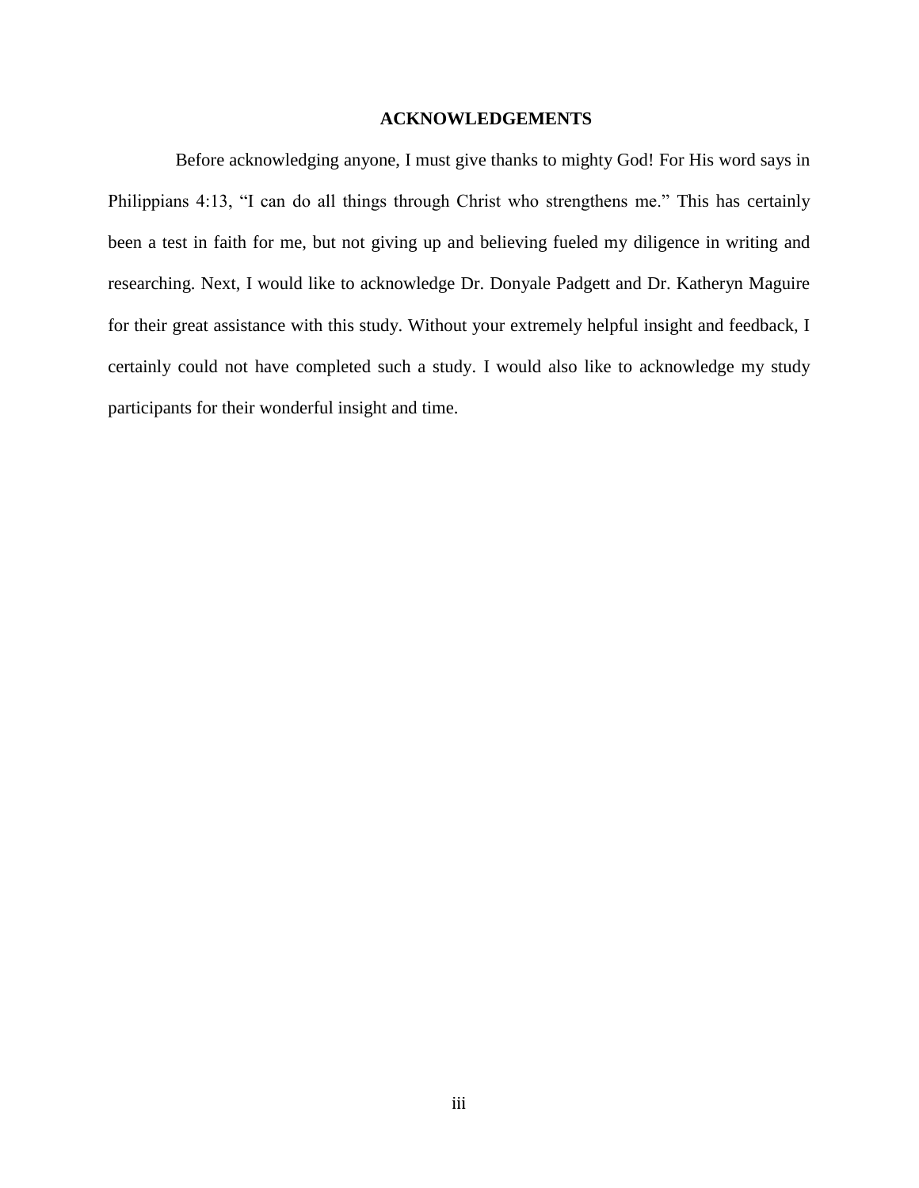# ACKNOWLEDGEMENTS

Before acknowledging anyone, I must give thanks to mighty God! For His word says in Philippians 4:13, "I can do all things through Christ who strengthens me." This has certainly been a test in faith for me, but not giving up and believing fueled my diligence in writing and researching. Next, I would like to acknowledge Dr. Donyale Padgett and Dr. Katheryn Maguire for their great assistance with this study. Without your extremely helpful insight and feedback, I certainly could not have completed such a study. I would also like to acknowledge my study participants for their wonderful insight and time.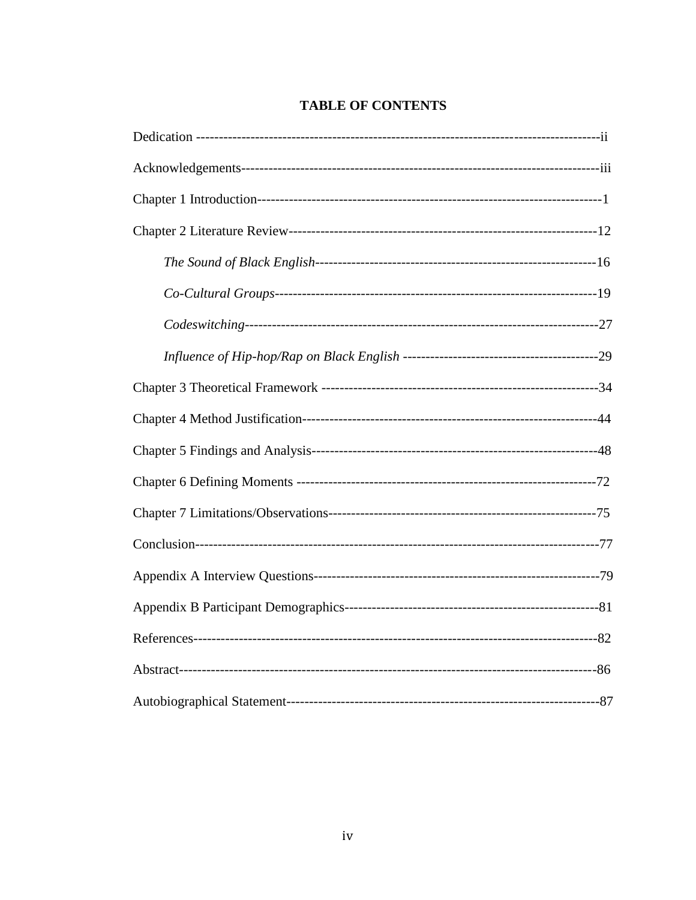# TABLE OF CONTENTS

Dedication ------------------------------------------------------------------------------------------ii

Acknowledgements--------------------------------------------------------------------------------iii

Chapter 1 Introduction-----------------------------------------------------------------------------1

Chapter 2 Literature Review---------------------------------------------------------------------12

*The Sound of Black English*--------------------------------------------------------------16

*Co-Cultural Groups*----------------------------------------------------------------------------19

*Codeswitching*------------------------------------------------------------------------------------27

*Influence of Hip-hop/Rap on Black English* ---------------------------------------------29

Chapter 3 Theoretical Framework -------------------------------------------------------------34

Chapter 4 Method Justification------------------------------------------------------------------44

Chapter 5 Findings and Analysis----------------------------------------------------------------48

Chapter 6 Defining Moments -------------------------------------------------------------------72

Chapter 7 Limitations/Observations-----------------------------------------------------------75

Conclusion------------------------------------------------------------------------------------------77

Appendix A Interview Questions----------------------------------------------------------------79

Appendix B Participant Demographics---------------------------------------------------------81

References-------------------------------------------------------------------------------------------82

Abstract----------------------------------------------------------------------------------------------86

Autobiographical Statement----------------------------------------------------------------------87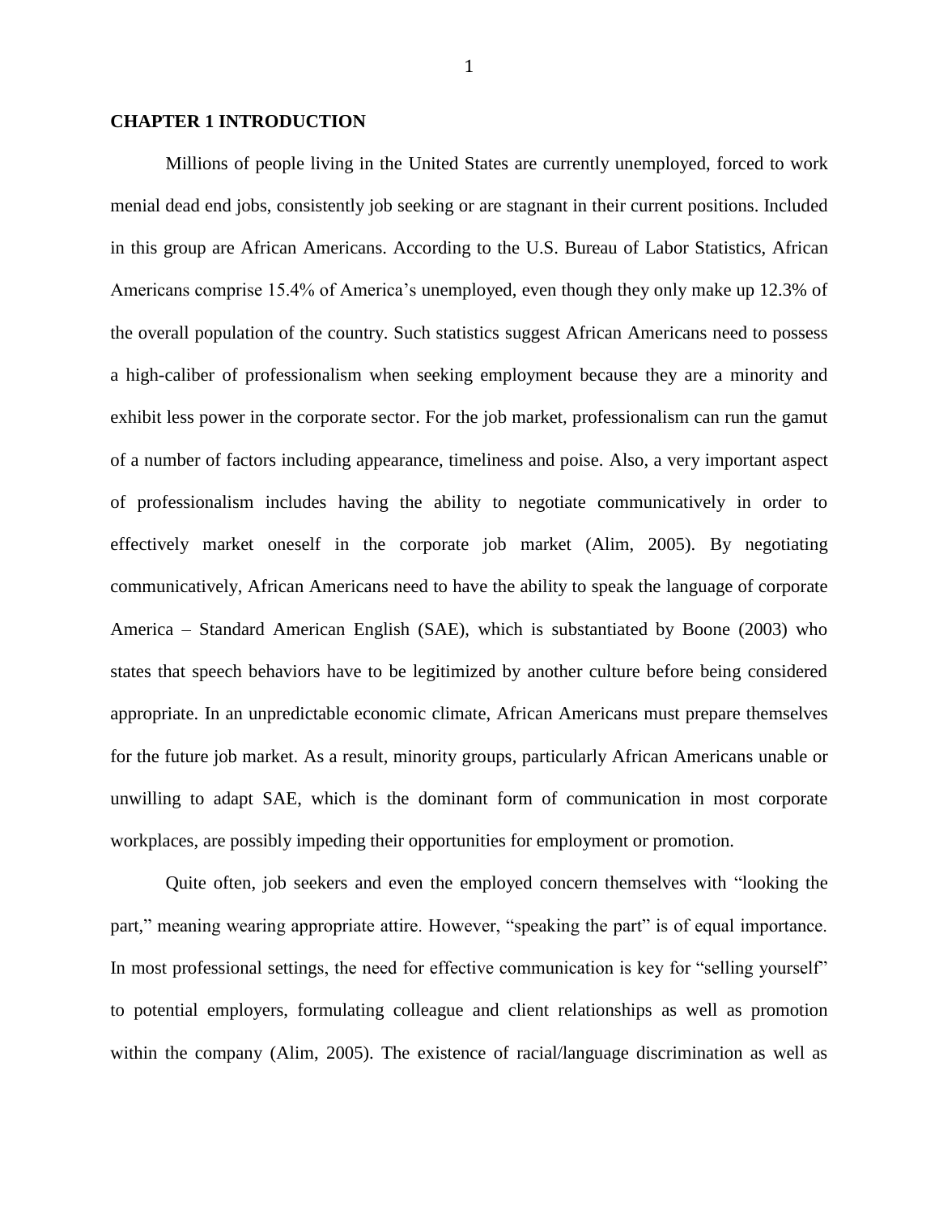# CHAPTER 1 INTRODUCTION

Millions of people living in the United States are currently unemployed, forced to work menial dead end jobs, consistently job seeking or are stagnant in their current positions. Included in this group are African Americans. According to the U.S. Bureau of Labor Statistics, African Americans comprise 15.4% of America's unemployed, even though they only make up 12.3% of the overall population of the country. Such statistics suggest African Americans need to possess a high-caliber of professionalism when seeking employment because they are a minority and exhibit less power in the corporate sector. For the job market, professionalism can run the gamut of a number of factors including appearance, timeliness and poise. Also, a very important aspect of professionalism includes having the ability to negotiate communicatively in order to effectively market oneself in the corporate job market (Alim, 2005). By negotiating communicatively, African Americans need to have the ability to speak the language of corporate America – Standard American English (SAE), which is substantiated by Boone (2003) who states that speech behaviors have to be legitimized by another culture before being considered appropriate. In an unpredictable economic climate, African Americans must prepare themselves for the future job market. As a result, minority groups, particularly African Americans unable or unwilling to adapt SAE, which is the dominant form of communication in most corporate workplaces, are possibly impeding their opportunities for employment or promotion.

Quite often, job seekers and even the employed concern themselves with "looking the part," meaning wearing appropriate attire. However, "speaking the part" is of equal importance. In most professional settings, the need for effective communication is key for "selling yourself" to potential employers, formulating colleague and client relationships as well as promotion within the company (Alim, 2005). The existence of racial/language discrimination as well as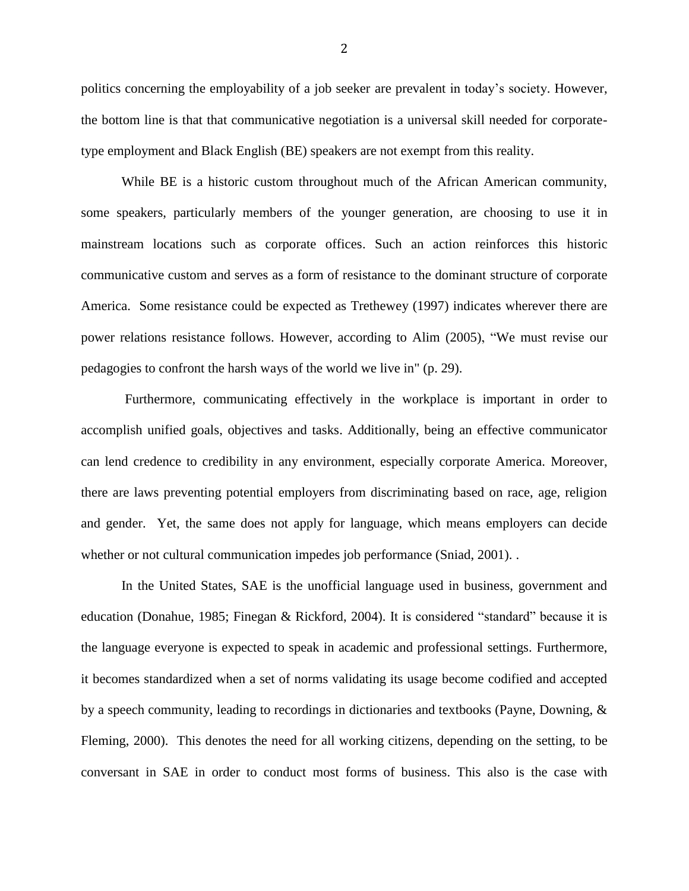politics concerning the employability of a job seeker are prevalent in today's society. However, the bottom line is that that communicative negotiation is a universal skill needed for corporate-type employment and Black English (BE) speakers are not exempt from this reality.

While BE is a historic custom throughout much of the African American community, some speakers, particularly members of the younger generation, are choosing to use it in mainstream locations such as corporate offices. Such an action reinforces this historic communicative custom and serves as a form of resistance to the dominant structure of corporate America. Some resistance could be expected as Trethewey (1997) indicates wherever there are power relations resistance follows. However, according to Alim (2005), "We must revise our pedagogies to confront the harsh ways of the world we live in" (p. 29).

Furthermore, communicating effectively in the workplace is important in order to accomplish unified goals, objectives and tasks. Additionally, being an effective communicator can lend credence to credibility in any environment, especially corporate America. Moreover, there are laws preventing potential employers from discriminating based on race, age, religion and gender. Yet, the same does not apply for language, which means employers can decide whether or not cultural communication impedes job performance (Sniad, 2001). .

In the United States, SAE is the unofficial language used in business, government and education (Donahue, 1985; Finegan & Rickford, 2004). It is considered "standard" because it is the language everyone is expected to speak in academic and professional settings. Furthermore, it becomes standardized when a set of norms validating its usage become codified and accepted by a speech community, leading to recordings in dictionaries and textbooks (Payne, Downing, & Fleming, 2000). This denotes the need for all working citizens, depending on the setting, to be conversant in SAE in order to conduct most forms of business. This also is the case with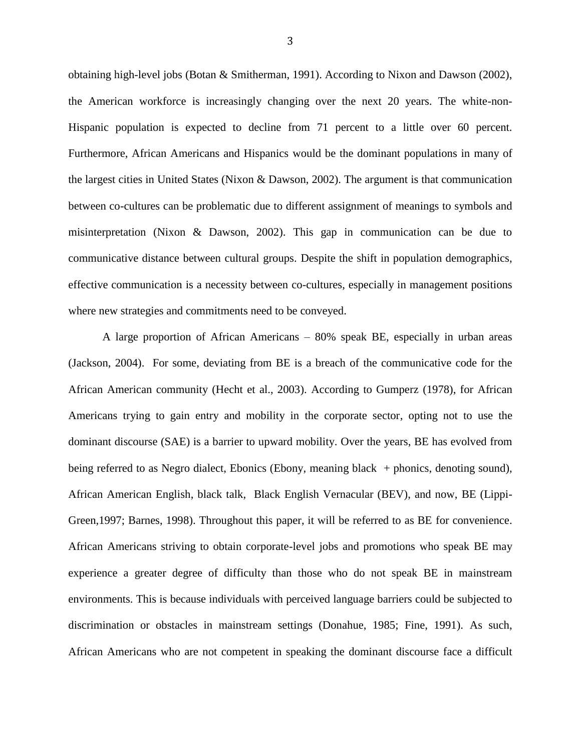obtaining high-level jobs (Botan & Smitherman, 1991). According to Nixon and Dawson (2002), the American workforce is increasingly changing over the next 20 years. The white-non-Hispanic population is expected to decline from 71 percent to a little over 60 percent. Furthermore, African Americans and Hispanics would be the dominant populations in many of the largest cities in United States (Nixon & Dawson, 2002). The argument is that communication between co-cultures can be problematic due to different assignment of meanings to symbols and misinterpretation (Nixon & Dawson, 2002). This gap in communication can be due to communicative distance between cultural groups. Despite the shift in population demographics, effective communication is a necessity between co-cultures, especially in management positions where new strategies and commitments need to be conveyed.

A large proportion of African Americans – 80% speak BE, especially in urban areas (Jackson, 2004). For some, deviating from BE is a breach of the communicative code for the African American community (Hecht et al., 2003). According to Gumperz (1978), for African Americans trying to gain entry and mobility in the corporate sector, opting not to use the dominant discourse (SAE) is a barrier to upward mobility. Over the years, BE has evolved from being referred to as Negro dialect, Ebonics (Ebony, meaning black + phonics, denoting sound), African American English, black talk, Black English Vernacular (BEV), and now, BE (Lippi-Green,1997; Barnes, 1998). Throughout this paper, it will be referred to as BE for convenience. African Americans striving to obtain corporate-level jobs and promotions who speak BE may experience a greater degree of difficulty than those who do not speak BE in mainstream environments. This is because individuals with perceived language barriers could be subjected to discrimination or obstacles in mainstream settings (Donahue, 1985; Fine, 1991). As such, African Americans who are not competent in speaking the dominant discourse face a difficult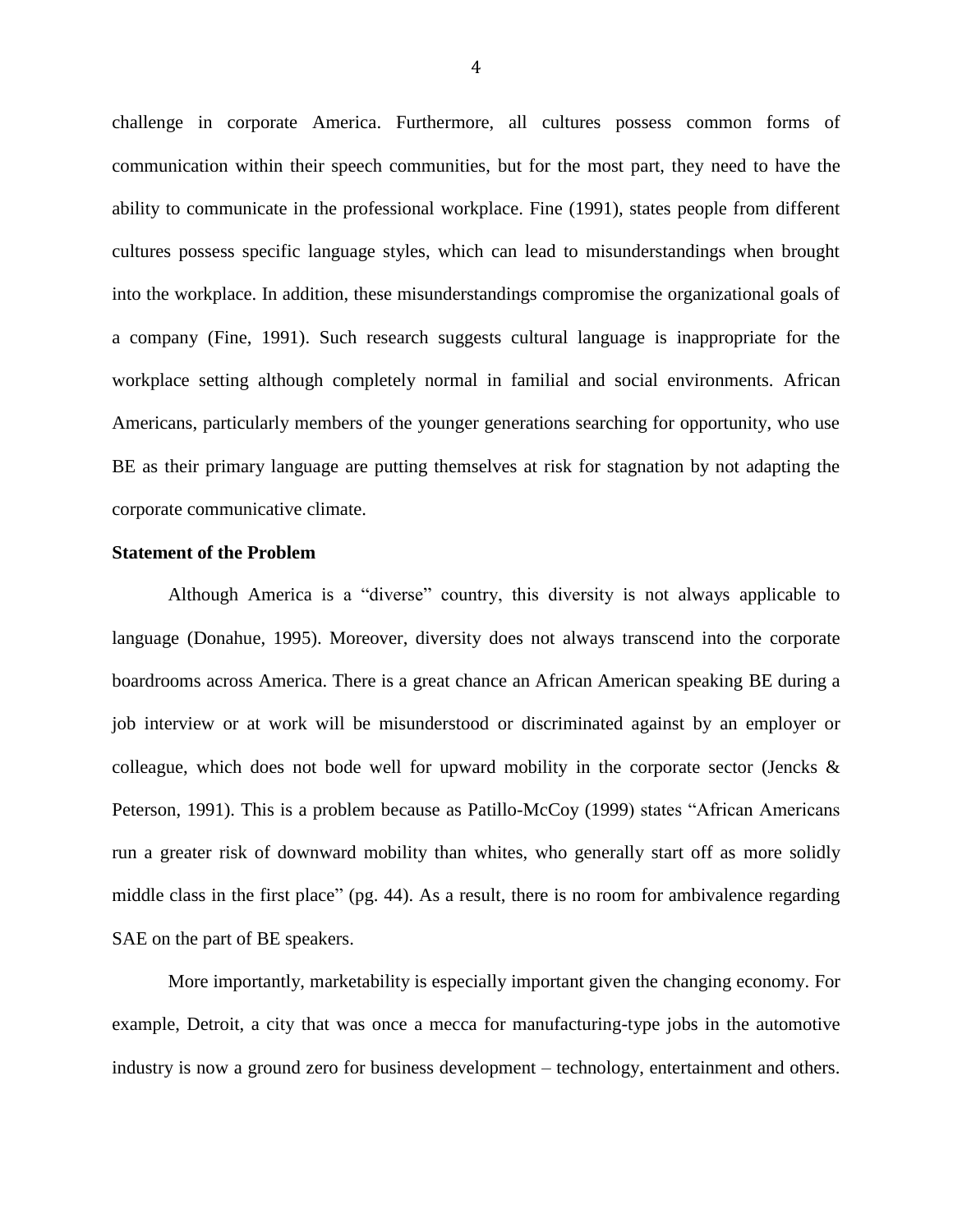challenge in corporate America. Furthermore, all cultures possess common forms of communication within their speech communities, but for the most part, they need to have the ability to communicate in the professional workplace. Fine (1991), states people from different cultures possess specific language styles, which can lead to misunderstandings when brought into the workplace. In addition, these misunderstandings compromise the organizational goals of a company (Fine, 1991). Such research suggests cultural language is inappropriate for the workplace setting although completely normal in familial and social environments. African Americans, particularly members of the younger generations searching for opportunity, who use BE as their primary language are putting themselves at risk for stagnation by not adapting the corporate communicative climate.

**Statement of the Problem**

Although America is a "diverse" country, this diversity is not always applicable to language (Donahue, 1995). Moreover, diversity does not always transcend into the corporate boardrooms across America. There is a great chance an African American speaking BE during a job interview or at work will be misunderstood or discriminated against by an employer or colleague, which does not bode well for upward mobility in the corporate sector (Jencks & Peterson, 1991). This is a problem because as Patillo-McCoy (1999) states "African Americans run a greater risk of downward mobility than whites, who generally start off as more solidly middle class in the first place" (pg. 44). As a result, there is no room for ambivalence regarding SAE on the part of BE speakers.

More importantly, marketability is especially important given the changing economy. For example, Detroit, a city that was once a mecca for manufacturing-type jobs in the automotive industry is now a ground zero for business development – technology, entertainment and others.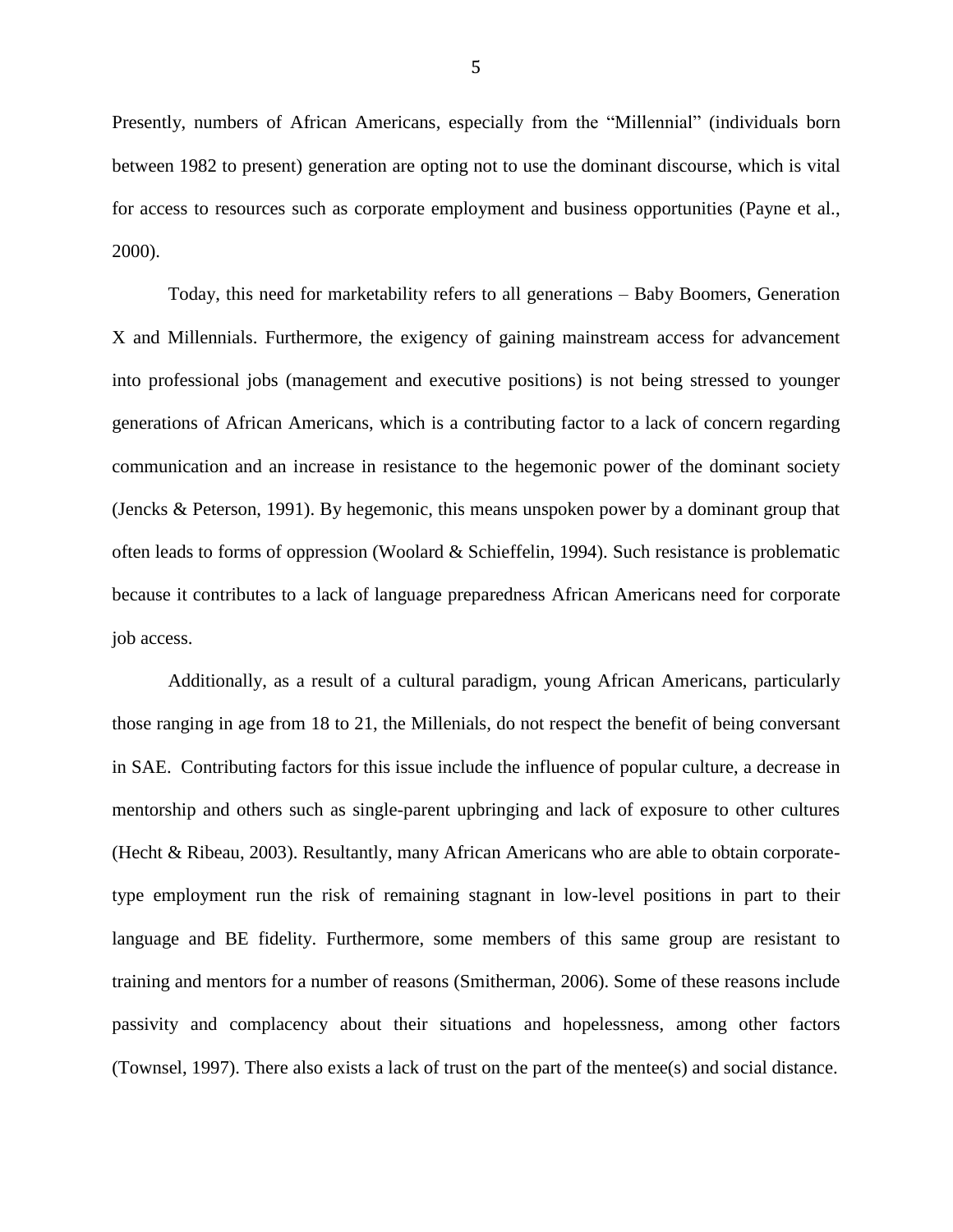Presently, numbers of African Americans, especially from the "Millennial" (individuals born between 1982 to present) generation are opting not to use the dominant discourse, which is vital for access to resources such as corporate employment and business opportunities (Payne et al., 2000).

Today, this need for marketability refers to all generations – Baby Boomers, Generation X and Millennials. Furthermore, the exigency of gaining mainstream access for advancement into professional jobs (management and executive positions) is not being stressed to younger generations of African Americans, which is a contributing factor to a lack of concern regarding communication and an increase in resistance to the hegemonic power of the dominant society (Jencks & Peterson, 1991). By hegemonic, this means unspoken power by a dominant group that often leads to forms of oppression (Woolard & Schieffelin, 1994). Such resistance is problematic because it contributes to a lack of language preparedness African Americans need for corporate job access.

Additionally, as a result of a cultural paradigm, young African Americans, particularly those ranging in age from 18 to 21, the Millenials, do not respect the benefit of being conversant in SAE. Contributing factors for this issue include the influence of popular culture, a decrease in mentorship and others such as single-parent upbringing and lack of exposure to other cultures (Hecht & Ribeau, 2003). Resultantly, many African Americans who are able to obtain corporate-type employment run the risk of remaining stagnant in low-level positions in part to their language and BE fidelity. Furthermore, some members of this same group are resistant to training and mentors for a number of reasons (Smitherman, 2006). Some of these reasons include passivity and complacency about their situations and hopelessness, among other factors (Townsel, 1997). There also exists a lack of trust on the part of the mentee(s) and social distance.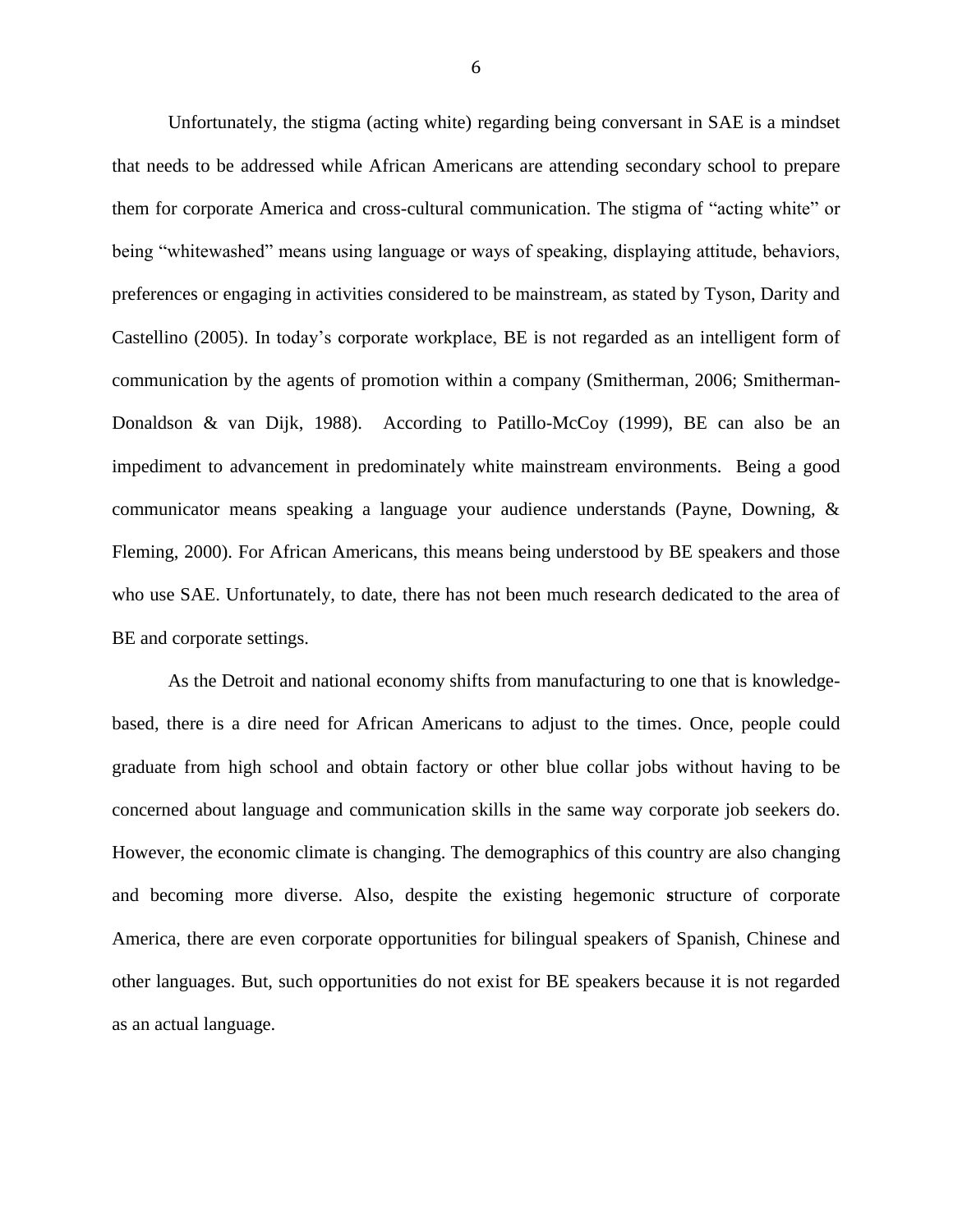Unfortunately, the stigma (acting white) regarding being conversant in SAE is a mindset that needs to be addressed while African Americans are attending secondary school to prepare them for corporate America and cross-cultural communication. The stigma of “acting white” or being “whitewashed” means using language or ways of speaking, displaying attitude, behaviors, preferences or engaging in activities considered to be mainstream, as stated by Tyson, Darity and Castellino (2005). In today’s corporate workplace, BE is not regarded as an intelligent form of communication by the agents of promotion within a company (Smitherman, 2006; Smitherman-Donaldson & van Dijk, 1988). According to Patillo-McCoy (1999), BE can also be an impediment to advancement in predominately white mainstream environments. Being a good communicator means speaking a language your audience understands (Payne, Downing, & Fleming, 2000). For African Americans, this means being understood by BE speakers and those who use SAE. Unfortunately, to date, there has not been much research dedicated to the area of BE and corporate settings.

As the Detroit and national economy shifts from manufacturing to one that is knowledge-based, there is a dire need for African Americans to adjust to the times. Once, people could graduate from high school and obtain factory or other blue collar jobs without having to be concerned about language and communication skills in the same way corporate job seekers do. However, the economic climate is changing. The demographics of this country are also changing and becoming more diverse. Also, despite the existing hegemonic structure of corporate America, there are even corporate opportunities for bilingual speakers of Spanish, Chinese and other languages. But, such opportunities do not exist for BE speakers because it is not regarded as an actual language.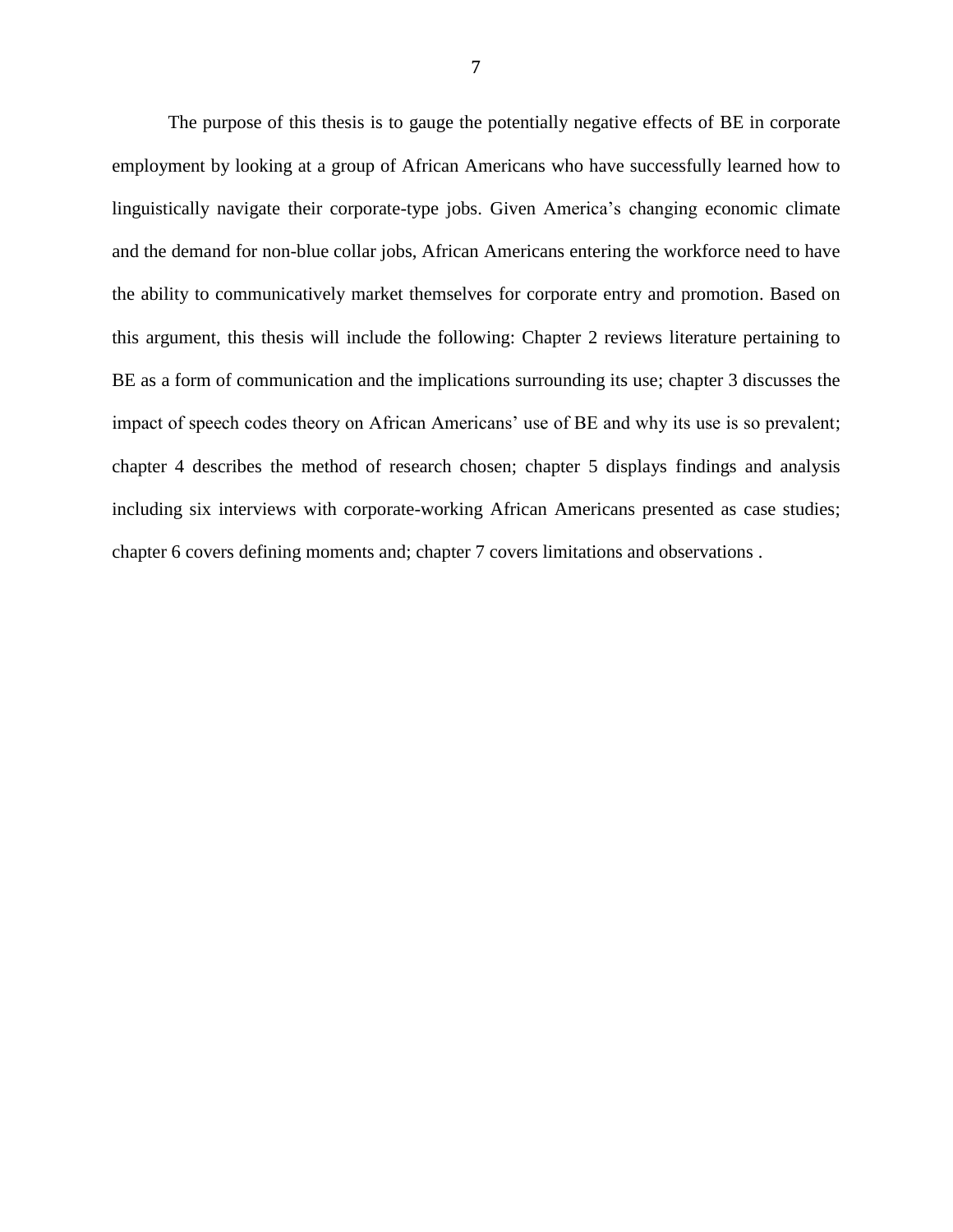The purpose of this thesis is to gauge the potentially negative effects of BE in corporate employment by looking at a group of African Americans who have successfully learned how to linguistically navigate their corporate-type jobs. Given America's changing economic climate and the demand for non-blue collar jobs, African Americans entering the workforce need to have the ability to communicatively market themselves for corporate entry and promotion. Based on this argument, this thesis will include the following: Chapter 2 reviews literature pertaining to BE as a form of communication and the implications surrounding its use; chapter 3 discusses the impact of speech codes theory on African Americans' use of BE and why its use is so prevalent; chapter 4 describes the method of research chosen; chapter 5 displays findings and analysis including six interviews with corporate-working African Americans presented as case studies; chapter 6 covers defining moments and; chapter 7 covers limitations and observations .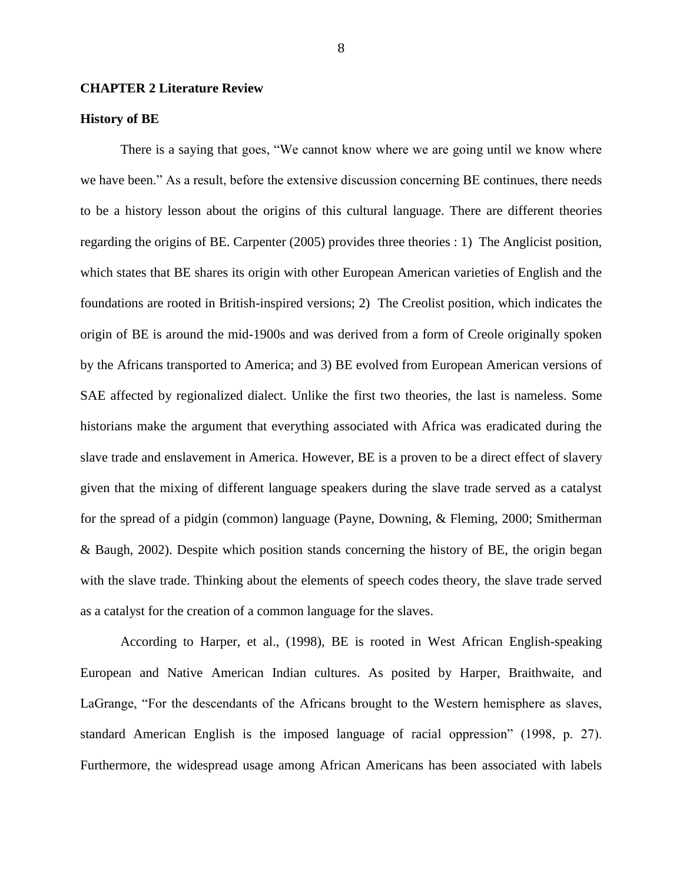# CHAPTER 2 Literature Review

## History of BE

There is a saying that goes, "We cannot know where we are going until we know where we have been." As a result, before the extensive discussion concerning BE continues, there needs to be a history lesson about the origins of this cultural language. There are different theories regarding the origins of BE. Carpenter (2005) provides three theories : 1) The Anglicist position, which states that BE shares its origin with other European American varieties of English and the foundations are rooted in British-inspired versions; 2) The Creolist position, which indicates the origin of BE is around the mid-1900s and was derived from a form of Creole originally spoken by the Africans transported to America; and 3) BE evolved from European American versions of SAE affected by regionalized dialect. Unlike the first two theories, the last is nameless. Some historians make the argument that everything associated with Africa was eradicated during the slave trade and enslavement in America. However, BE is a proven to be a direct effect of slavery given that the mixing of different language speakers during the slave trade served as a catalyst for the spread of a pidgin (common) language (Payne, Downing, & Fleming, 2000; Smitherman & Baugh, 2002). Despite which position stands concerning the history of BE, the origin began with the slave trade. Thinking about the elements of speech codes theory, the slave trade served as a catalyst for the creation of a common language for the slaves.

According to Harper, et al., (1998), BE is rooted in West African English-speaking European and Native American Indian cultures. As posited by Harper, Braithwaite, and LaGrange, "For the descendants of the Africans brought to the Western hemisphere as slaves, standard American English is the imposed language of racial oppression" (1998, p. 27). Furthermore, the widespread usage among African Americans has been associated with labels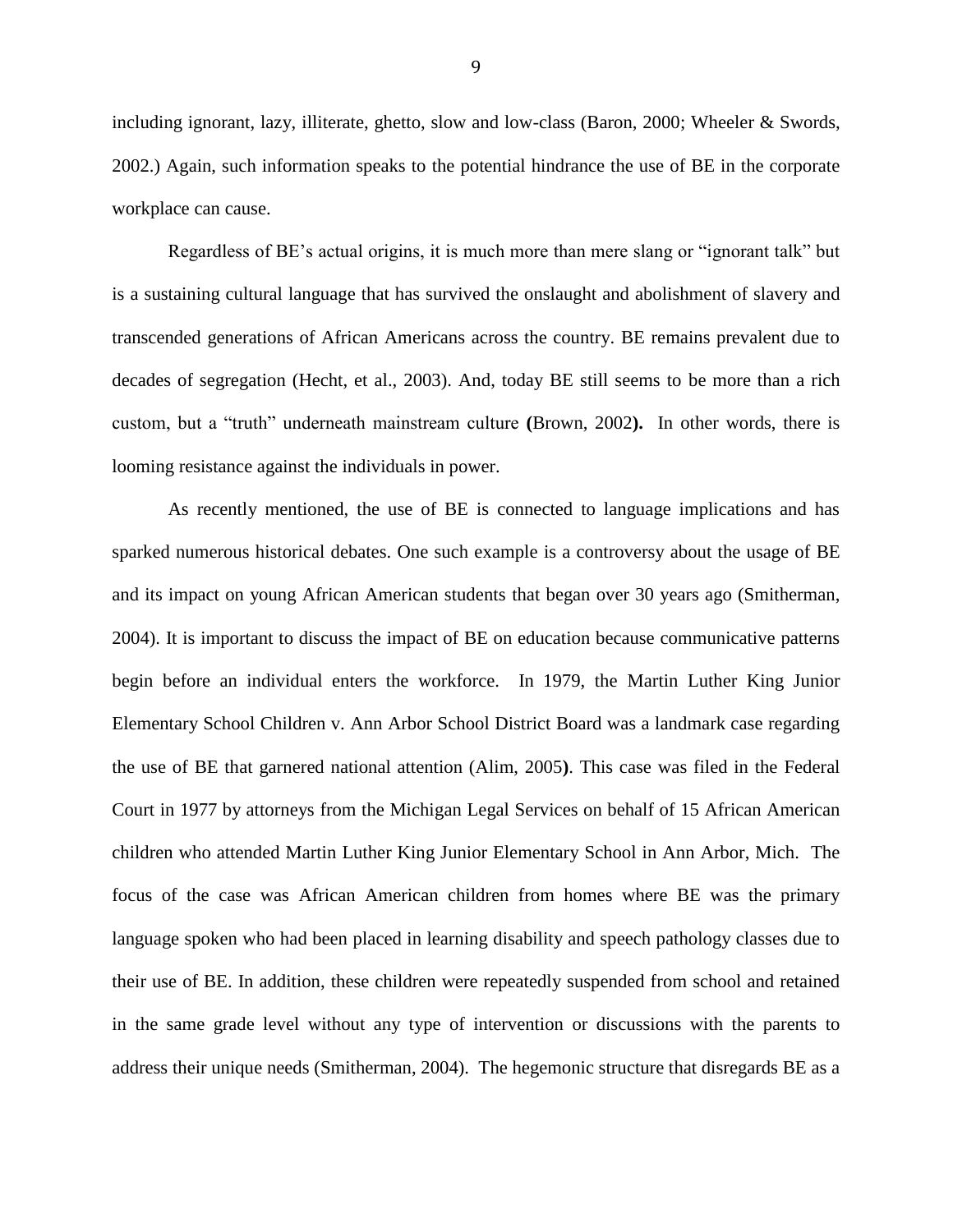including ignorant, lazy, illiterate, ghetto, slow and low-class (Baron, 2000; Wheeler & Swords, 2002.) Again, such information speaks to the potential hindrance the use of BE in the corporate workplace can cause.

Regardless of BE's actual origins, it is much more than mere slang or "ignorant talk" but is a sustaining cultural language that has survived the onslaught and abolishment of slavery and transcended generations of African Americans across the country. BE remains prevalent due to decades of segregation (Hecht, et al., 2003). And, today BE still seems to be more than a rich custom, but a "truth" underneath mainstream culture **(**Brown, 2002**).** In other words, there is looming resistance against the individuals in power.

As recently mentioned, the use of BE is connected to language implications and has sparked numerous historical debates. One such example is a controversy about the usage of BE and its impact on young African American students that began over 30 years ago (Smitherman, 2004). It is important to discuss the impact of BE on education because communicative patterns begin before an individual enters the workforce. In 1979, the Martin Luther King Junior Elementary School Children v. Ann Arbor School District Board was a landmark case regarding the use of BE that garnered national attention (Alim, 2005**)**. This case was filed in the Federal Court in 1977 by attorneys from the Michigan Legal Services on behalf of 15 African American children who attended Martin Luther King Junior Elementary School in Ann Arbor, Mich. The focus of the case was African American children from homes where BE was the primary language spoken who had been placed in learning disability and speech pathology classes due to their use of BE. In addition, these children were repeatedly suspended from school and retained in the same grade level without any type of intervention or discussions with the parents to address their unique needs (Smitherman, 2004). The hegemonic structure that disregards BE as a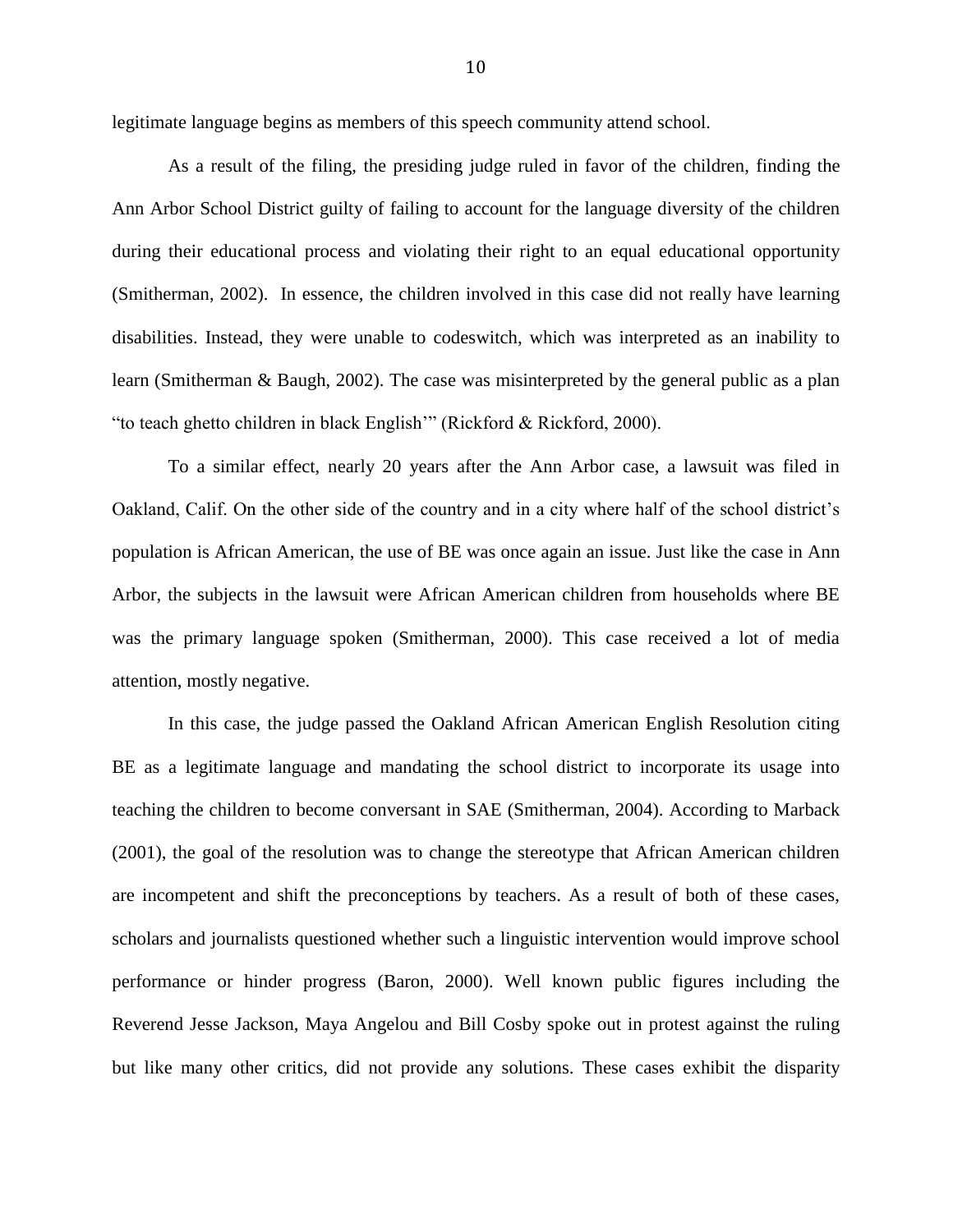legitimate language begins as members of this speech community attend school.

As a result of the filing, the presiding judge ruled in favor of the children, finding the Ann Arbor School District guilty of failing to account for the language diversity of the children during their educational process and violating their right to an equal educational opportunity (Smitherman, 2002). In essence, the children involved in this case did not really have learning disabilities. Instead, they were unable to codeswitch, which was interpreted as an inability to learn (Smitherman & Baugh, 2002). The case was misinterpreted by the general public as a plan "to teach ghetto children in black English'" (Rickford & Rickford, 2000).

To a similar effect, nearly 20 years after the Ann Arbor case, a lawsuit was filed in Oakland, Calif. On the other side of the country and in a city where half of the school district's population is African American, the use of BE was once again an issue. Just like the case in Ann Arbor, the subjects in the lawsuit were African American children from households where BE was the primary language spoken (Smitherman, 2000). This case received a lot of media attention, mostly negative.

In this case, the judge passed the Oakland African American English Resolution citing BE as a legitimate language and mandating the school district to incorporate its usage into teaching the children to become conversant in SAE (Smitherman, 2004). According to Marback (2001), the goal of the resolution was to change the stereotype that African American children are incompetent and shift the preconceptions by teachers. As a result of both of these cases, scholars and journalists questioned whether such a linguistic intervention would improve school performance or hinder progress (Baron, 2000). Well known public figures including the Reverend Jesse Jackson, Maya Angelou and Bill Cosby spoke out in protest against the ruling but like many other critics, did not provide any solutions. These cases exhibit the disparity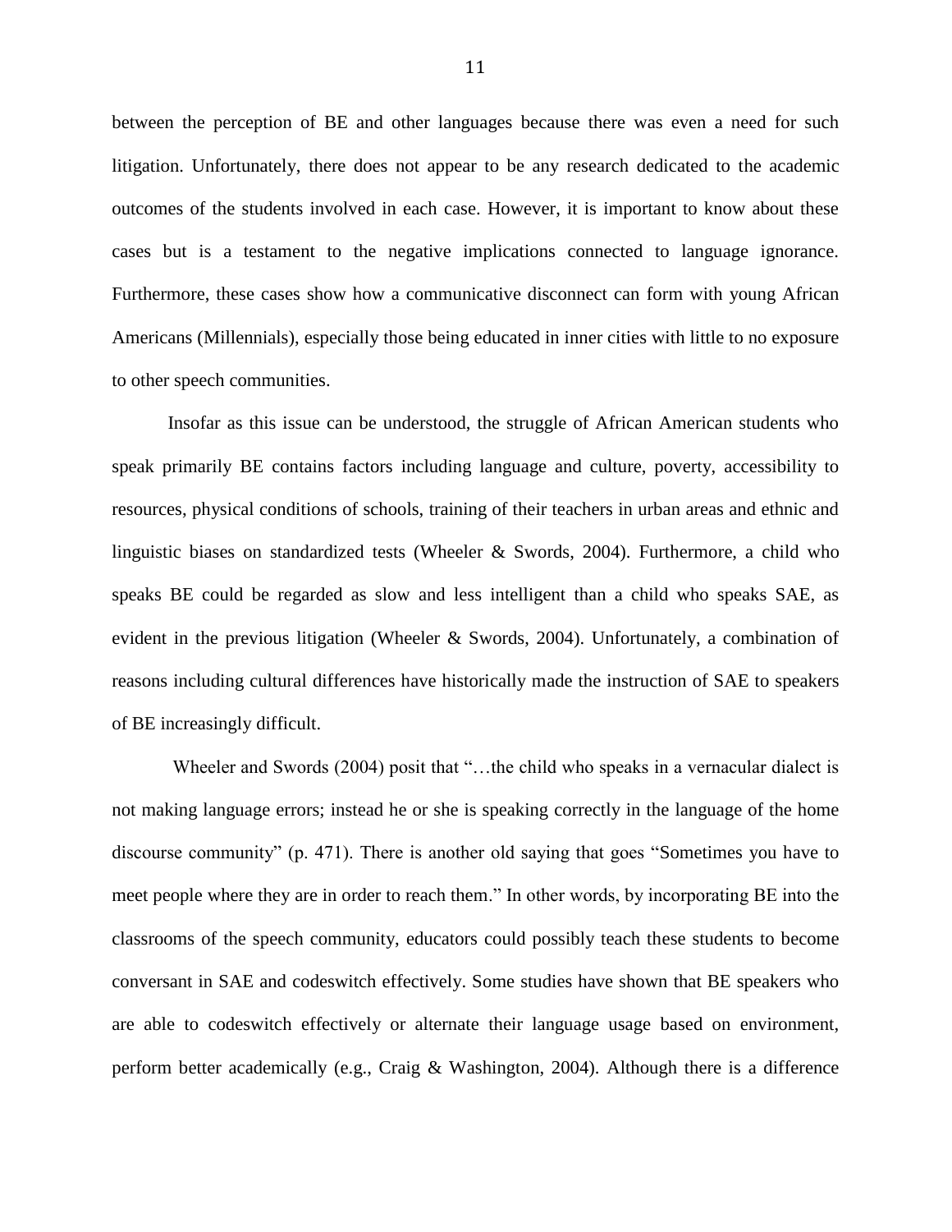between the perception of BE and other languages because there was even a need for such litigation. Unfortunately, there does not appear to be any research dedicated to the academic outcomes of the students involved in each case. However, it is important to know about these cases but is a testament to the negative implications connected to language ignorance. Furthermore, these cases show how a communicative disconnect can form with young African Americans (Millennials), especially those being educated in inner cities with little to no exposure to other speech communities.

Insofar as this issue can be understood, the struggle of African American students who speak primarily BE contains factors including language and culture, poverty, accessibility to resources, physical conditions of schools, training of their teachers in urban areas and ethnic and linguistic biases on standardized tests (Wheeler & Swords, 2004). Furthermore, a child who speaks BE could be regarded as slow and less intelligent than a child who speaks SAE, as evident in the previous litigation (Wheeler & Swords, 2004). Unfortunately, a combination of reasons including cultural differences have historically made the instruction of SAE to speakers of BE increasingly difficult.

Wheeler and Swords (2004) posit that "…the child who speaks in a vernacular dialect is not making language errors; instead he or she is speaking correctly in the language of the home discourse community" (p. 471). There is another old saying that goes "Sometimes you have to meet people where they are in order to reach them." In other words, by incorporating BE into the classrooms of the speech community, educators could possibly teach these students to become conversant in SAE and codeswitch effectively. Some studies have shown that BE speakers who are able to codeswitch effectively or alternate their language usage based on environment, perform better academically (e.g., Craig & Washington, 2004). Although there is a difference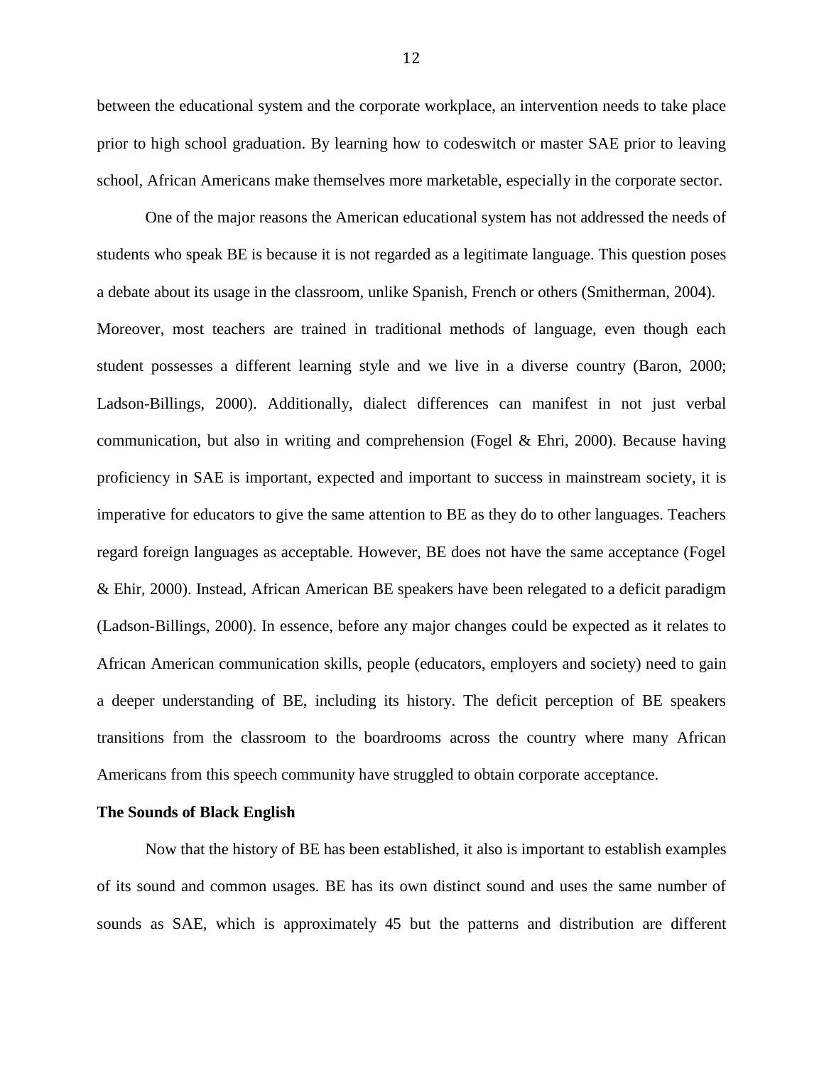between the educational system and the corporate workplace, an intervention needs to take place prior to high school graduation. By learning how to codeswitch or master SAE prior to leaving school, African Americans make themselves more marketable, especially in the corporate sector.

One of the major reasons the American educational system has not addressed the needs of students who speak BE is because it is not regarded as a legitimate language. This question poses a debate about its usage in the classroom, unlike Spanish, French or others (Smitherman, 2004). Moreover, most teachers are trained in traditional methods of language, even though each student possesses a different learning style and we live in a diverse country (Baron, 2000; Ladson-Billings, 2000). Additionally, dialect differences can manifest in not just verbal communication, but also in writing and comprehension (Fogel & Ehri, 2000). Because having proficiency in SAE is important, expected and important to success in mainstream society, it is imperative for educators to give the same attention to BE as they do to other languages. Teachers regard foreign languages as acceptable. However, BE does not have the same acceptance (Fogel & Ehir, 2000). Instead, African American BE speakers have been relegated to a deficit paradigm (Ladson-Billings, 2000). In essence, before any major changes could be expected as it relates to African American communication skills, people (educators, employers and society) need to gain a deeper understanding of BE, including its history. The deficit perception of BE speakers transitions from the classroom to the boardrooms across the country where many African Americans from this speech community have struggled to obtain corporate acceptance.

**The Sounds of Black English**

Now that the history of BE has been established, it also is important to establish examples of its sound and common usages. BE has its own distinct sound and uses the same number of sounds as SAE, which is approximately 45 but the patterns and distribution are different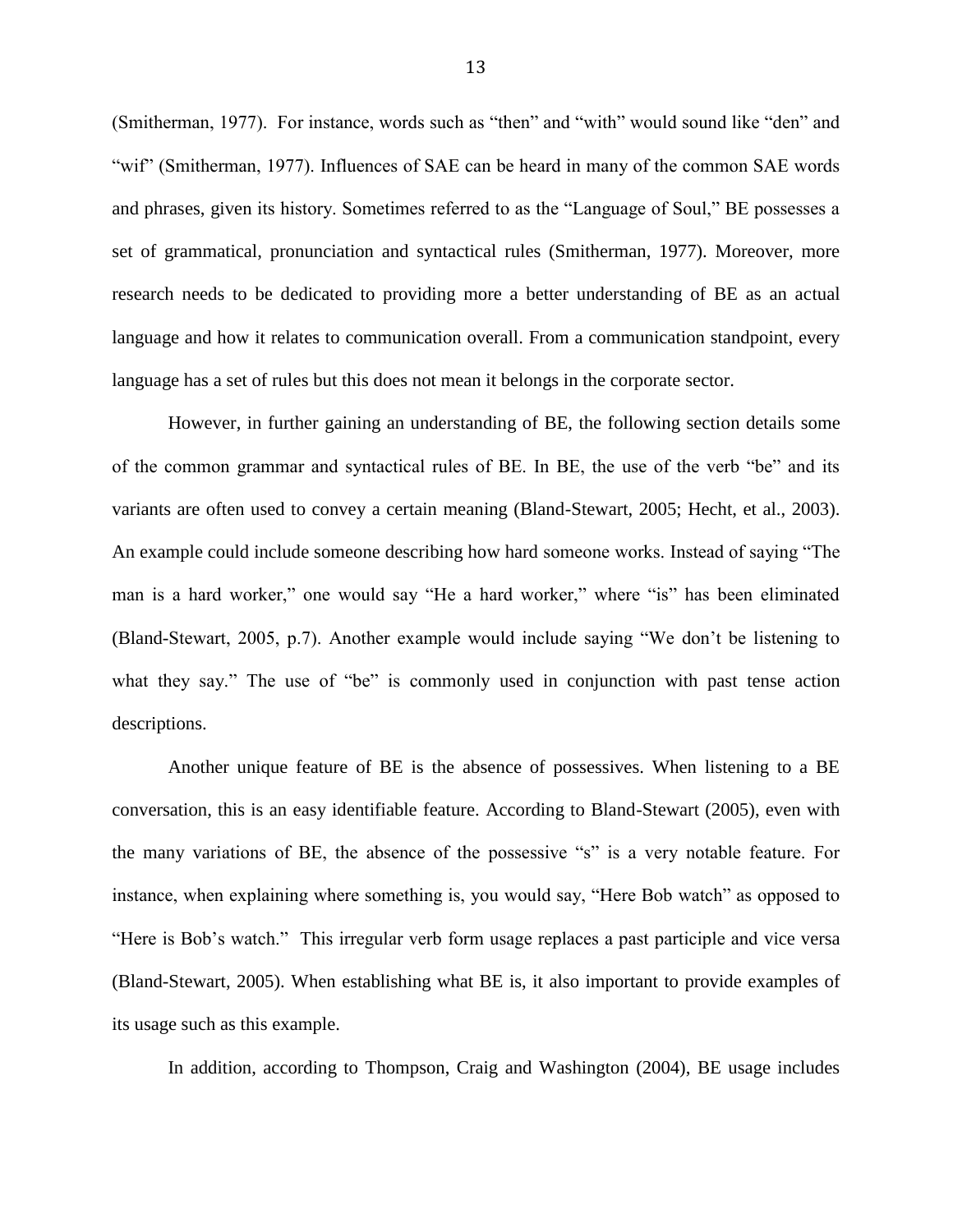(Smitherman, 1977). For instance, words such as "then" and "with" would sound like "den" and "wif" (Smitherman, 1977). Influences of SAE can be heard in many of the common SAE words and phrases, given its history. Sometimes referred to as the "Language of Soul," BE possesses a set of grammatical, pronunciation and syntactical rules (Smitherman, 1977). Moreover, more research needs to be dedicated to providing more a better understanding of BE as an actual language and how it relates to communication overall. From a communication standpoint, every language has a set of rules but this does not mean it belongs in the corporate sector.

However, in further gaining an understanding of BE, the following section details some of the common grammar and syntactical rules of BE. In BE, the use of the verb "be" and its variants are often used to convey a certain meaning (Bland-Stewart, 2005; Hecht, et al., 2003). An example could include someone describing how hard someone works. Instead of saying "The man is a hard worker," one would say "He a hard worker," where "is" has been eliminated (Bland-Stewart, 2005, p.7). Another example would include saying "We don't be listening to what they say." The use of "be" is commonly used in conjunction with past tense action descriptions.

Another unique feature of BE is the absence of possessives. When listening to a BE conversation, this is an easy identifiable feature. According to Bland-Stewart (2005), even with the many variations of BE, the absence of the possessive "s" is a very notable feature. For instance, when explaining where something is, you would say, "Here Bob watch" as opposed to "Here is Bob's watch." This irregular verb form usage replaces a past participle and vice versa (Bland-Stewart, 2005). When establishing what BE is, it also important to provide examples of its usage such as this example.

In addition, according to Thompson, Craig and Washington (2004), BE usage includes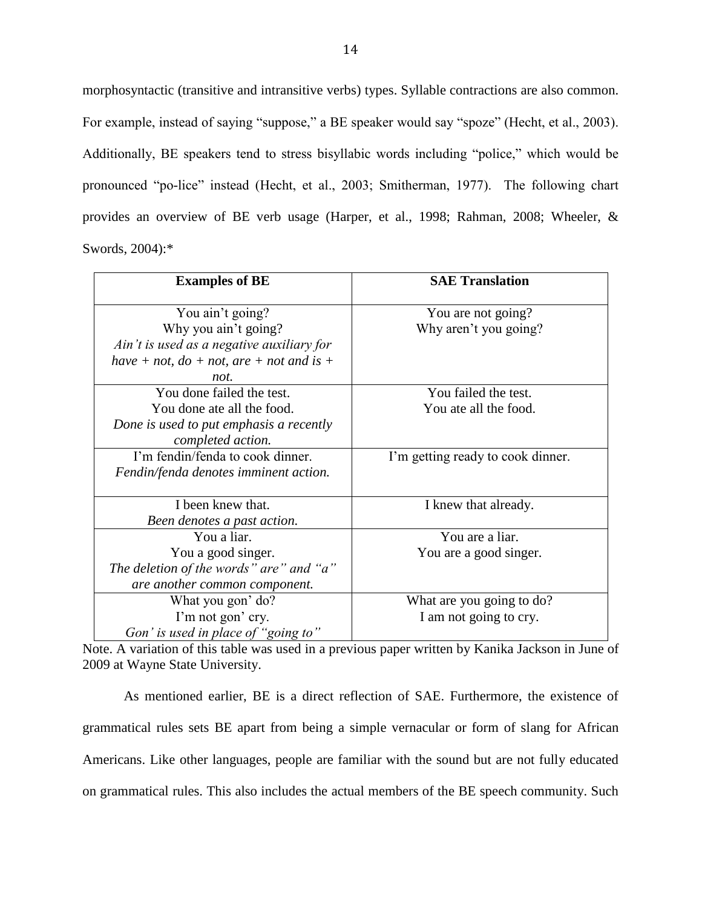morphosyntactic (transitive and intransitive verbs) types. Syllable contractions are also common. For example, instead of saying “suppose,” a BE speaker would say “spoze” (Hecht, et al., 2003). Additionally, BE speakers tend to stress bisyllabic words including “police,” which would be pronounced “po-lice” instead (Hecht, et al., 2003; Smitherman, 1977). The following chart provides an overview of BE verb usage (Harper, et al., 1998; Rahman, 2008; Wheeler, & Swords, 2004):*

| **Examples of BE** | **SAE Translation** |
|---|---|
| You ain’t going?<br>Why you ain’t going?<br>*Ain’t is used as a negative auxiliary for have + not, do + not, are + not and is + not.* | You are not going?<br>Why aren’t you going? |
| You done failed the test.<br>You done ate all the food.<br>*Done is used to put emphasis a recently completed action.* | You failed the test.<br>You ate all the food. |
| I’m fendin/fenda to cook dinner.<br>*Fendin/fenda denotes imminent action.* | I’m getting ready to cook dinner. |
| I been knew that.<br>*Been denotes a past action.* | I knew that already. |
| You a liar.<br>You a good singer.<br>*The deletion of the words” are” and “a” are another common component.* | You are a liar.<br>You are a good singer. |
| What you gon’ do?<br>I’m not gon’ cry.<br>*Gon’ is used in place of “going to”* | What are you going to do?<br>I am not going to cry. |

Note. A variation of this table was used in a previous paper written by Kanika Jackson in June of 2009 at Wayne State University.

As mentioned earlier, BE is a direct reflection of SAE. Furthermore, the existence of grammatical rules sets BE apart from being a simple vernacular or form of slang for African Americans. Like other languages, people are familiar with the sound but are not fully educated on grammatical rules. This also includes the actual members of the BE speech community. Such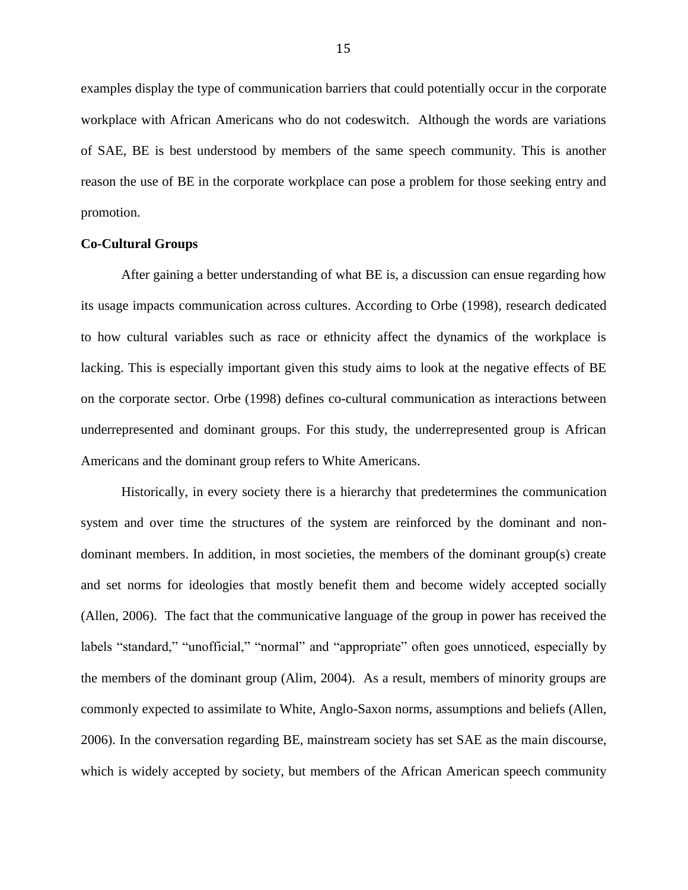examples display the type of communication barriers that could potentially occur in the corporate workplace with African Americans who do not codeswitch. Although the words are variations of SAE, BE is best understood by members of the same speech community. This is another reason the use of BE in the corporate workplace can pose a problem for those seeking entry and promotion.

**Co-Cultural Groups**

After gaining a better understanding of what BE is, a discussion can ensue regarding how its usage impacts communication across cultures. According to Orbe (1998), research dedicated to how cultural variables such as race or ethnicity affect the dynamics of the workplace is lacking. This is especially important given this study aims to look at the negative effects of BE on the corporate sector. Orbe (1998) defines co-cultural communication as interactions between underrepresented and dominant groups. For this study, the underrepresented group is African Americans and the dominant group refers to White Americans.

Historically, in every society there is a hierarchy that predetermines the communication system and over time the structures of the system are reinforced by the dominant and non-dominant members. In addition, in most societies, the members of the dominant group(s) create and set norms for ideologies that mostly benefit them and become widely accepted socially (Allen, 2006). The fact that the communicative language of the group in power has received the labels "standard," "unofficial," "normal" and "appropriate" often goes unnoticed, especially by the members of the dominant group (Alim, 2004). As a result, members of minority groups are commonly expected to assimilate to White, Anglo-Saxon norms, assumptions and beliefs (Allen, 2006). In the conversation regarding BE, mainstream society has set SAE as the main discourse, which is widely accepted by society, but members of the African American speech community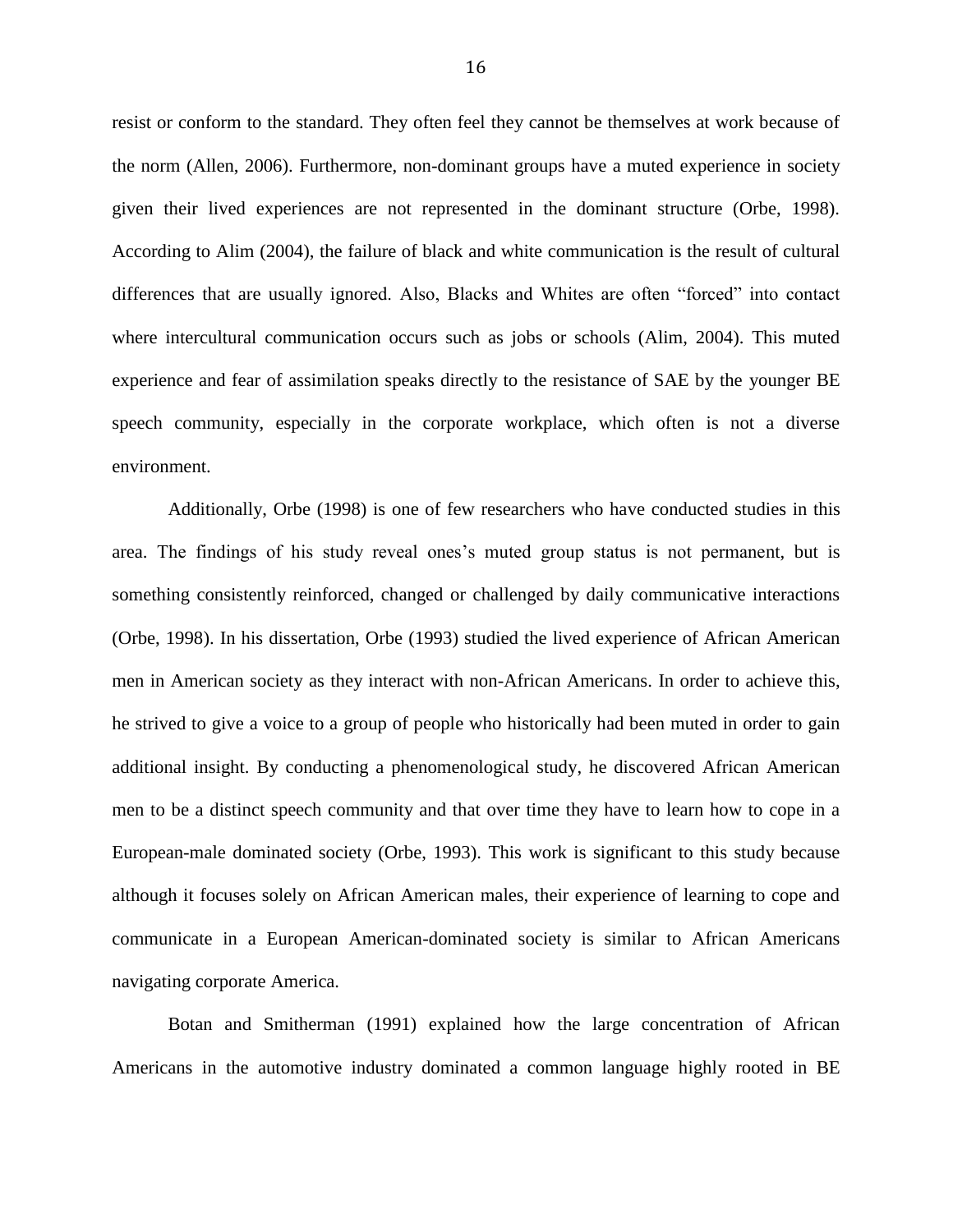resist or conform to the standard. They often feel they cannot be themselves at work because of the norm (Allen, 2006). Furthermore, non-dominant groups have a muted experience in society given their lived experiences are not represented in the dominant structure (Orbe, 1998). According to Alim (2004), the failure of black and white communication is the result of cultural differences that are usually ignored. Also, Blacks and Whites are often "forced" into contact where intercultural communication occurs such as jobs or schools (Alim, 2004). This muted experience and fear of assimilation speaks directly to the resistance of SAE by the younger BE speech community, especially in the corporate workplace, which often is not a diverse environment.

Additionally, Orbe (1998) is one of few researchers who have conducted studies in this area. The findings of his study reveal ones's muted group status is not permanent, but is something consistently reinforced, changed or challenged by daily communicative interactions (Orbe, 1998). In his dissertation, Orbe (1993) studied the lived experience of African American men in American society as they interact with non-African Americans. In order to achieve this, he strived to give a voice to a group of people who historically had been muted in order to gain additional insight. By conducting a phenomenological study, he discovered African American men to be a distinct speech community and that over time they have to learn how to cope in a European-male dominated society (Orbe, 1993). This work is significant to this study because although it focuses solely on African American males, their experience of learning to cope and communicate in a European American-dominated society is similar to African Americans navigating corporate America.

Botan and Smitherman (1991) explained how the large concentration of African Americans in the automotive industry dominated a common language highly rooted in BE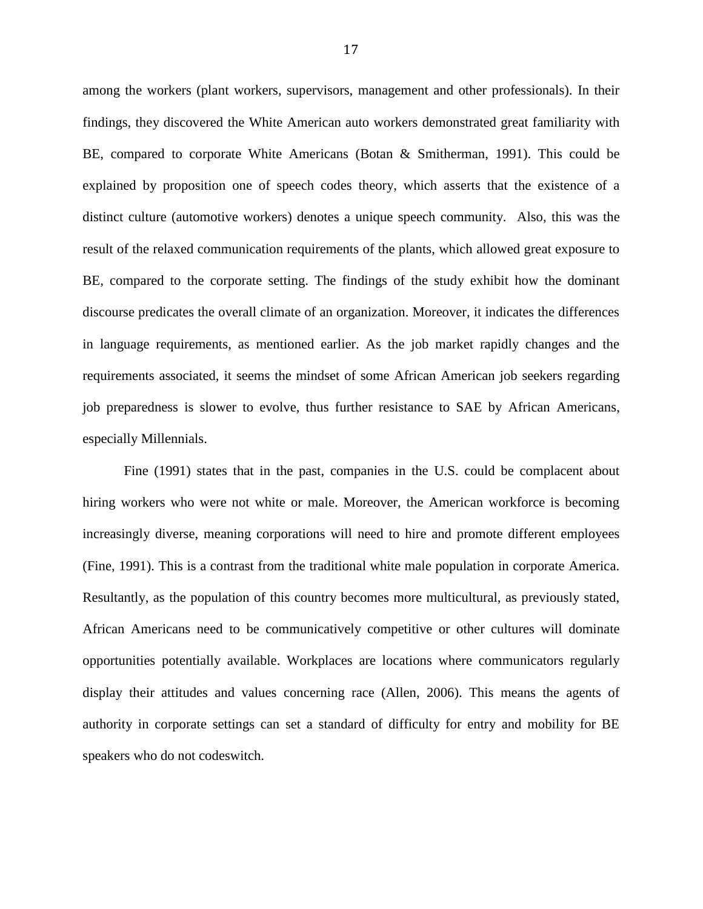among the workers (plant workers, supervisors, management and other professionals). In their findings, they discovered the White American auto workers demonstrated great familiarity with BE, compared to corporate White Americans (Botan & Smitherman, 1991). This could be explained by proposition one of speech codes theory, which asserts that the existence of a distinct culture (automotive workers) denotes a unique speech community. Also, this was the result of the relaxed communication requirements of the plants, which allowed great exposure to BE, compared to the corporate setting. The findings of the study exhibit how the dominant discourse predicates the overall climate of an organization. Moreover, it indicates the differences in language requirements, as mentioned earlier. As the job market rapidly changes and the requirements associated, it seems the mindset of some African American job seekers regarding job preparedness is slower to evolve, thus further resistance to SAE by African Americans, especially Millennials.

Fine (1991) states that in the past, companies in the U.S. could be complacent about hiring workers who were not white or male. Moreover, the American workforce is becoming increasingly diverse, meaning corporations will need to hire and promote different employees (Fine, 1991). This is a contrast from the traditional white male population in corporate America. Resultantly, as the population of this country becomes more multicultural, as previously stated, African Americans need to be communicatively competitive or other cultures will dominate opportunities potentially available. Workplaces are locations where communicators regularly display their attitudes and values concerning race (Allen, 2006). This means the agents of authority in corporate settings can set a standard of difficulty for entry and mobility for BE speakers who do not codeswitch.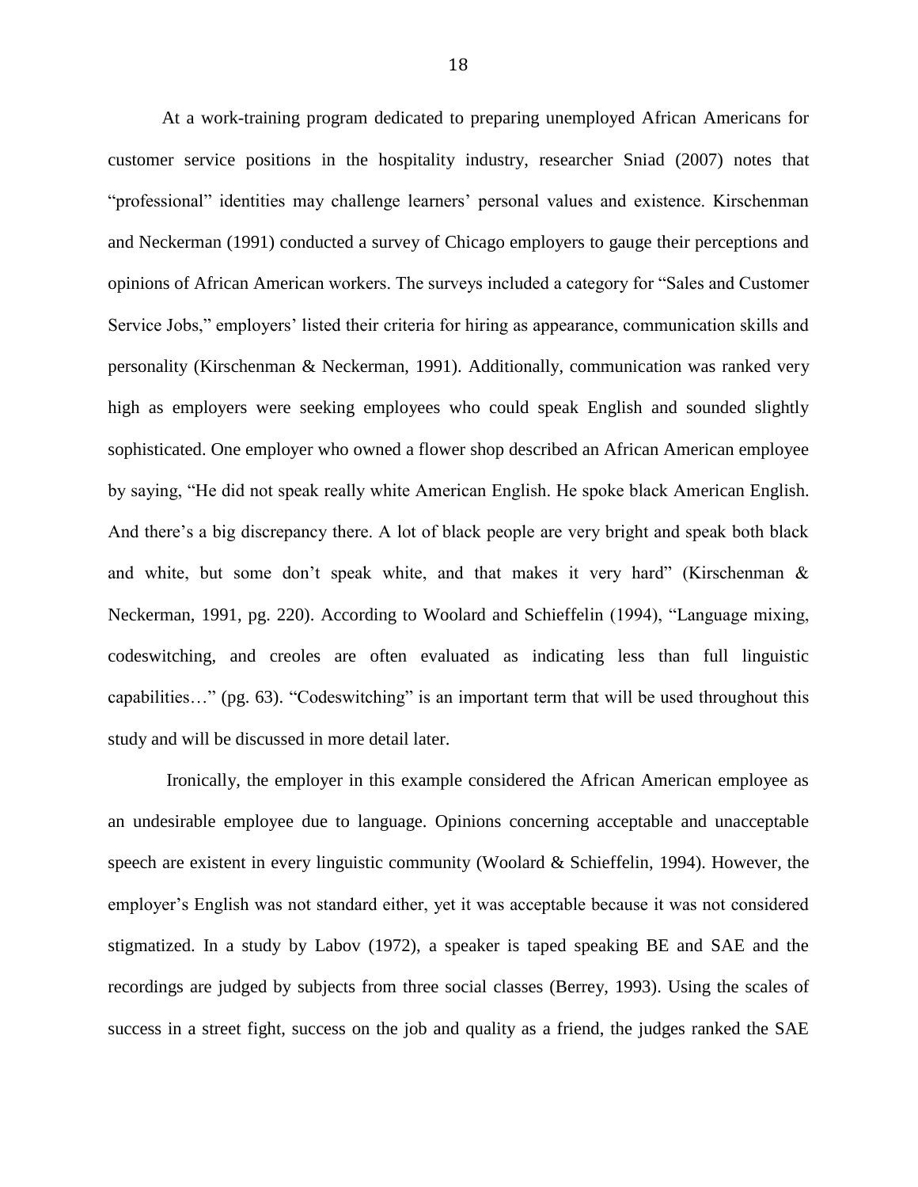At a work-training program dedicated to preparing unemployed African Americans for customer service positions in the hospitality industry, researcher Sniad (2007) notes that "professional" identities may challenge learners' personal values and existence. Kirschenman and Neckerman (1991) conducted a survey of Chicago employers to gauge their perceptions and opinions of African American workers. The surveys included a category for "Sales and Customer Service Jobs," employers' listed their criteria for hiring as appearance, communication skills and personality (Kirschenman & Neckerman, 1991). Additionally, communication was ranked very high as employers were seeking employees who could speak English and sounded slightly sophisticated. One employer who owned a flower shop described an African American employee by saying, "He did not speak really white American English. He spoke black American English. And there's a big discrepancy there. A lot of black people are very bright and speak both black and white, but some don't speak white, and that makes it very hard" (Kirschenman & Neckerman, 1991, pg. 220). According to Woolard and Schieffelin (1994), "Language mixing, codeswitching, and creoles are often evaluated as indicating less than full linguistic capabilities…" (pg. 63). "Codeswitching" is an important term that will be used throughout this study and will be discussed in more detail later.

Ironically, the employer in this example considered the African American employee as an undesirable employee due to language. Opinions concerning acceptable and unacceptable speech are existent in every linguistic community (Woolard & Schieffelin, 1994). However, the employer's English was not standard either, yet it was acceptable because it was not considered stigmatized. In a study by Labov (1972), a speaker is taped speaking BE and SAE and the recordings are judged by subjects from three social classes (Berrey, 1993). Using the scales of success in a street fight, success on the job and quality as a friend, the judges ranked the SAE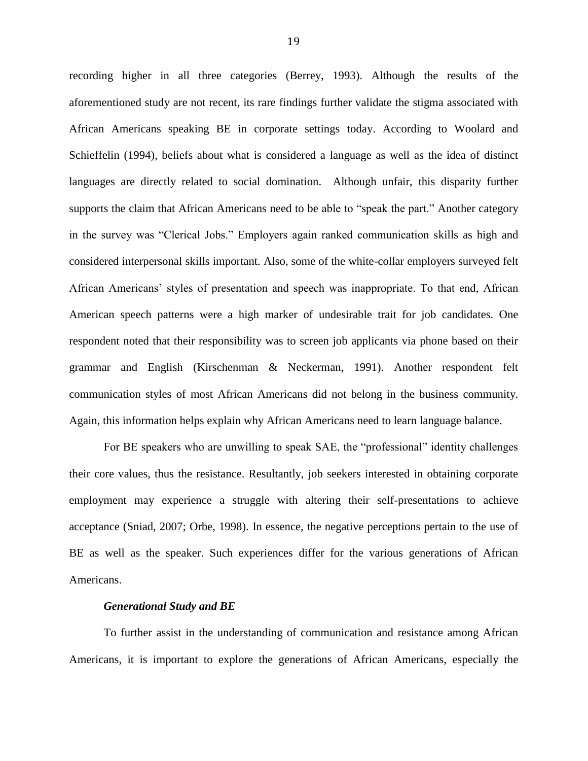recording higher in all three categories (Berrey, 1993). Although the results of the aforementioned study are not recent, its rare findings further validate the stigma associated with African Americans speaking BE in corporate settings today. According to Woolard and Schieffelin (1994), beliefs about what is considered a language as well as the idea of distinct languages are directly related to social domination. Although unfair, this disparity further supports the claim that African Americans need to be able to "speak the part." Another category in the survey was "Clerical Jobs." Employers again ranked communication skills as high and considered interpersonal skills important. Also, some of the white-collar employers surveyed felt African Americans' styles of presentation and speech was inappropriate. To that end, African American speech patterns were a high marker of undesirable trait for job candidates. One respondent noted that their responsibility was to screen job applicants via phone based on their grammar and English (Kirschenman & Neckerman, 1991). Another respondent felt communication styles of most African Americans did not belong in the business community. Again, this information helps explain why African Americans need to learn language balance.

For BE speakers who are unwilling to speak SAE, the "professional" identity challenges their core values, thus the resistance. Resultantly, job seekers interested in obtaining corporate employment may experience a struggle with altering their self-presentations to achieve acceptance (Sniad, 2007; Orbe, 1998). In essence, the negative perceptions pertain to the use of BE as well as the speaker. Such experiences differ for the various generations of African Americans.

### *Generational Study and BE*

To further assist in the understanding of communication and resistance among African Americans, it is important to explore the generations of African Americans, especially the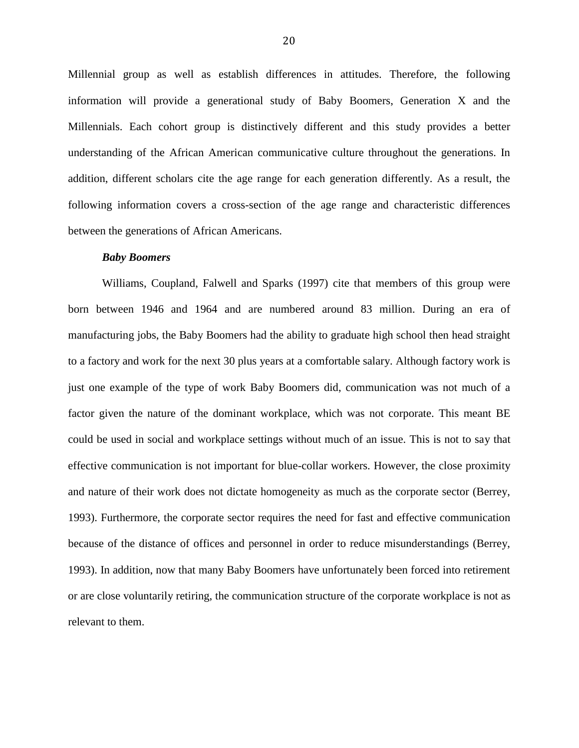Millennial group as well as establish differences in attitudes. Therefore, the following information will provide a generational study of Baby Boomers, Generation X and the Millennials. Each cohort group is distinctively different and this study provides a better understanding of the African American communicative culture throughout the generations. In addition, different scholars cite the age range for each generation differently. As a result, the following information covers a cross-section of the age range and characteristic differences between the generations of African Americans.

***Baby Boomers***

Williams, Coupland, Falwell and Sparks (1997) cite that members of this group were born between 1946 and 1964 and are numbered around 83 million. During an era of manufacturing jobs, the Baby Boomers had the ability to graduate high school then head straight to a factory and work for the next 30 plus years at a comfortable salary. Although factory work is just one example of the type of work Baby Boomers did, communication was not much of a factor given the nature of the dominant workplace, which was not corporate. This meant BE could be used in social and workplace settings without much of an issue. This is not to say that effective communication is not important for blue-collar workers. However, the close proximity and nature of their work does not dictate homogeneity as much as the corporate sector (Berrey, 1993). Furthermore, the corporate sector requires the need for fast and effective communication because of the distance of offices and personnel in order to reduce misunderstandings (Berrey, 1993). In addition, now that many Baby Boomers have unfortunately been forced into retirement or are close voluntarily retiring, the communication structure of the corporate workplace is not as relevant to them.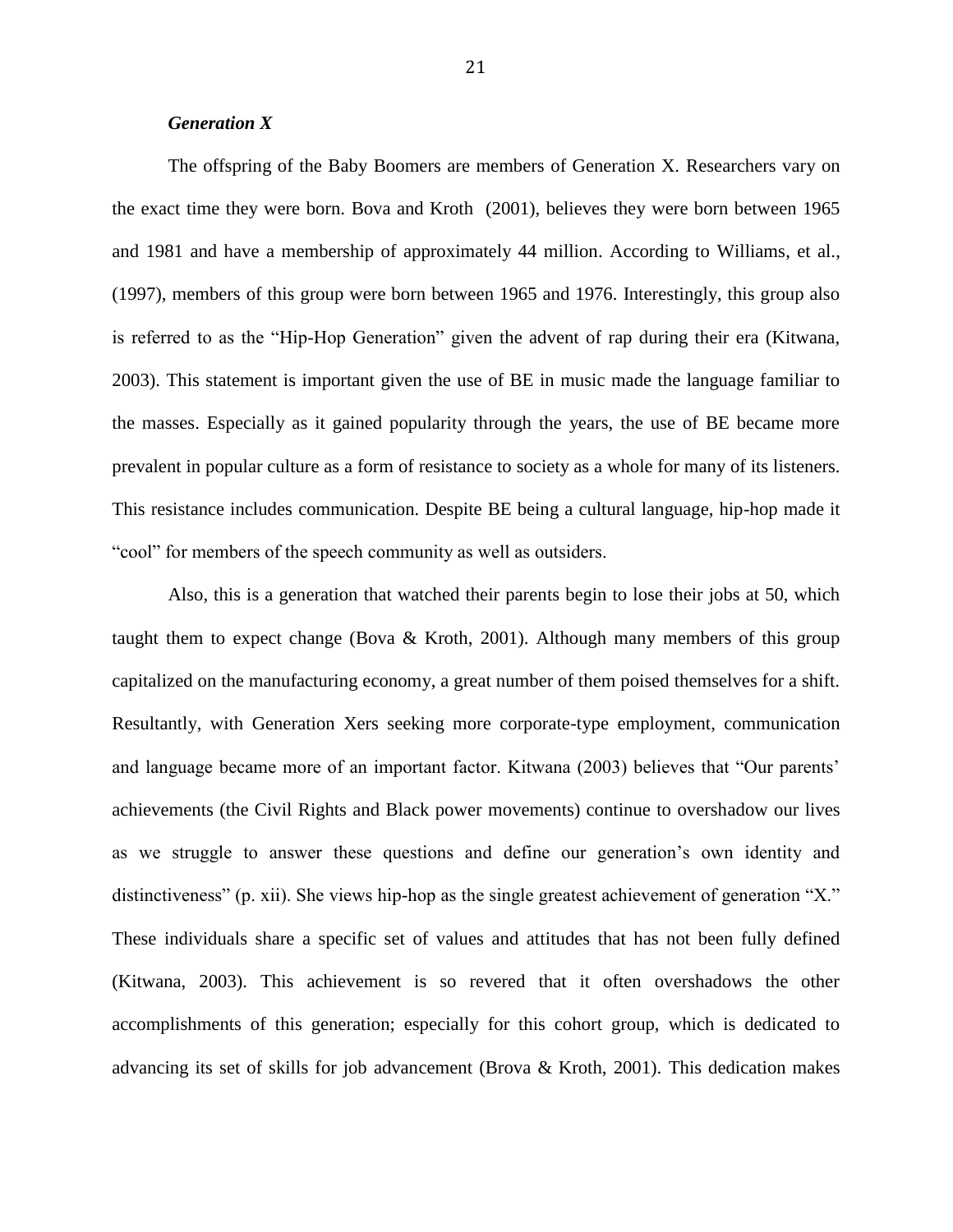### *Generation X*

The offspring of the Baby Boomers are members of Generation X. Researchers vary on the exact time they were born. Bova and Kroth  (2001), believes they were born between 1965 and 1981 and have a membership of approximately 44 million. According to Williams, et al., (1997), members of this group were born between 1965 and 1976. Interestingly, this group also is referred to as the "Hip-Hop Generation" given the advent of rap during their era (Kitwana, 2003). This statement is important given the use of BE in music made the language familiar to the masses. Especially as it gained popularity through the years, the use of BE became more prevalent in popular culture as a form of resistance to society as a whole for many of its listeners. This resistance includes communication. Despite BE being a cultural language, hip-hop made it "cool" for members of the speech community as well as outsiders.

Also, this is a generation that watched their parents begin to lose their jobs at 50, which taught them to expect change (Bova & Kroth, 2001). Although many members of this group capitalized on the manufacturing economy, a great number of them poised themselves for a shift. Resultantly, with Generation Xers seeking more corporate-type employment, communication and language became more of an important factor. Kitwana (2003) believes that "Our parents' achievements (the Civil Rights and Black power movements) continue to overshadow our lives as we struggle to answer these questions and define our generation's own identity and distinctiveness" (p. xii). She views hip-hop as the single greatest achievement of generation "X." These individuals share a specific set of values and attitudes that has not been fully defined (Kitwana, 2003). This achievement is so revered that it often overshadows the other accomplishments of this generation; especially for this cohort group, which is dedicated to advancing its set of skills for job advancement (Brova & Kroth, 2001). This dedication makes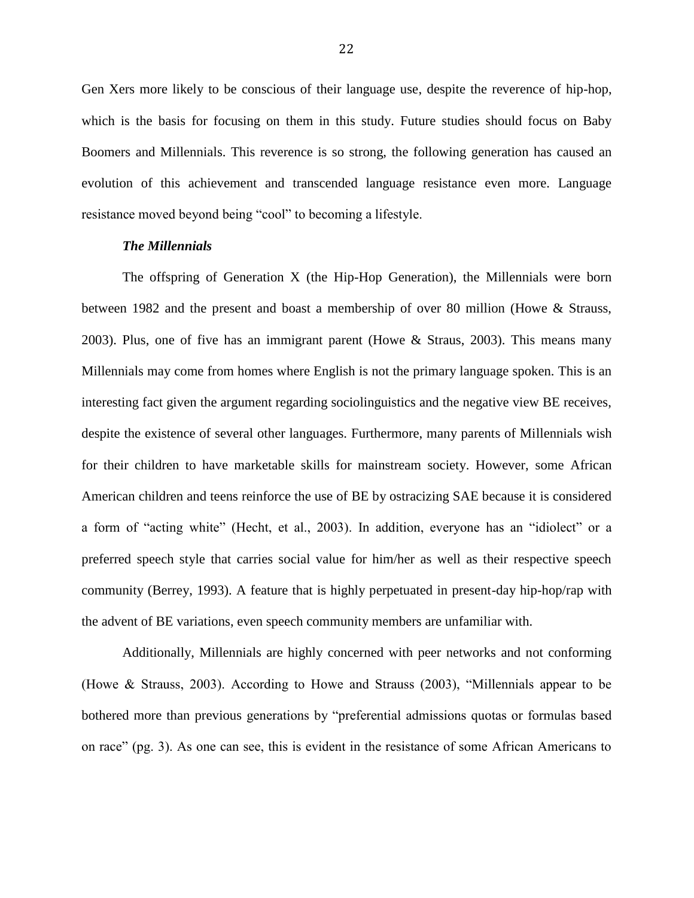Gen Xers more likely to be conscious of their language use, despite the reverence of hip-hop, which is the basis for focusing on them in this study. Future studies should focus on Baby Boomers and Millennials. This reverence is so strong, the following generation has caused an evolution of this achievement and transcended language resistance even more. Language resistance moved beyond being "cool" to becoming a lifestyle.

### *The Millennials*

The offspring of Generation X (the Hip-Hop Generation), the Millennials were born between 1982 and the present and boast a membership of over 80 million (Howe & Strauss, 2003). Plus, one of five has an immigrant parent (Howe & Straus, 2003). This means many Millennials may come from homes where English is not the primary language spoken. This is an interesting fact given the argument regarding sociolinguistics and the negative view BE receives, despite the existence of several other languages. Furthermore, many parents of Millennials wish for their children to have marketable skills for mainstream society. However, some African American children and teens reinforce the use of BE by ostracizing SAE because it is considered a form of "acting white" (Hecht, et al., 2003). In addition, everyone has an "idiolect" or a preferred speech style that carries social value for him/her as well as their respective speech community (Berrey, 1993). A feature that is highly perpetuated in present-day hip-hop/rap with the advent of BE variations, even speech community members are unfamiliar with.

Additionally, Millennials are highly concerned with peer networks and not conforming (Howe & Strauss, 2003). According to Howe and Strauss (2003), "Millennials appear to be bothered more than previous generations by "preferential admissions quotas or formulas based on race" (pg. 3). As one can see, this is evident in the resistance of some African Americans to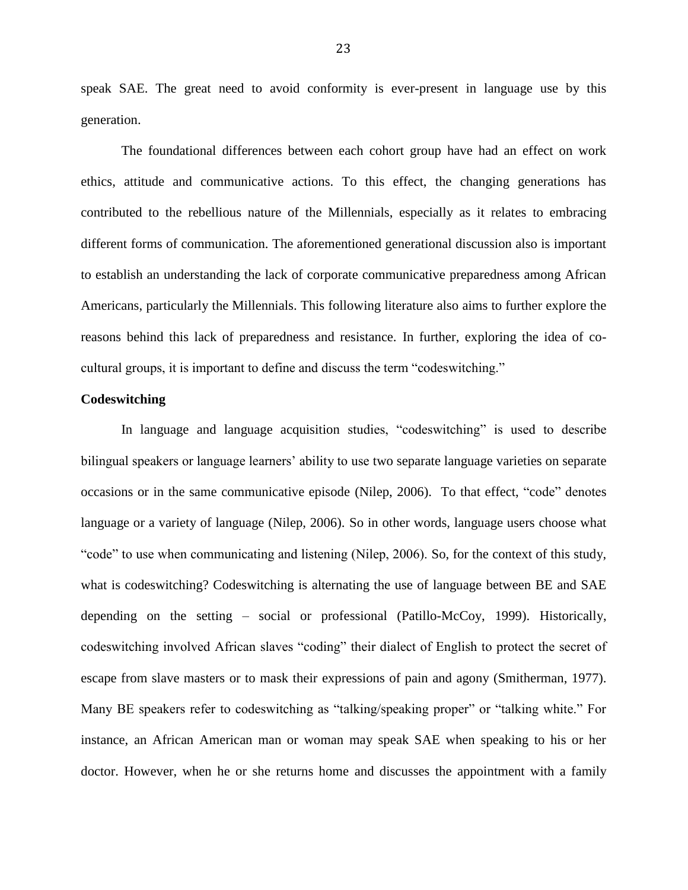speak SAE. The great need to avoid conformity is ever-present in language use by this generation.

The foundational differences between each cohort group have had an effect on work ethics, attitude and communicative actions. To this effect, the changing generations has contributed to the rebellious nature of the Millennials, especially as it relates to embracing different forms of communication. The aforementioned generational discussion also is important to establish an understanding the lack of corporate communicative preparedness among African Americans, particularly the Millennials. This following literature also aims to further explore the reasons behind this lack of preparedness and resistance. In further, exploring the idea of co-cultural groups, it is important to define and discuss the term "codeswitching."

**Codeswitching**

In language and language acquisition studies, "codeswitching" is used to describe bilingual speakers or language learners' ability to use two separate language varieties on separate occasions or in the same communicative episode (Nilep, 2006). To that effect, "code" denotes language or a variety of language (Nilep, 2006). So in other words, language users choose what "code" to use when communicating and listening (Nilep, 2006). So, for the context of this study, what is codeswitching? Codeswitching is alternating the use of language between BE and SAE depending on the setting – social or professional (Patillo-McCoy, 1999). Historically, codeswitching involved African slaves "coding" their dialect of English to protect the secret of escape from slave masters or to mask their expressions of pain and agony (Smitherman, 1977). Many BE speakers refer to codeswitching as "talking/speaking proper" or "talking white." For instance, an African American man or woman may speak SAE when speaking to his or her doctor. However, when he or she returns home and discusses the appointment with a family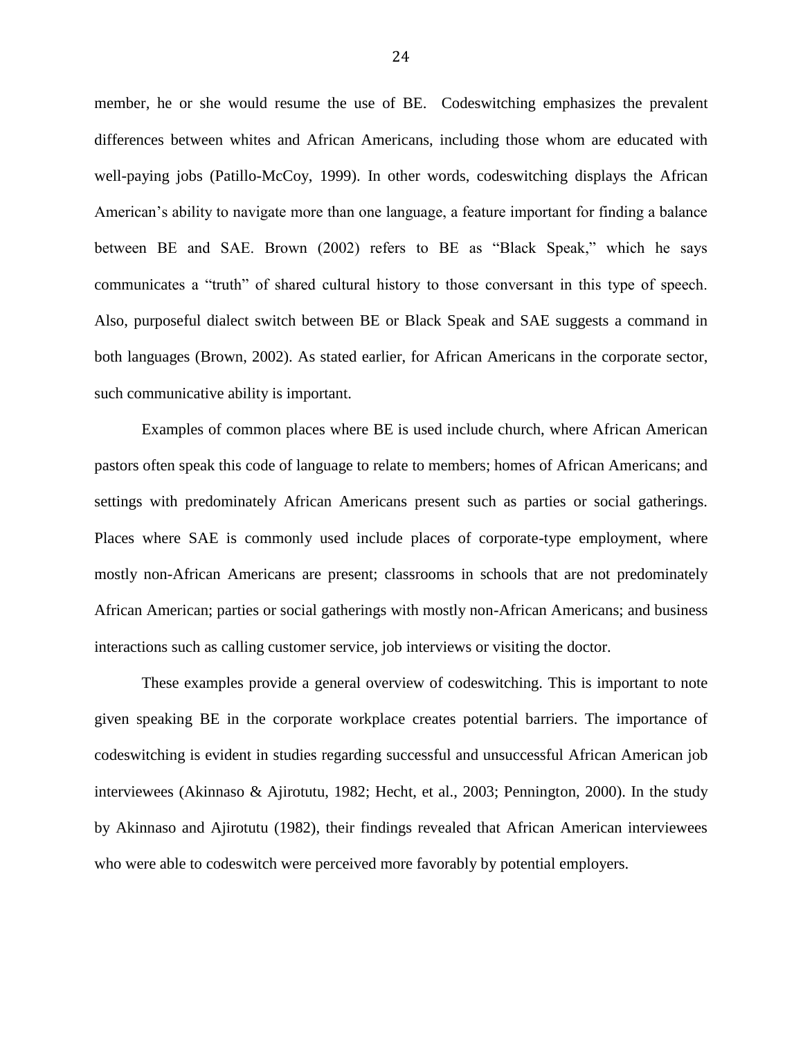member, he or she would resume the use of BE. Codeswitching emphasizes the prevalent differences between whites and African Americans, including those whom are educated with well-paying jobs (Patillo-McCoy, 1999). In other words, codeswitching displays the African American's ability to navigate more than one language, a feature important for finding a balance between BE and SAE. Brown (2002) refers to BE as "Black Speak," which he says communicates a "truth" of shared cultural history to those conversant in this type of speech. Also, purposeful dialect switch between BE or Black Speak and SAE suggests a command in both languages (Brown, 2002). As stated earlier, for African Americans in the corporate sector, such communicative ability is important.

Examples of common places where BE is used include church, where African American pastors often speak this code of language to relate to members; homes of African Americans; and settings with predominately African Americans present such as parties or social gatherings. Places where SAE is commonly used include places of corporate-type employment, where mostly non-African Americans are present; classrooms in schools that are not predominately African American; parties or social gatherings with mostly non-African Americans; and business interactions such as calling customer service, job interviews or visiting the doctor.

These examples provide a general overview of codeswitching. This is important to note given speaking BE in the corporate workplace creates potential barriers. The importance of codeswitching is evident in studies regarding successful and unsuccessful African American job interviewees (Akinnaso & Ajirotutu, 1982; Hecht, et al., 2003; Pennington, 2000). In the study by Akinnaso and Ajirotutu (1982), their findings revealed that African American interviewees who were able to codeswitch were perceived more favorably by potential employers.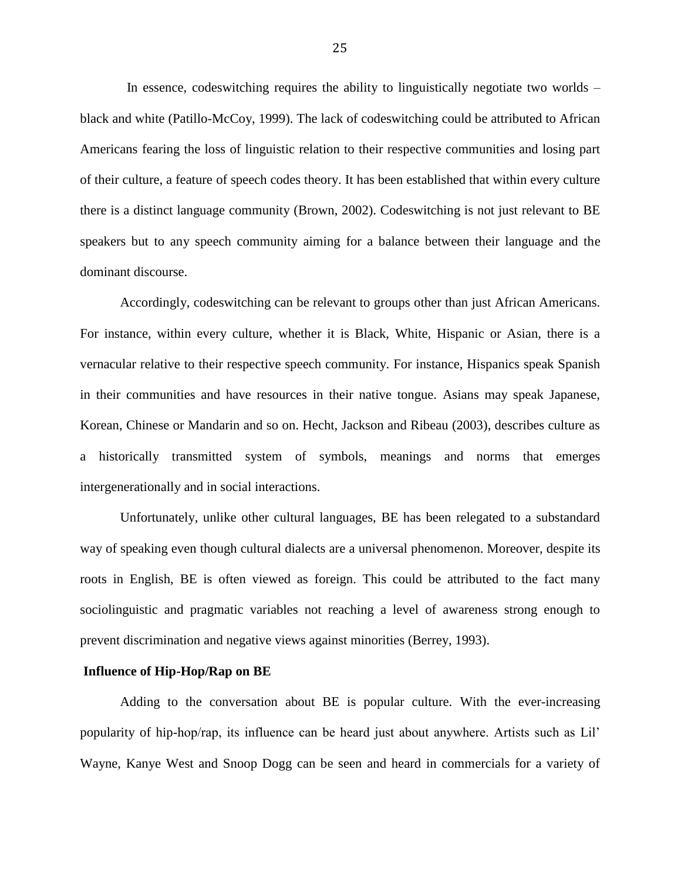In essence, codeswitching requires the ability to linguistically negotiate two worlds – black and white (Patillo-McCoy, 1999). The lack of codeswitching could be attributed to African Americans fearing the loss of linguistic relation to their respective communities and losing part of their culture, a feature of speech codes theory. It has been established that within every culture there is a distinct language community (Brown, 2002). Codeswitching is not just relevant to BE speakers but to any speech community aiming for a balance between their language and the dominant discourse.

Accordingly, codeswitching can be relevant to groups other than just African Americans. For instance, within every culture, whether it is Black, White, Hispanic or Asian, there is a vernacular relative to their respective speech community. For instance, Hispanics speak Spanish in their communities and have resources in their native tongue. Asians may speak Japanese, Korean, Chinese or Mandarin and so on. Hecht, Jackson and Ribeau (2003), describes culture as a historically transmitted system of symbols, meanings and norms that emerges intergenerationally and in social interactions.

Unfortunately, unlike other cultural languages, BE has been relegated to a substandard way of speaking even though cultural dialects are a universal phenomenon. Moreover, despite its roots in English, BE is often viewed as foreign. This could be attributed to the fact many sociolinguistic and pragmatic variables not reaching a level of awareness strong enough to prevent discrimination and negative views against minorities (Berrey, 1993).

**Influence of Hip-Hop/Rap on BE**

Adding to the conversation about BE is popular culture. With the ever-increasing popularity of hip-hop/rap, its influence can be heard just about anywhere. Artists such as Lil' Wayne, Kanye West and Snoop Dogg can be seen and heard in commercials for a variety of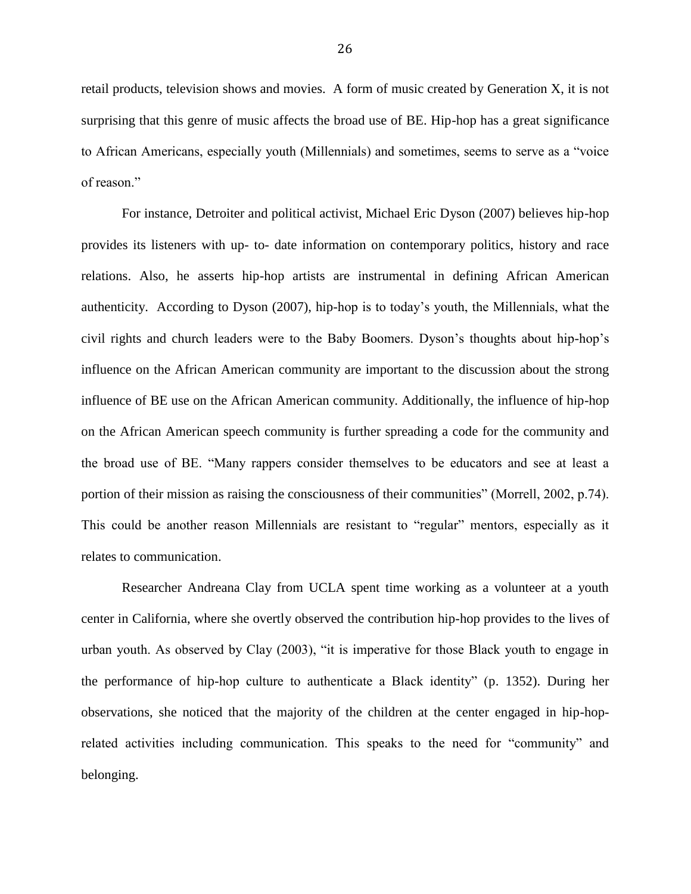retail products, television shows and movies. A form of music created by Generation X, it is not surprising that this genre of music affects the broad use of BE. Hip-hop has a great significance to African Americans, especially youth (Millennials) and sometimes, seems to serve as a "voice of reason."

For instance, Detroiter and political activist, Michael Eric Dyson (2007) believes hip-hop provides its listeners with up- to- date information on contemporary politics, history and race relations. Also, he asserts hip-hop artists are instrumental in defining African American authenticity. According to Dyson (2007), hip-hop is to today's youth, the Millennials, what the civil rights and church leaders were to the Baby Boomers. Dyson's thoughts about hip-hop's influence on the African American community are important to the discussion about the strong influence of BE use on the African American community. Additionally, the influence of hip-hop on the African American speech community is further spreading a code for the community and the broad use of BE. "Many rappers consider themselves to be educators and see at least a portion of their mission as raising the consciousness of their communities" (Morrell, 2002, p.74). This could be another reason Millennials are resistant to "regular" mentors, especially as it relates to communication.

Researcher Andreana Clay from UCLA spent time working as a volunteer at a youth center in California, where she overtly observed the contribution hip-hop provides to the lives of urban youth. As observed by Clay (2003), "it is imperative for those Black youth to engage in the performance of hip-hop culture to authenticate a Black identity" (p. 1352). During her observations, she noticed that the majority of the children at the center engaged in hip-hop-related activities including communication. This speaks to the need for "community" and belonging.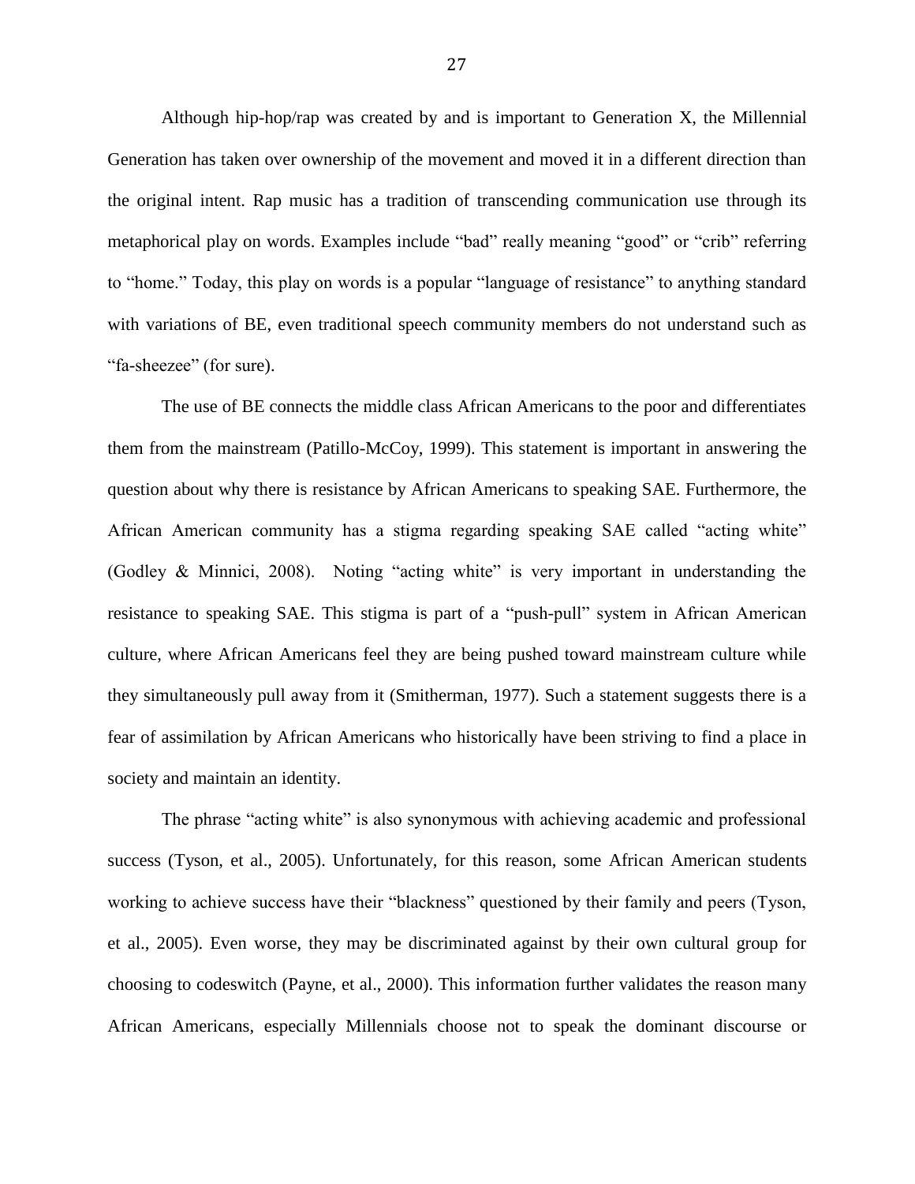Although hip-hop/rap was created by and is important to Generation X, the Millennial Generation has taken over ownership of the movement and moved it in a different direction than the original intent. Rap music has a tradition of transcending communication use through its metaphorical play on words. Examples include "bad" really meaning "good" or "crib" referring to "home." Today, this play on words is a popular "language of resistance" to anything standard with variations of BE, even traditional speech community members do not understand such as "fa-sheezee" (for sure).

The use of BE connects the middle class African Americans to the poor and differentiates them from the mainstream (Patillo-McCoy, 1999). This statement is important in answering the question about why there is resistance by African Americans to speaking SAE. Furthermore, the African American community has a stigma regarding speaking SAE called "acting white" (Godley & Minnici, 2008). Noting "acting white" is very important in understanding the resistance to speaking SAE. This stigma is part of a "push-pull" system in African American culture, where African Americans feel they are being pushed toward mainstream culture while they simultaneously pull away from it (Smitherman, 1977). Such a statement suggests there is a fear of assimilation by African Americans who historically have been striving to find a place in society and maintain an identity.

The phrase "acting white" is also synonymous with achieving academic and professional success (Tyson, et al., 2005). Unfortunately, for this reason, some African American students working to achieve success have their "blackness" questioned by their family and peers (Tyson, et al., 2005). Even worse, they may be discriminated against by their own cultural group for choosing to codeswitch (Payne, et al., 2000). This information further validates the reason many African Americans, especially Millennials choose not to speak the dominant discourse or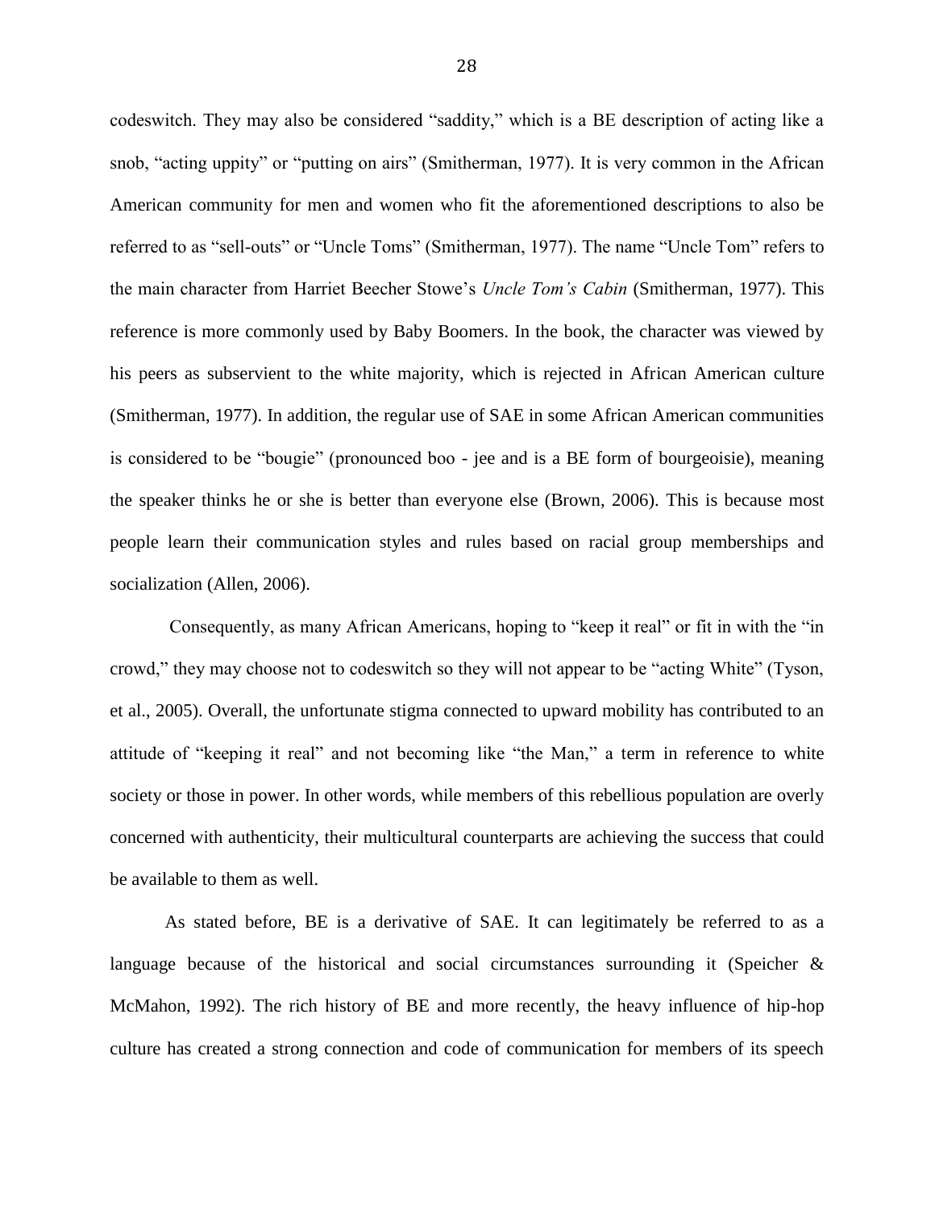codeswitch. They may also be considered "saddity," which is a BE description of acting like a snob, "acting uppity" or "putting on airs" (Smitherman, 1977). It is very common in the African American community for men and women who fit the aforementioned descriptions to also be referred to as "sell-outs" or "Uncle Toms" (Smitherman, 1977). The name "Uncle Tom" refers to the main character from Harriet Beecher Stowe's *Uncle Tom's Cabin* (Smitherman, 1977). This reference is more commonly used by Baby Boomers. In the book, the character was viewed by his peers as subservient to the white majority, which is rejected in African American culture (Smitherman, 1977). In addition, the regular use of SAE in some African American communities is considered to be "bougie" (pronounced boo - jee and is a BE form of bourgeoisie), meaning the speaker thinks he or she is better than everyone else (Brown, 2006). This is because most people learn their communication styles and rules based on racial group memberships and socialization (Allen, 2006).

Consequently, as many African Americans, hoping to "keep it real" or fit in with the "in crowd," they may choose not to codeswitch so they will not appear to be "acting White" (Tyson, et al., 2005). Overall, the unfortunate stigma connected to upward mobility has contributed to an attitude of "keeping it real" and not becoming like "the Man," a term in reference to white society or those in power. In other words, while members of this rebellious population are overly concerned with authenticity, their multicultural counterparts are achieving the success that could be available to them as well.

As stated before, BE is a derivative of SAE. It can legitimately be referred to as a language because of the historical and social circumstances surrounding it (Speicher & McMahon, 1992). The rich history of BE and more recently, the heavy influence of hip-hop culture has created a strong connection and code of communication for members of its speech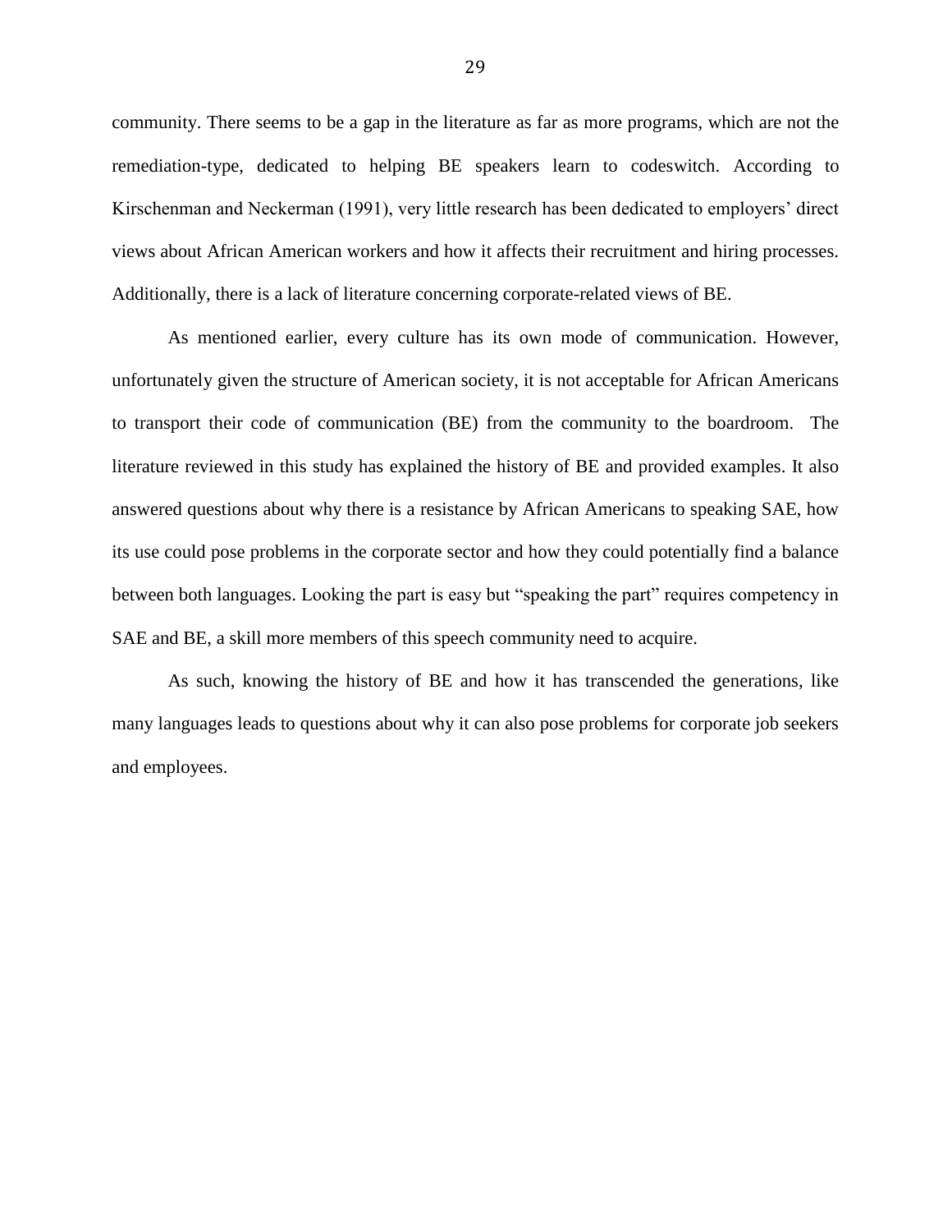community. There seems to be a gap in the literature as far as more programs, which are not the remediation-type, dedicated to helping BE speakers learn to codeswitch. According to Kirschenman and Neckerman (1991), very little research has been dedicated to employers' direct views about African American workers and how it affects their recruitment and hiring processes. Additionally, there is a lack of literature concerning corporate-related views of BE.

As mentioned earlier, every culture has its own mode of communication. However, unfortunately given the structure of American society, it is not acceptable for African Americans to transport their code of communication (BE) from the community to the boardroom. The literature reviewed in this study has explained the history of BE and provided examples. It also answered questions about why there is a resistance by African Americans to speaking SAE, how its use could pose problems in the corporate sector and how they could potentially find a balance between both languages. Looking the part is easy but "speaking the part" requires competency in SAE and BE, a skill more members of this speech community need to acquire.

As such, knowing the history of BE and how it has transcended the generations, like many languages leads to questions about why it can also pose problems for corporate job seekers and employees.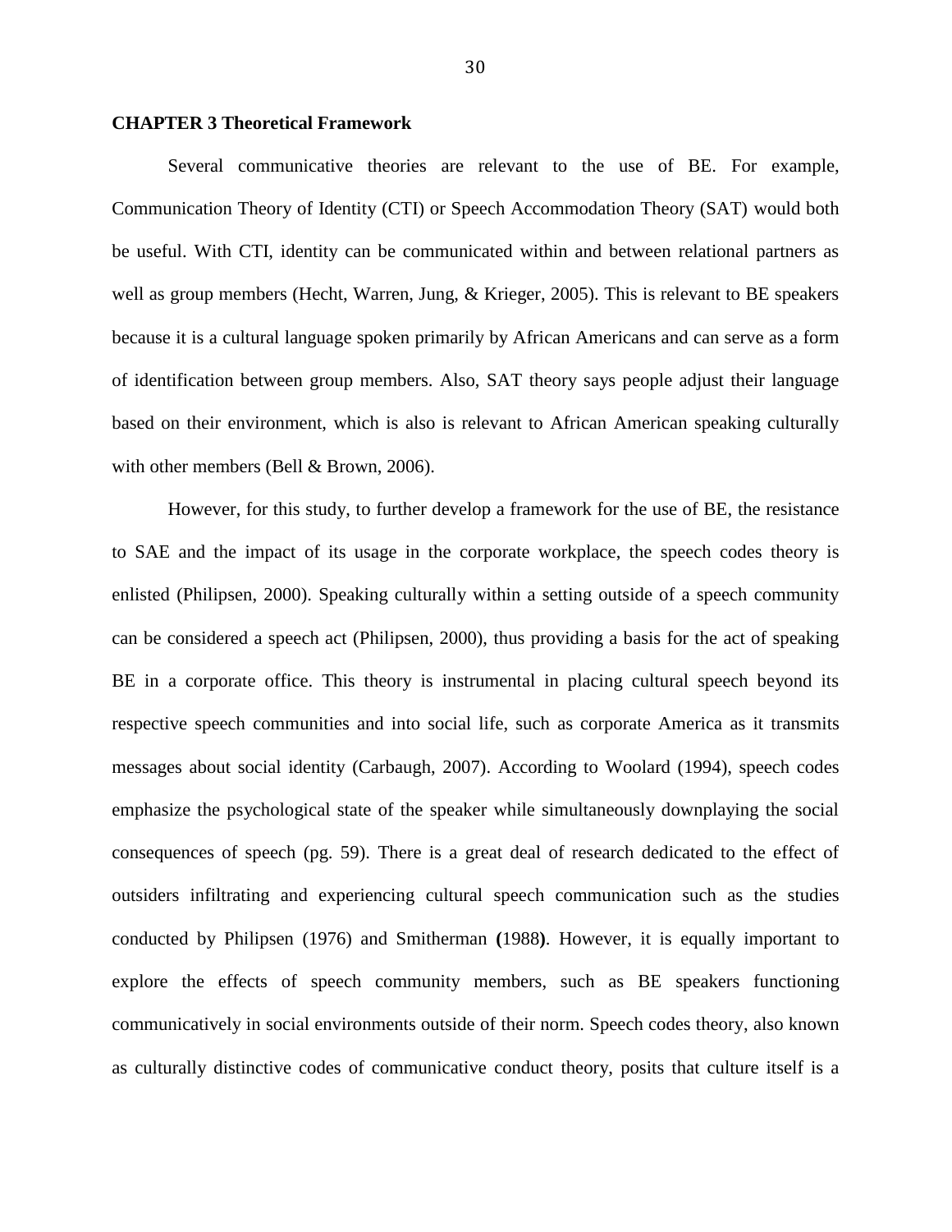**CHAPTER 3 Theoretical Framework**

Several communicative theories are relevant to the use of BE. For example, Communication Theory of Identity (CTI) or Speech Accommodation Theory (SAT) would both be useful. With CTI, identity can be communicated within and between relational partners as well as group members (Hecht, Warren, Jung, & Krieger, 2005). This is relevant to BE speakers because it is a cultural language spoken primarily by African Americans and can serve as a form of identification between group members. Also, SAT theory says people adjust their language based on their environment, which is also is relevant to African American speaking culturally with other members (Bell & Brown, 2006).

However, for this study, to further develop a framework for the use of BE, the resistance to SAE and the impact of its usage in the corporate workplace, the speech codes theory is enlisted (Philipsen, 2000). Speaking culturally within a setting outside of a speech community can be considered a speech act (Philipsen, 2000), thus providing a basis for the act of speaking BE in a corporate office. This theory is instrumental in placing cultural speech beyond its respective speech communities and into social life, such as corporate America as it transmits messages about social identity (Carbaugh, 2007). According to Woolard (1994), speech codes emphasize the psychological state of the speaker while simultaneously downplaying the social consequences of speech (pg. 59). There is a great deal of research dedicated to the effect of outsiders infiltrating and experiencing cultural speech communication such as the studies conducted by Philipsen (1976) and Smitherman **(**1988**)**. However, it is equally important to explore the effects of speech community members, such as BE speakers functioning communicatively in social environments outside of their norm. Speech codes theory, also known as culturally distinctive codes of communicative conduct theory, posits that culture itself is a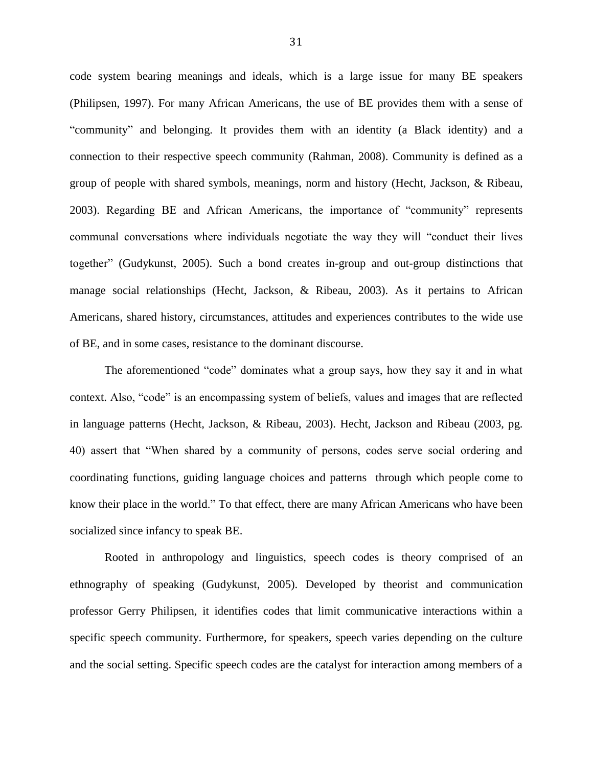code system bearing meanings and ideals, which is a large issue for many BE speakers (Philipsen, 1997). For many African Americans, the use of BE provides them with a sense of "community" and belonging. It provides them with an identity (a Black identity) and a connection to their respective speech community (Rahman, 2008). Community is defined as a group of people with shared symbols, meanings, norm and history (Hecht, Jackson, & Ribeau, 2003). Regarding BE and African Americans, the importance of "community" represents communal conversations where individuals negotiate the way they will "conduct their lives together" (Gudykunst, 2005). Such a bond creates in-group and out-group distinctions that manage social relationships (Hecht, Jackson, & Ribeau, 2003). As it pertains to African Americans, shared history, circumstances, attitudes and experiences contributes to the wide use of BE, and in some cases, resistance to the dominant discourse.

The aforementioned "code" dominates what a group says, how they say it and in what context. Also, "code" is an encompassing system of beliefs, values and images that are reflected in language patterns (Hecht, Jackson, & Ribeau, 2003). Hecht, Jackson and Ribeau (2003, pg. 40) assert that "When shared by a community of persons, codes serve social ordering and coordinating functions, guiding language choices and patterns through which people come to know their place in the world." To that effect, there are many African Americans who have been socialized since infancy to speak BE.

Rooted in anthropology and linguistics, speech codes is theory comprised of an ethnography of speaking (Gudykunst, 2005). Developed by theorist and communication professor Gerry Philipsen, it identifies codes that limit communicative interactions within a specific speech community. Furthermore, for speakers, speech varies depending on the culture and the social setting. Specific speech codes are the catalyst for interaction among members of a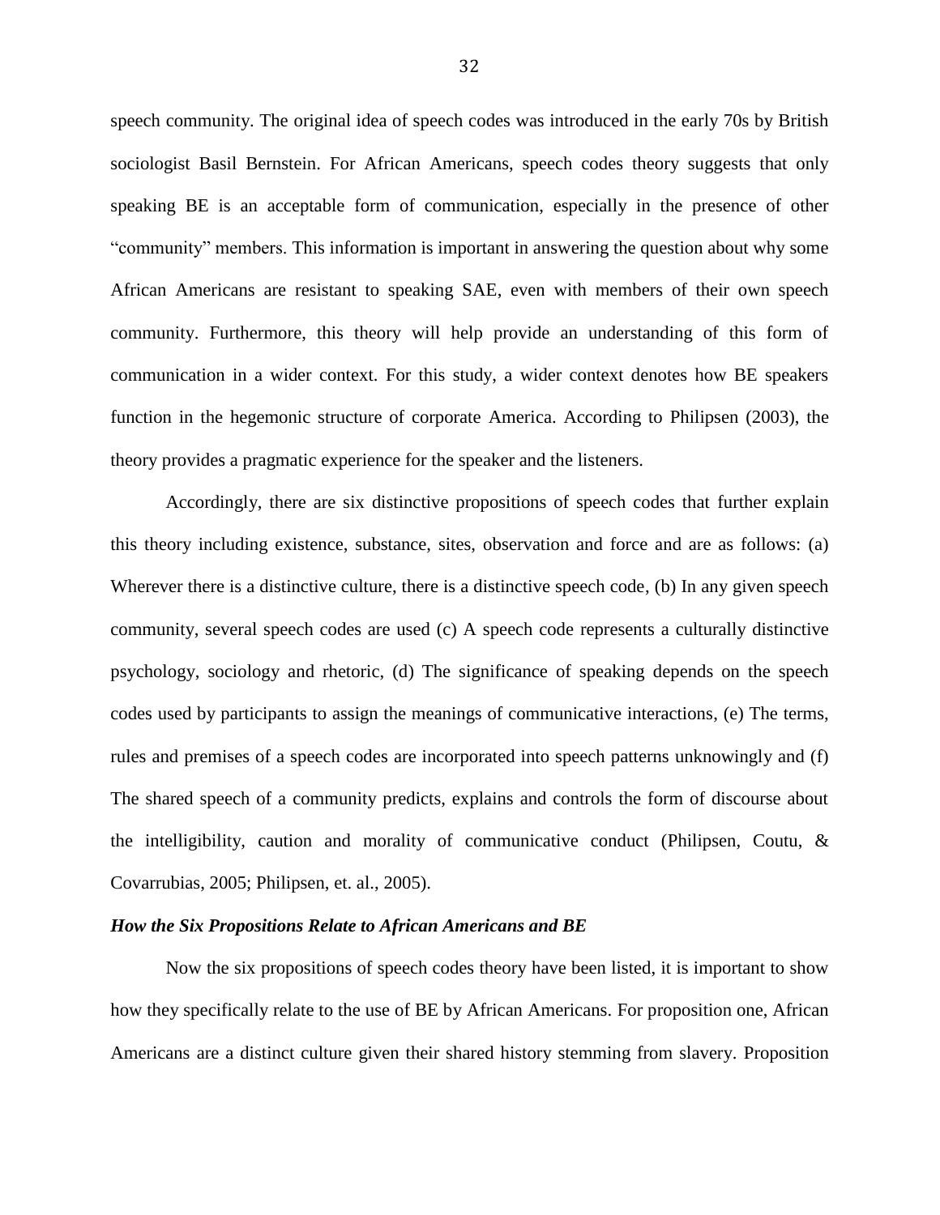speech community. The original idea of speech codes was introduced in the early 70s by British sociologist Basil Bernstein. For African Americans, speech codes theory suggests that only speaking BE is an acceptable form of communication, especially in the presence of other "community" members. This information is important in answering the question about why some African Americans are resistant to speaking SAE, even with members of their own speech community. Furthermore, this theory will help provide an understanding of this form of communication in a wider context. For this study, a wider context denotes how BE speakers function in the hegemonic structure of corporate America. According to Philipsen (2003), the theory provides a pragmatic experience for the speaker and the listeners.

Accordingly, there are six distinctive propositions of speech codes that further explain this theory including existence, substance, sites, observation and force and are as follows: (a) Wherever there is a distinctive culture, there is a distinctive speech code, (b) In any given speech community, several speech codes are used (c) A speech code represents a culturally distinctive psychology, sociology and rhetoric, (d) The significance of speaking depends on the speech codes used by participants to assign the meanings of communicative interactions, (e) The terms, rules and premises of a speech codes are incorporated into speech patterns unknowingly and (f) The shared speech of a community predicts, explains and controls the form of discourse about the intelligibility, caution and morality of communicative conduct (Philipsen, Coutu, & Covarrubias, 2005; Philipsen, et. al., 2005).

### *How the Six Propositions Relate to African Americans and BE*

Now the six propositions of speech codes theory have been listed, it is important to show how they specifically relate to the use of BE by African Americans. For proposition one, African Americans are a distinct culture given their shared history stemming from slavery. Proposition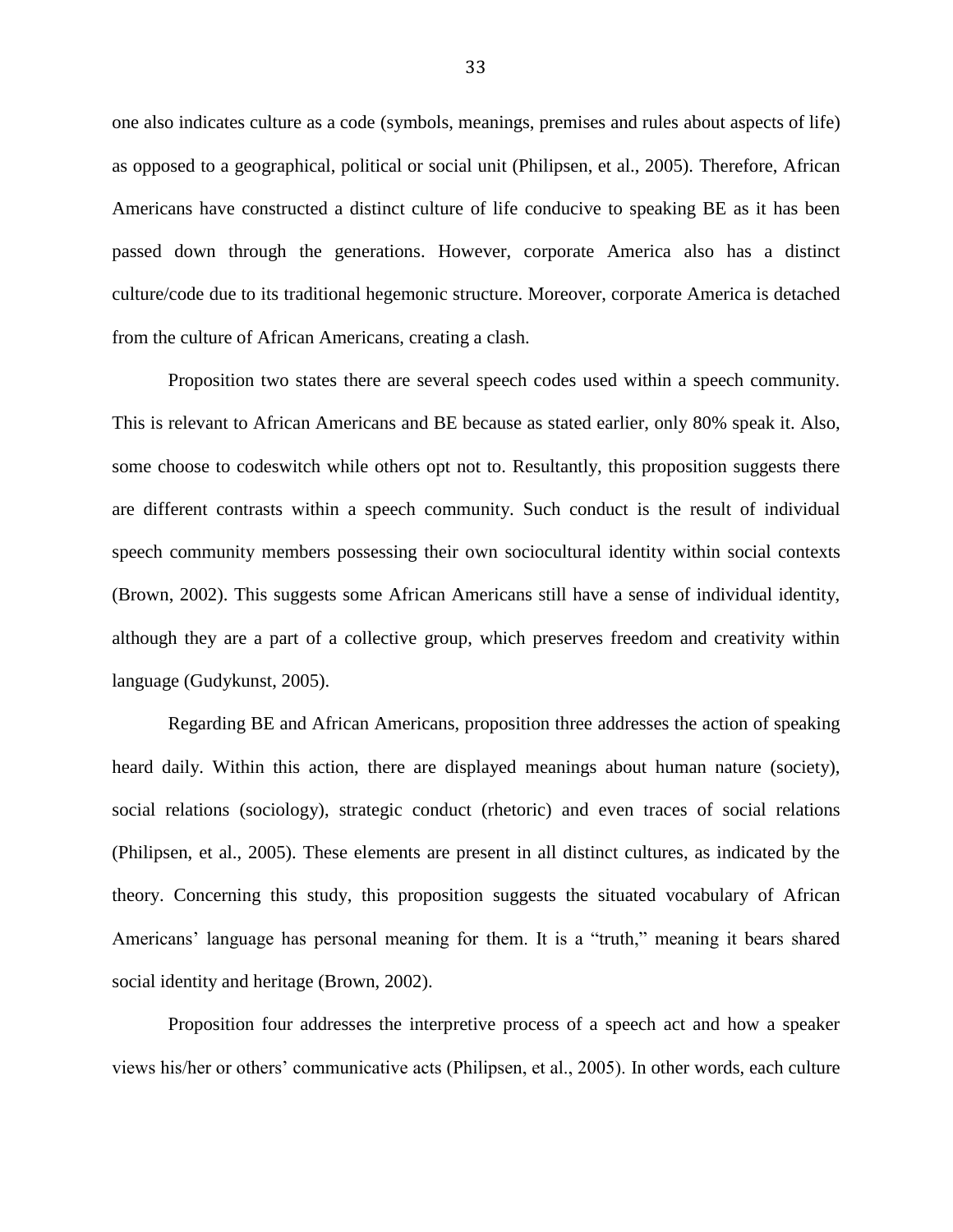one also indicates culture as a code (symbols, meanings, premises and rules about aspects of life) as opposed to a geographical, political or social unit (Philipsen, et al., 2005). Therefore, African Americans have constructed a distinct culture of life conducive to speaking BE as it has been passed down through the generations. However, corporate America also has a distinct culture/code due to its traditional hegemonic structure. Moreover, corporate America is detached from the culture of African Americans, creating a clash.

Proposition two states there are several speech codes used within a speech community. This is relevant to African Americans and BE because as stated earlier, only 80% speak it. Also, some choose to codeswitch while others opt not to. Resultantly, this proposition suggests there are different contrasts within a speech community. Such conduct is the result of individual speech community members possessing their own sociocultural identity within social contexts (Brown, 2002). This suggests some African Americans still have a sense of individual identity, although they are a part of a collective group, which preserves freedom and creativity within language (Gudykunst, 2005).

Regarding BE and African Americans, proposition three addresses the action of speaking heard daily. Within this action, there are displayed meanings about human nature (society), social relations (sociology), strategic conduct (rhetoric) and even traces of social relations (Philipsen, et al., 2005). These elements are present in all distinct cultures, as indicated by the theory. Concerning this study, this proposition suggests the situated vocabulary of African Americans' language has personal meaning for them. It is a "truth," meaning it bears shared social identity and heritage (Brown, 2002).

Proposition four addresses the interpretive process of a speech act and how a speaker views his/her or others' communicative acts (Philipsen, et al., 2005). In other words, each culture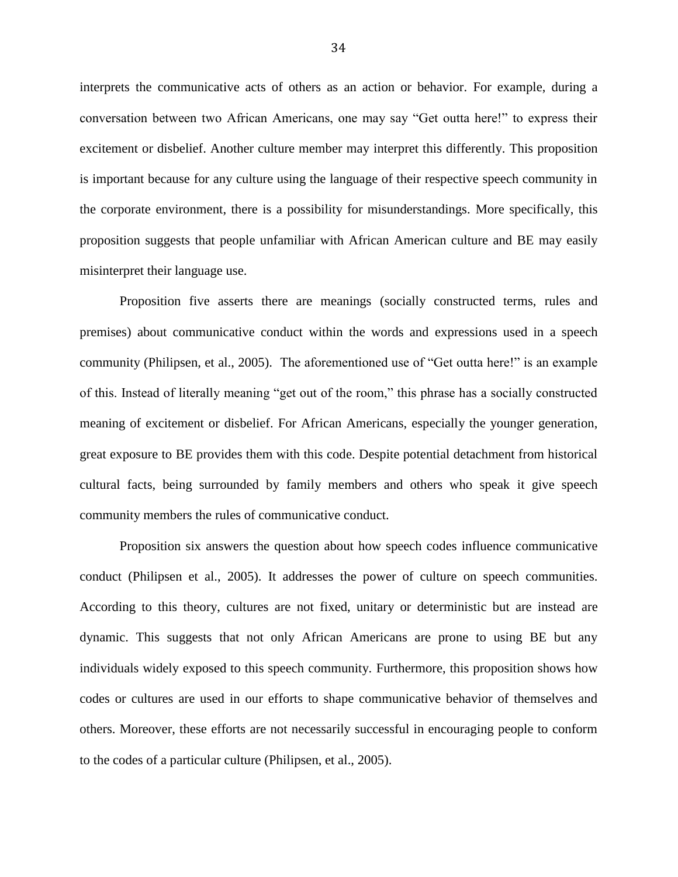interprets the communicative acts of others as an action or behavior. For example, during a conversation between two African Americans, one may say “Get outta here!” to express their excitement or disbelief. Another culture member may interpret this differently. This proposition is important because for any culture using the language of their respective speech community in the corporate environment, there is a possibility for misunderstandings. More specifically, this proposition suggests that people unfamiliar with African American culture and BE may easily misinterpret their language use.

Proposition five asserts there are meanings (socially constructed terms, rules and premises) about communicative conduct within the words and expressions used in a speech community (Philipsen, et al., 2005). The aforementioned use of “Get outta here!” is an example of this. Instead of literally meaning “get out of the room,” this phrase has a socially constructed meaning of excitement or disbelief. For African Americans, especially the younger generation, great exposure to BE provides them with this code. Despite potential detachment from historical cultural facts, being surrounded by family members and others who speak it give speech community members the rules of communicative conduct.

Proposition six answers the question about how speech codes influence communicative conduct (Philipsen et al., 2005). It addresses the power of culture on speech communities. According to this theory, cultures are not fixed, unitary or deterministic but are instead are dynamic. This suggests that not only African Americans are prone to using BE but any individuals widely exposed to this speech community. Furthermore, this proposition shows how codes or cultures are used in our efforts to shape communicative behavior of themselves and others. Moreover, these efforts are not necessarily successful in encouraging people to conform to the codes of a particular culture (Philipsen, et al., 2005).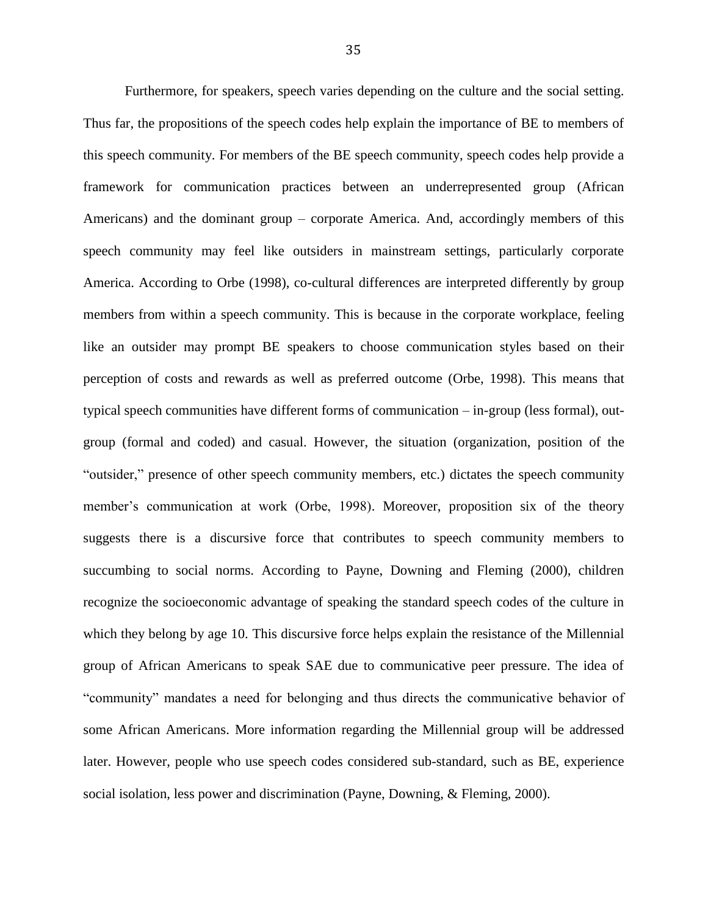Furthermore, for speakers, speech varies depending on the culture and the social setting. Thus far, the propositions of the speech codes help explain the importance of BE to members of this speech community. For members of the BE speech community, speech codes help provide a framework for communication practices between an underrepresented group (African Americans) and the dominant group – corporate America. And, accordingly members of this speech community may feel like outsiders in mainstream settings, particularly corporate America. According to Orbe (1998), co-cultural differences are interpreted differently by group members from within a speech community. This is because in the corporate workplace, feeling like an outsider may prompt BE speakers to choose communication styles based on their perception of costs and rewards as well as preferred outcome (Orbe, 1998). This means that typical speech communities have different forms of communication – in-group (less formal), out-group (formal and coded) and casual. However, the situation (organization, position of the "outsider," presence of other speech community members, etc.) dictates the speech community member's communication at work (Orbe, 1998). Moreover, proposition six of the theory suggests there is a discursive force that contributes to speech community members to succumbing to social norms. According to Payne, Downing and Fleming (2000), children recognize the socioeconomic advantage of speaking the standard speech codes of the culture in which they belong by age 10. This discursive force helps explain the resistance of the Millennial group of African Americans to speak SAE due to communicative peer pressure. The idea of "community" mandates a need for belonging and thus directs the communicative behavior of some African Americans. More information regarding the Millennial group will be addressed later. However, people who use speech codes considered sub-standard, such as BE, experience social isolation, less power and discrimination (Payne, Downing, & Fleming, 2000).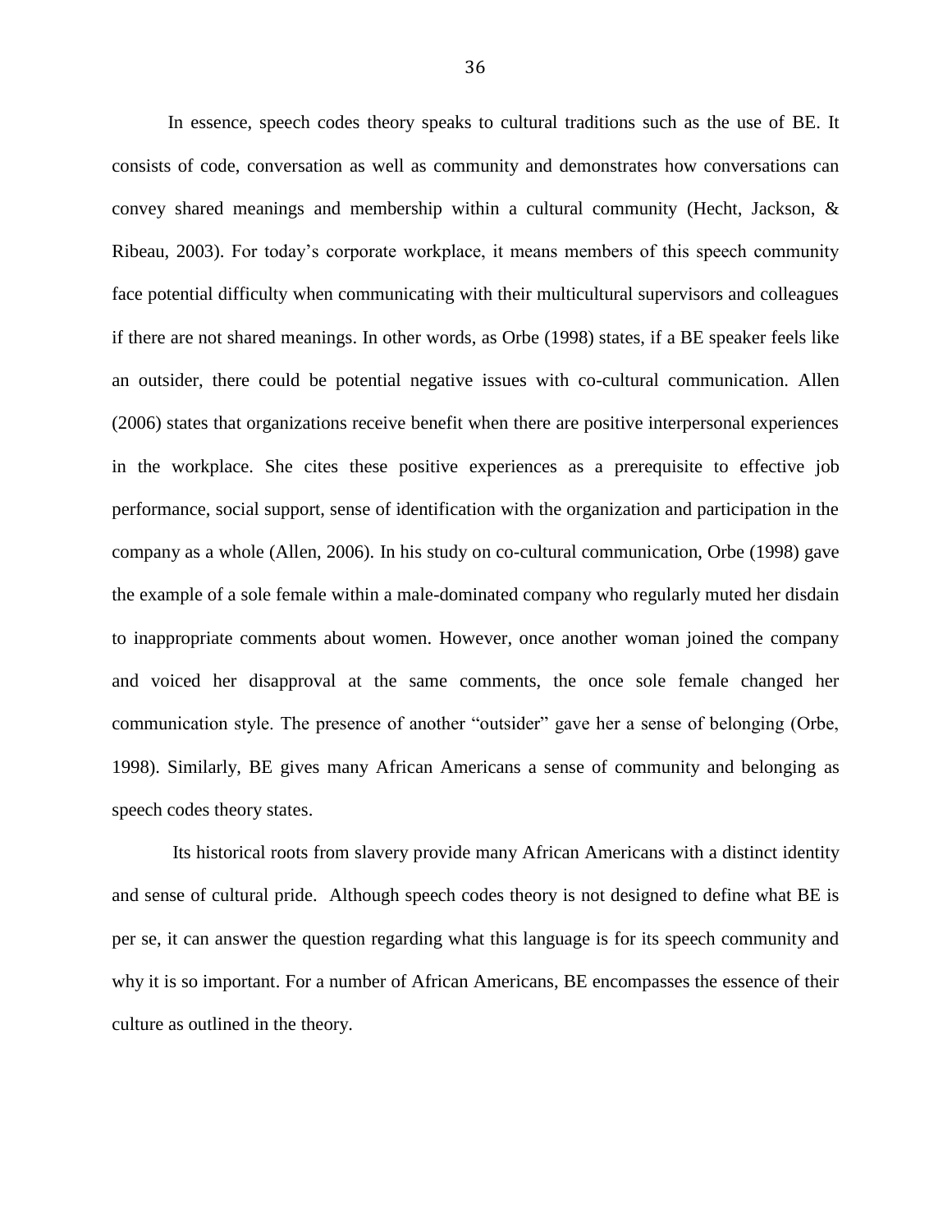In essence, speech codes theory speaks to cultural traditions such as the use of BE. It consists of code, conversation as well as community and demonstrates how conversations can convey shared meanings and membership within a cultural community (Hecht, Jackson, & Ribeau, 2003). For today's corporate workplace, it means members of this speech community face potential difficulty when communicating with their multicultural supervisors and colleagues if there are not shared meanings. In other words, as Orbe (1998) states, if a BE speaker feels like an outsider, there could be potential negative issues with co-cultural communication. Allen (2006) states that organizations receive benefit when there are positive interpersonal experiences in the workplace. She cites these positive experiences as a prerequisite to effective job performance, social support, sense of identification with the organization and participation in the company as a whole (Allen, 2006). In his study on co-cultural communication, Orbe (1998) gave the example of a sole female within a male-dominated company who regularly muted her disdain to inappropriate comments about women. However, once another woman joined the company and voiced her disapproval at the same comments, the once sole female changed her communication style. The presence of another "outsider" gave her a sense of belonging (Orbe, 1998). Similarly, BE gives many African Americans a sense of community and belonging as speech codes theory states.

Its historical roots from slavery provide many African Americans with a distinct identity and sense of cultural pride. Although speech codes theory is not designed to define what BE is per se, it can answer the question regarding what this language is for its speech community and why it is so important. For a number of African Americans, BE encompasses the essence of their culture as outlined in the theory.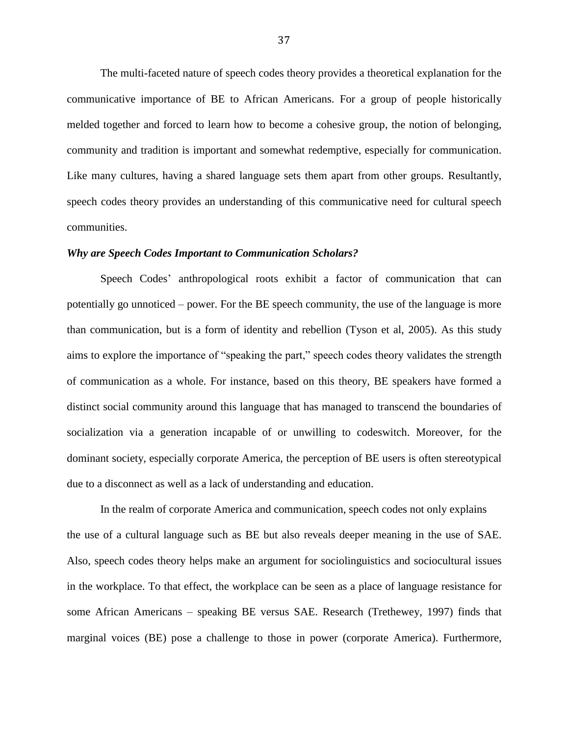The multi-faceted nature of speech codes theory provides a theoretical explanation for the communicative importance of BE to African Americans. For a group of people historically melded together and forced to learn how to become a cohesive group, the notion of belonging, community and tradition is important and somewhat redemptive, especially for communication. Like many cultures, having a shared language sets them apart from other groups. Resultantly, speech codes theory provides an understanding of this communicative need for cultural speech communities.

### *Why are Speech Codes Important to Communication Scholars?*

Speech Codes' anthropological roots exhibit a factor of communication that can potentially go unnoticed – power. For the BE speech community, the use of the language is more than communication, but is a form of identity and rebellion (Tyson et al, 2005). As this study aims to explore the importance of "speaking the part," speech codes theory validates the strength of communication as a whole. For instance, based on this theory, BE speakers have formed a distinct social community around this language that has managed to transcend the boundaries of socialization via a generation incapable of or unwilling to codeswitch. Moreover, for the dominant society, especially corporate America, the perception of BE users is often stereotypical due to a disconnect as well as a lack of understanding and education.

In the realm of corporate America and communication, speech codes not only explains the use of a cultural language such as BE but also reveals deeper meaning in the use of SAE. Also, speech codes theory helps make an argument for sociolinguistics and sociocultural issues in the workplace. To that effect, the workplace can be seen as a place of language resistance for some African Americans – speaking BE versus SAE. Research (Trethewey, 1997) finds that marginal voices (BE) pose a challenge to those in power (corporate America). Furthermore,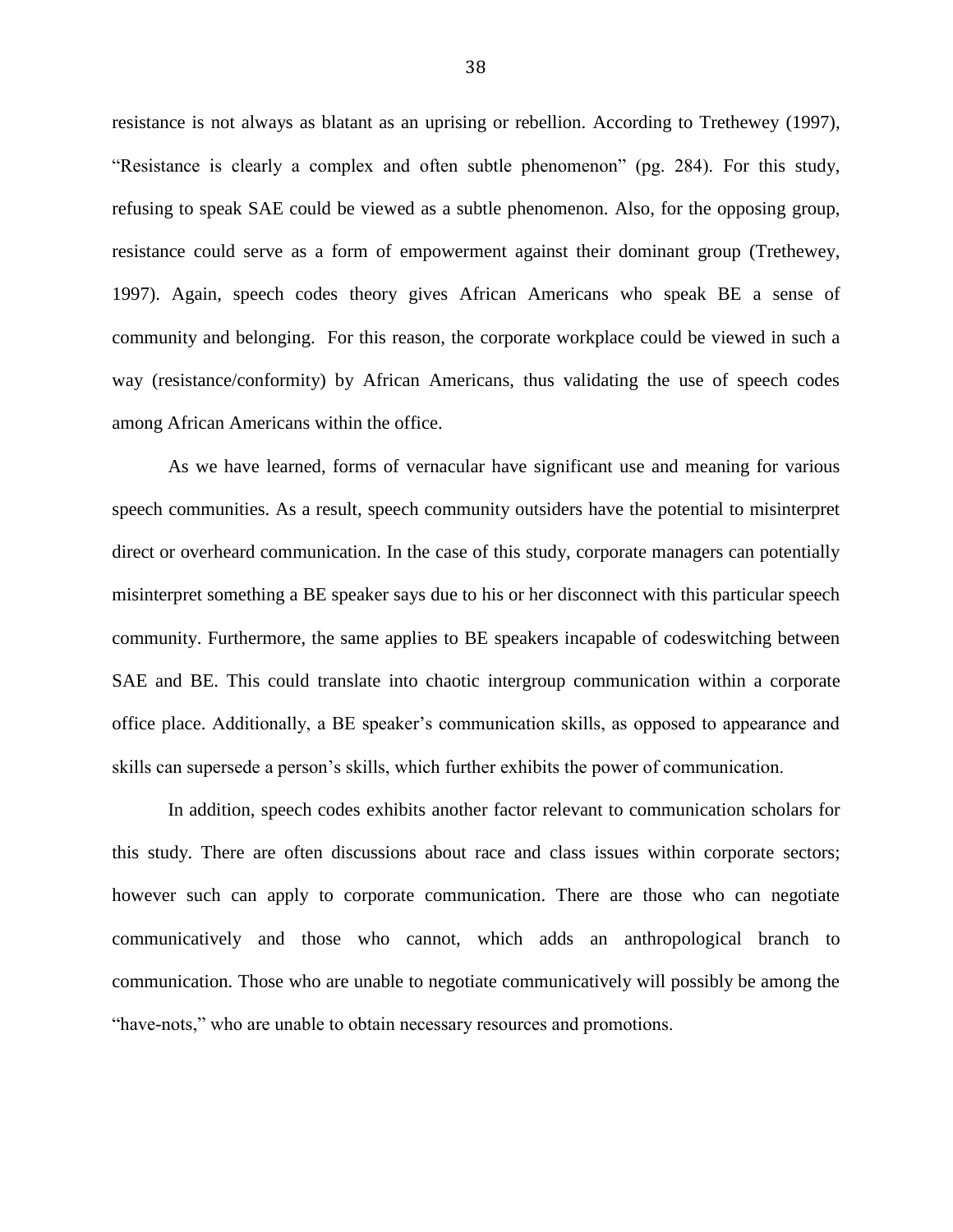resistance is not always as blatant as an uprising or rebellion. According to Trethewey (1997), "Resistance is clearly a complex and often subtle phenomenon" (pg. 284). For this study, refusing to speak SAE could be viewed as a subtle phenomenon. Also, for the opposing group, resistance could serve as a form of empowerment against their dominant group (Trethewey, 1997). Again, speech codes theory gives African Americans who speak BE a sense of community and belonging. For this reason, the corporate workplace could be viewed in such a way (resistance/conformity) by African Americans, thus validating the use of speech codes among African Americans within the office.

As we have learned, forms of vernacular have significant use and meaning for various speech communities. As a result, speech community outsiders have the potential to misinterpret direct or overheard communication. In the case of this study, corporate managers can potentially misinterpret something a BE speaker says due to his or her disconnect with this particular speech community. Furthermore, the same applies to BE speakers incapable of codeswitching between SAE and BE. This could translate into chaotic intergroup communication within a corporate office place. Additionally, a BE speaker's communication skills, as opposed to appearance and skills can supersede a person's skills, which further exhibits the power of communication.

In addition, speech codes exhibits another factor relevant to communication scholars for this study. There are often discussions about race and class issues within corporate sectors; however such can apply to corporate communication. There are those who can negotiate communicatively and those who cannot, which adds an anthropological branch to communication. Those who are unable to negotiate communicatively will possibly be among the "have-nots," who are unable to obtain necessary resources and promotions.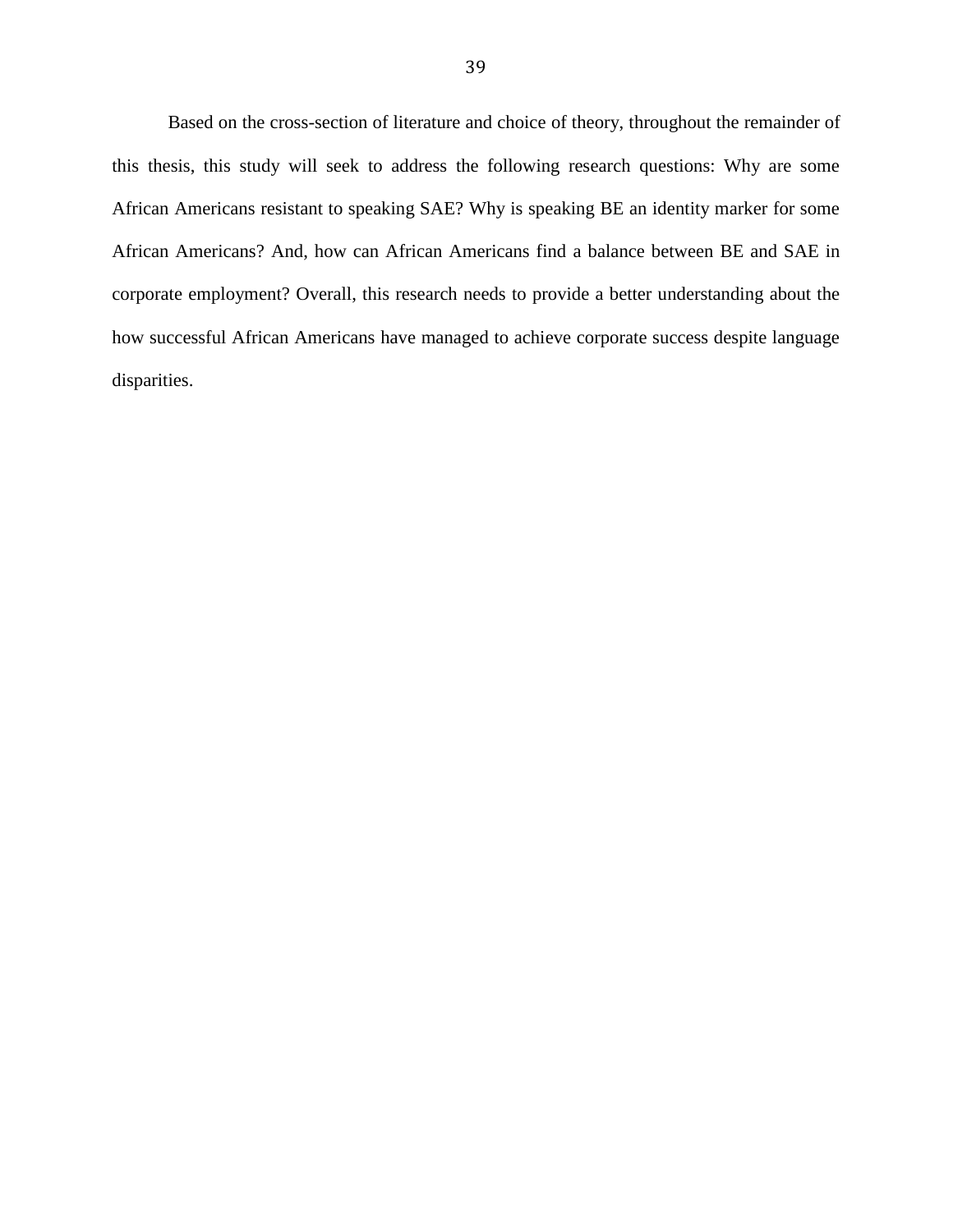Based on the cross-section of literature and choice of theory, throughout the remainder of this thesis, this study will seek to address the following research questions: Why are some African Americans resistant to speaking SAE? Why is speaking BE an identity marker for some African Americans? And, how can African Americans find a balance between BE and SAE in corporate employment? Overall, this research needs to provide a better understanding about the how successful African Americans have managed to achieve corporate success despite language disparities.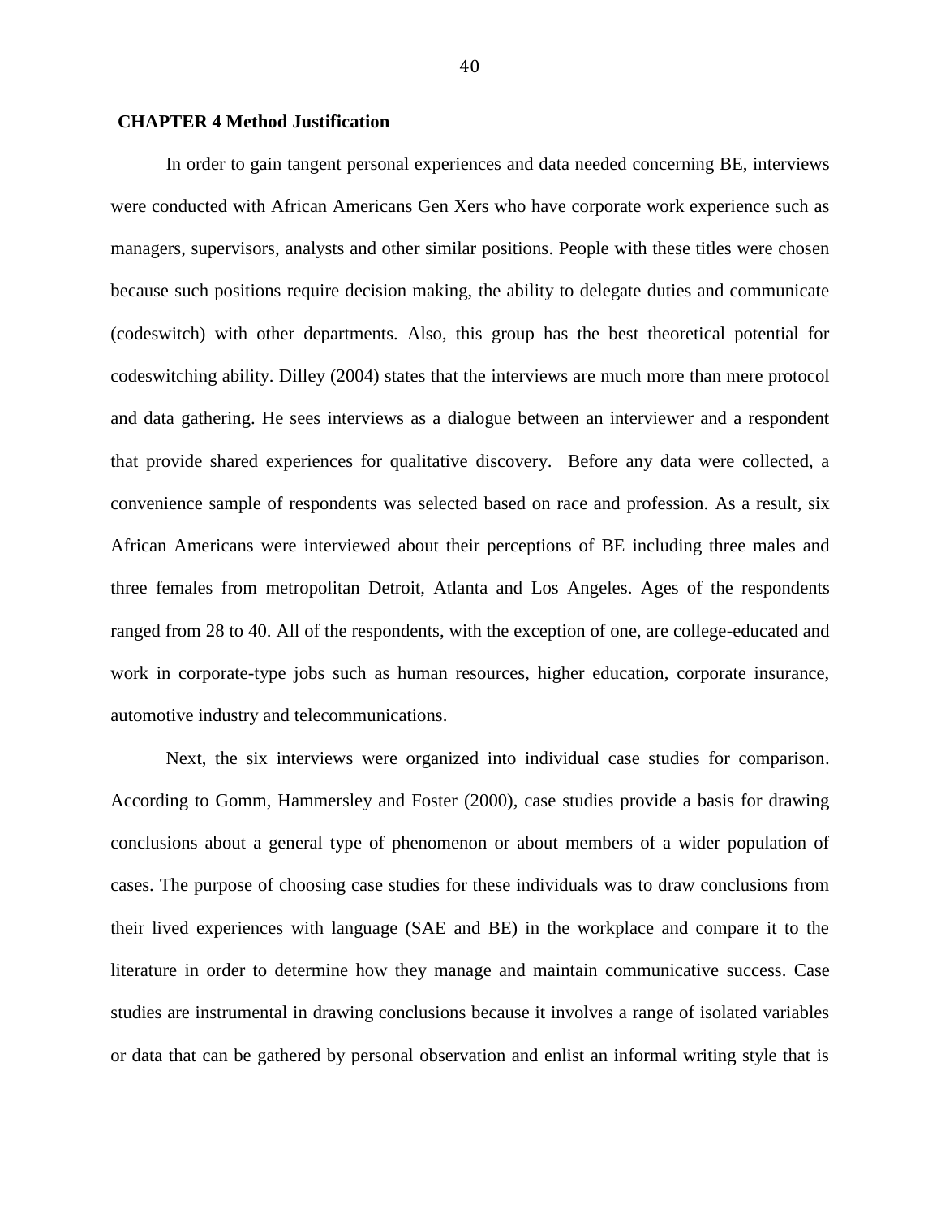## CHAPTER 4 Method Justification

In order to gain tangent personal experiences and data needed concerning BE, interviews were conducted with African Americans Gen Xers who have corporate work experience such as managers, supervisors, analysts and other similar positions. People with these titles were chosen because such positions require decision making, the ability to delegate duties and communicate (codeswitch) with other departments. Also, this group has the best theoretical potential for codeswitching ability. Dilley (2004) states that the interviews are much more than mere protocol and data gathering. He sees interviews as a dialogue between an interviewer and a respondent that provide shared experiences for qualitative discovery. Before any data were collected, a convenience sample of respondents was selected based on race and profession. As a result, six African Americans were interviewed about their perceptions of BE including three males and three females from metropolitan Detroit, Atlanta and Los Angeles. Ages of the respondents ranged from 28 to 40. All of the respondents, with the exception of one, are college-educated and work in corporate-type jobs such as human resources, higher education, corporate insurance, automotive industry and telecommunications.

Next, the six interviews were organized into individual case studies for comparison. According to Gomm, Hammersley and Foster (2000), case studies provide a basis for drawing conclusions about a general type of phenomenon or about members of a wider population of cases. The purpose of choosing case studies for these individuals was to draw conclusions from their lived experiences with language (SAE and BE) in the workplace and compare it to the literature in order to determine how they manage and maintain communicative success. Case studies are instrumental in drawing conclusions because it involves a range of isolated variables or data that can be gathered by personal observation and enlist an informal writing style that is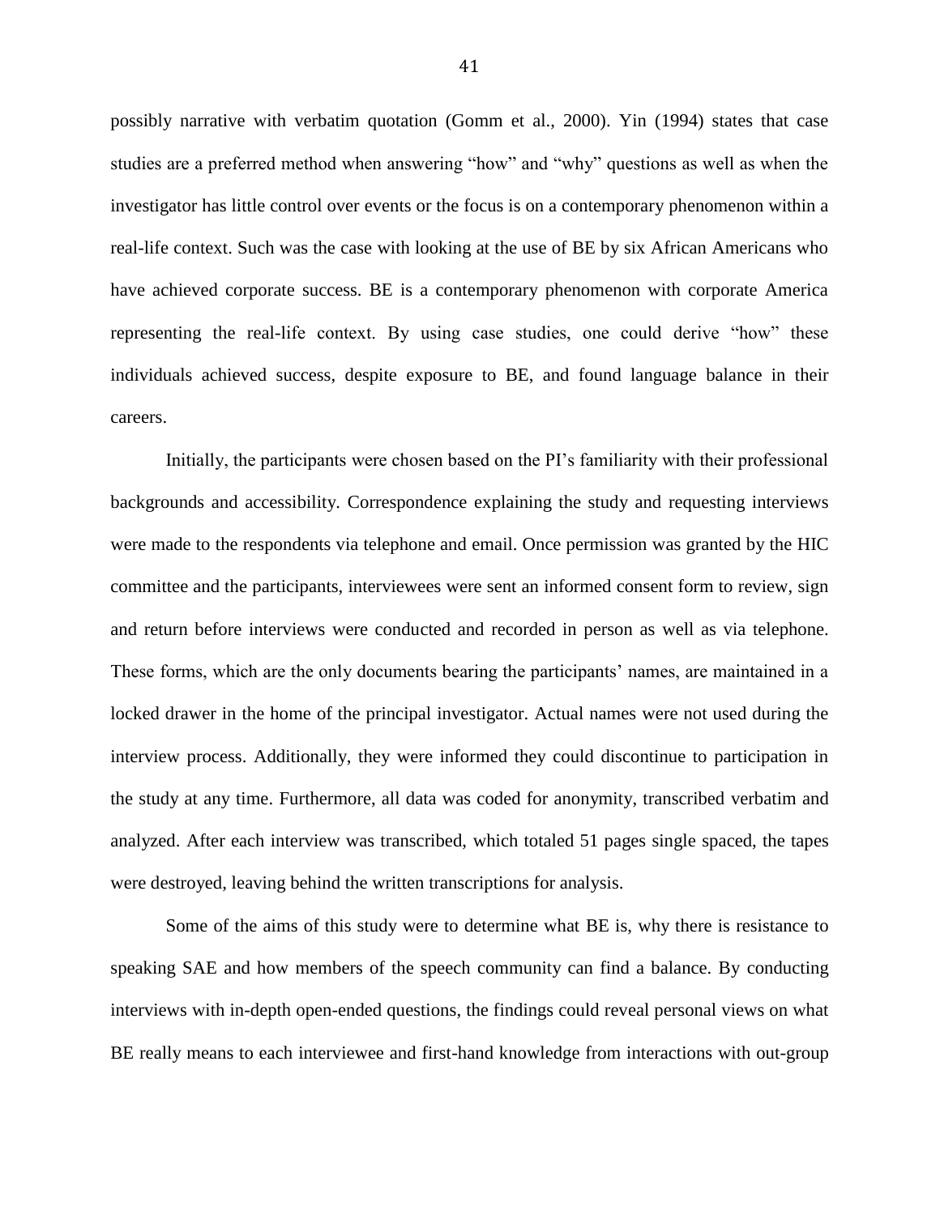possibly narrative with verbatim quotation (Gomm et al., 2000). Yin (1994) states that case studies are a preferred method when answering "how" and "why" questions as well as when the investigator has little control over events or the focus is on a contemporary phenomenon within a real-life context. Such was the case with looking at the use of BE by six African Americans who have achieved corporate success. BE is a contemporary phenomenon with corporate America representing the real-life context. By using case studies, one could derive "how" these individuals achieved success, despite exposure to BE, and found language balance in their careers.

Initially, the participants were chosen based on the PI's familiarity with their professional backgrounds and accessibility. Correspondence explaining the study and requesting interviews were made to the respondents via telephone and email. Once permission was granted by the HIC committee and the participants, interviewees were sent an informed consent form to review, sign and return before interviews were conducted and recorded in person as well as via telephone. These forms, which are the only documents bearing the participants' names, are maintained in a locked drawer in the home of the principal investigator. Actual names were not used during the interview process. Additionally, they were informed they could discontinue to participation in the study at any time. Furthermore, all data was coded for anonymity, transcribed verbatim and analyzed. After each interview was transcribed, which totaled 51 pages single spaced, the tapes were destroyed, leaving behind the written transcriptions for analysis.

Some of the aims of this study were to determine what BE is, why there is resistance to speaking SAE and how members of the speech community can find a balance. By conducting interviews with in-depth open-ended questions, the findings could reveal personal views on what BE really means to each interviewee and first-hand knowledge from interactions with out-group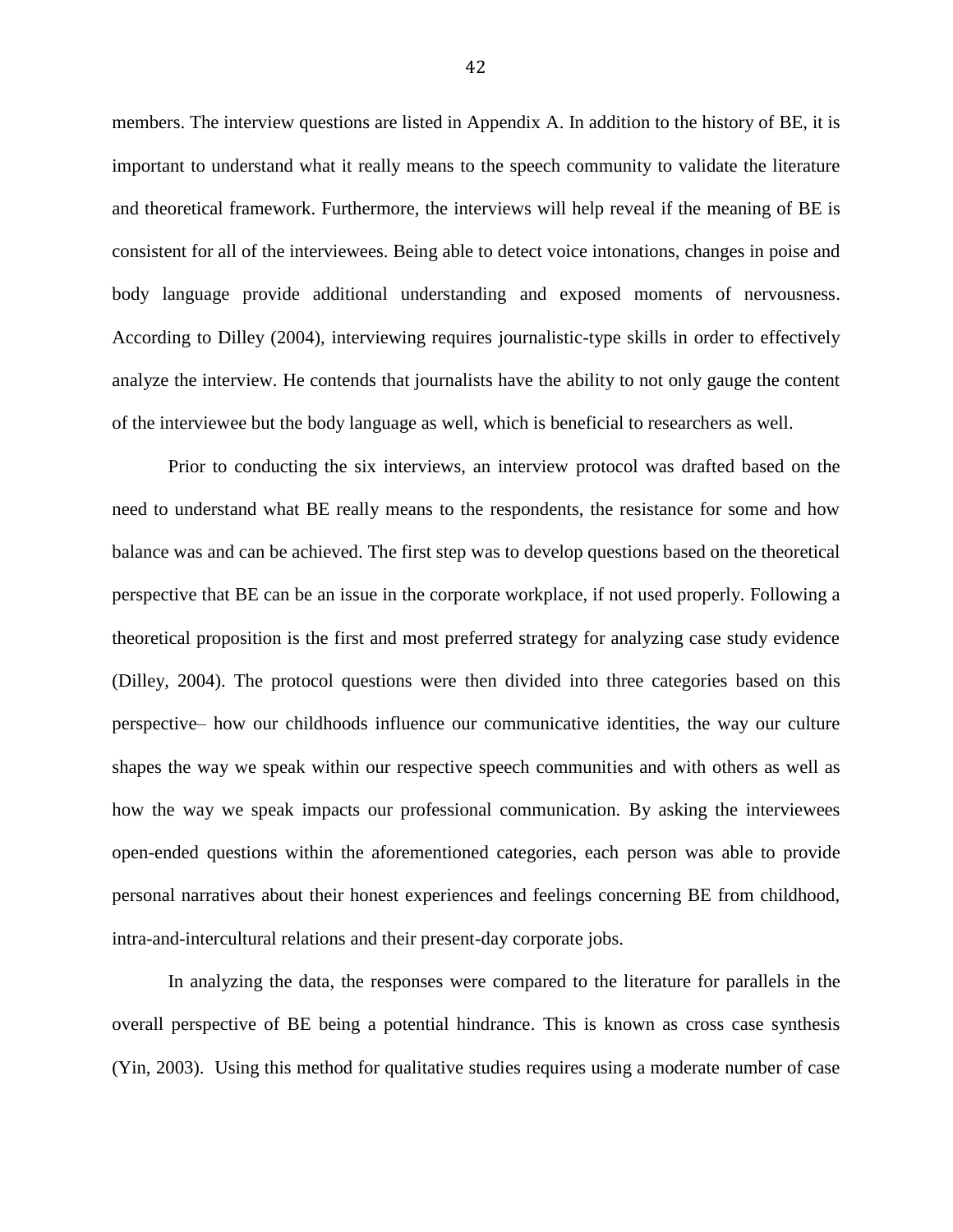members. The interview questions are listed in Appendix A. In addition to the history of BE, it is important to understand what it really means to the speech community to validate the literature and theoretical framework. Furthermore, the interviews will help reveal if the meaning of BE is consistent for all of the interviewees. Being able to detect voice intonations, changes in poise and body language provide additional understanding and exposed moments of nervousness. According to Dilley (2004), interviewing requires journalistic-type skills in order to effectively analyze the interview. He contends that journalists have the ability to not only gauge the content of the interviewee but the body language as well, which is beneficial to researchers as well.

Prior to conducting the six interviews, an interview protocol was drafted based on the need to understand what BE really means to the respondents, the resistance for some and how balance was and can be achieved. The first step was to develop questions based on the theoretical perspective that BE can be an issue in the corporate workplace, if not used properly. Following a theoretical proposition is the first and most preferred strategy for analyzing case study evidence (Dilley, 2004). The protocol questions were then divided into three categories based on this perspective– how our childhoods influence our communicative identities, the way our culture shapes the way we speak within our respective speech communities and with others as well as how the way we speak impacts our professional communication. By asking the interviewees open-ended questions within the aforementioned categories, each person was able to provide personal narratives about their honest experiences and feelings concerning BE from childhood, intra-and-intercultural relations and their present-day corporate jobs.

In analyzing the data, the responses were compared to the literature for parallels in the overall perspective of BE being a potential hindrance. This is known as cross case synthesis (Yin, 2003). Using this method for qualitative studies requires using a moderate number of case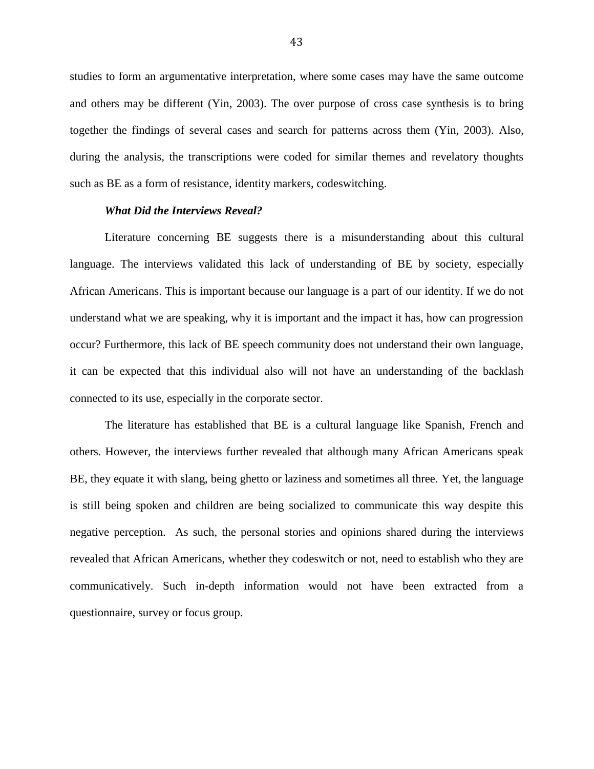studies to form an argumentative interpretation, where some cases may have the same outcome and others may be different (Yin, 2003). The over purpose of cross case synthesis is to bring together the findings of several cases and search for patterns across them (Yin, 2003). Also, during the analysis, the transcriptions were coded for similar themes and revelatory thoughts such as BE as a form of resistance, identity markers, codeswitching.

***What Did the Interviews Reveal?***

Literature concerning BE suggests there is a misunderstanding about this cultural language. The interviews validated this lack of understanding of BE by society, especially African Americans. This is important because our language is a part of our identity. If we do not understand what we are speaking, why it is important and the impact it has, how can progression occur? Furthermore, this lack of BE speech community does not understand their own language, it can be expected that this individual also will not have an understanding of the backlash connected to its use, especially in the corporate sector.

The literature has established that BE is a cultural language like Spanish, French and others. However, the interviews further revealed that although many African Americans speak BE, they equate it with slang, being ghetto or laziness and sometimes all three. Yet, the language is still being spoken and children are being socialized to communicate this way despite this negative perception. As such, the personal stories and opinions shared during the interviews revealed that African Americans, whether they codeswitch or not, need to establish who they are communicatively. Such in-depth information would not have been extracted from a questionnaire, survey or focus group.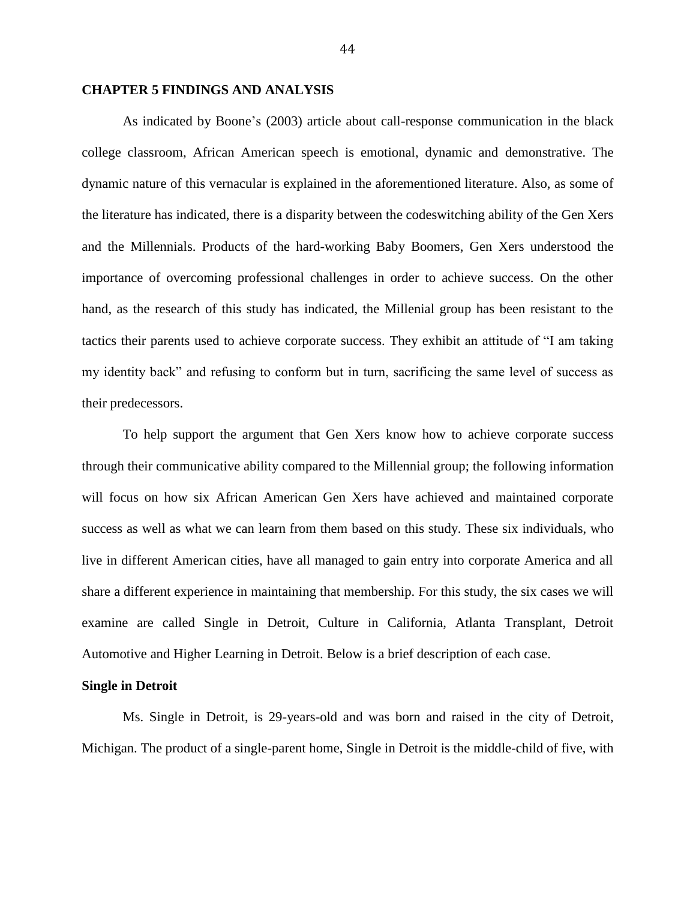# CHAPTER 5 FINDINGS AND ANALYSIS

As indicated by Boone's (2003) article about call-response communication in the black college classroom, African American speech is emotional, dynamic and demonstrative. The dynamic nature of this vernacular is explained in the aforementioned literature. Also, as some of the literature has indicated, there is a disparity between the codeswitching ability of the Gen Xers and the Millennials. Products of the hard-working Baby Boomers, Gen Xers understood the importance of overcoming professional challenges in order to achieve success. On the other hand, as the research of this study has indicated, the Millenial group has been resistant to the tactics their parents used to achieve corporate success. They exhibit an attitude of "I am taking my identity back" and refusing to conform but in turn, sacrificing the same level of success as their predecessors.

To help support the argument that Gen Xers know how to achieve corporate success through their communicative ability compared to the Millennial group; the following information will focus on how six African American Gen Xers have achieved and maintained corporate success as well as what we can learn from them based on this study. These six individuals, who live in different American cities, have all managed to gain entry into corporate America and all share a different experience in maintaining that membership. For this study, the six cases we will examine are called Single in Detroit, Culture in California, Atlanta Transplant, Detroit Automotive and Higher Learning in Detroit. Below is a brief description of each case.

## Single in Detroit

Ms. Single in Detroit, is 29-years-old and was born and raised in the city of Detroit, Michigan. The product of a single-parent home, Single in Detroit is the middle-child of five, with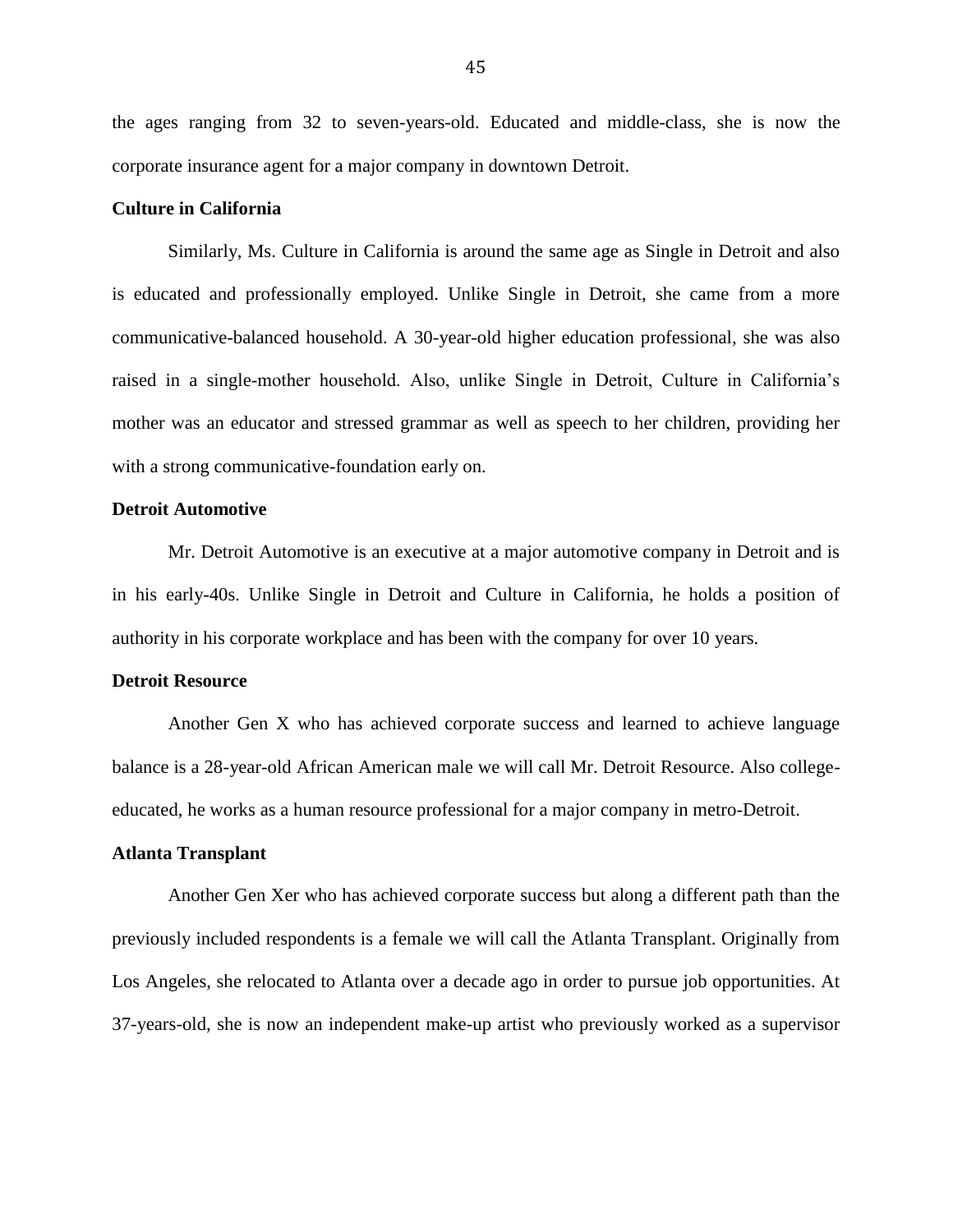the ages ranging from 32 to seven-years-old. Educated and middle-class, she is now the corporate insurance agent for a major company in downtown Detroit.

**Culture in California**

Similarly, Ms. Culture in California is around the same age as Single in Detroit and also is educated and professionally employed. Unlike Single in Detroit, she came from a more communicative-balanced household. A 30-year-old higher education professional, she was also raised in a single-mother household. Also, unlike Single in Detroit, Culture in California's mother was an educator and stressed grammar as well as speech to her children, providing her with a strong communicative-foundation early on.

**Detroit Automotive**

Mr. Detroit Automotive is an executive at a major automotive company in Detroit and is in his early-40s. Unlike Single in Detroit and Culture in California, he holds a position of authority in his corporate workplace and has been with the company for over 10 years.

**Detroit Resource**

Another Gen X who has achieved corporate success and learned to achieve language balance is a 28-year-old African American male we will call Mr. Detroit Resource. Also college-educated, he works as a human resource professional for a major company in metro-Detroit.

**Atlanta Transplant**

Another Gen Xer who has achieved corporate success but along a different path than the previously included respondents is a female we will call the Atlanta Transplant. Originally from Los Angeles, she relocated to Atlanta over a decade ago in order to pursue job opportunities. At 37-years-old, she is now an independent make-up artist who previously worked as a supervisor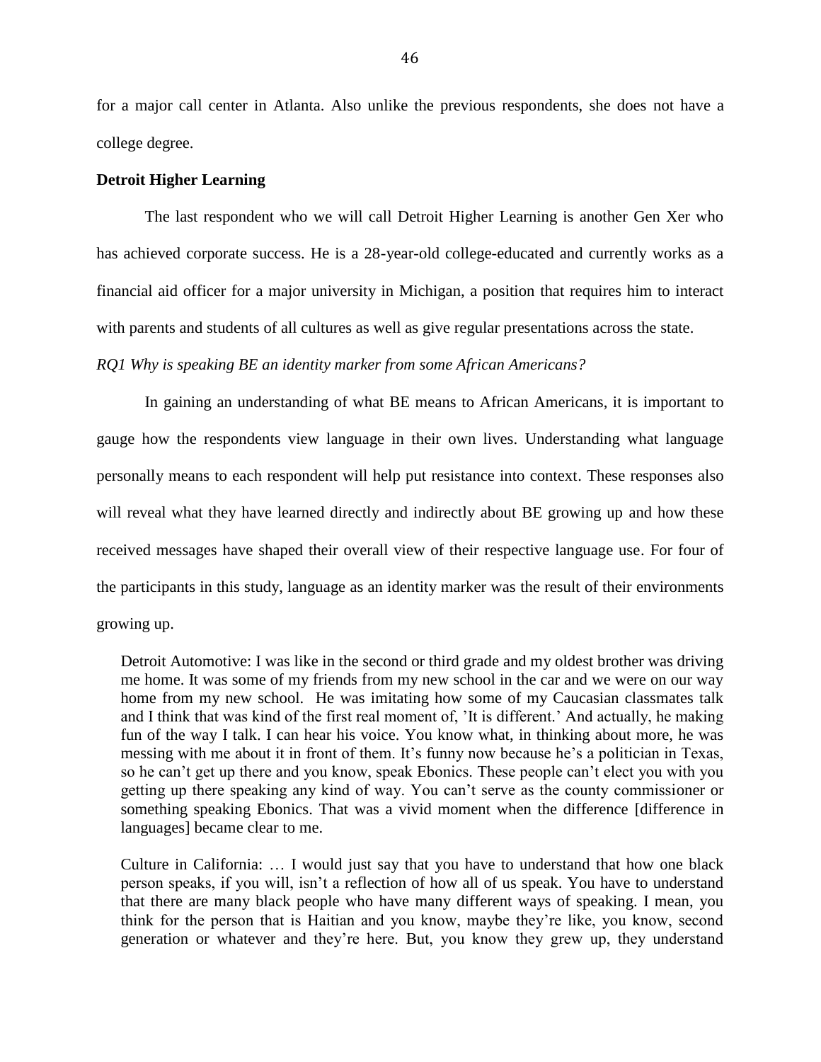for a major call center in Atlanta. Also unlike the previous respondents, she does not have a college degree.

**Detroit Higher Learning**

The last respondent who we will call Detroit Higher Learning is another Gen Xer who has achieved corporate success. He is a 28-year-old college-educated and currently works as a financial aid officer for a major university in Michigan, a position that requires him to interact with parents and students of all cultures as well as give regular presentations across the state.

*RQ1 Why is speaking BE an identity marker from some African Americans?*

In gaining an understanding of what BE means to African Americans, it is important to gauge how the respondents view language in their own lives. Understanding what language personally means to each respondent will help put resistance into context. These responses also will reveal what they have learned directly and indirectly about BE growing up and how these received messages have shaped their overall view of their respective language use. For four of the participants in this study, language as an identity marker was the result of their environments growing up.

> Detroit Automotive: I was like in the second or third grade and my oldest brother was driving me home. It was some of my friends from my new school in the car and we were on our way home from my new school. He was imitating how some of my Caucasian classmates talk and I think that was kind of the first real moment of, 'It is different.' And actually, he making fun of the way I talk. I can hear his voice. You know what, in thinking about more, he was messing with me about it in front of them. It's funny now because he's a politician in Texas, so he can't get up there and you know, speak Ebonics. These people can't elect you with you getting up there speaking any kind of way. You can't serve as the county commissioner or something speaking Ebonics. That was a vivid moment when the difference [difference in languages] became clear to me.

> Culture in California: … I would just say that you have to understand that how one black person speaks, if you will, isn't a reflection of how all of us speak. You have to understand that there are many black people who have many different ways of speaking. I mean, you think for the person that is Haitian and you know, maybe they're like, you know, second generation or whatever and they're here. But, you know they grew up, they understand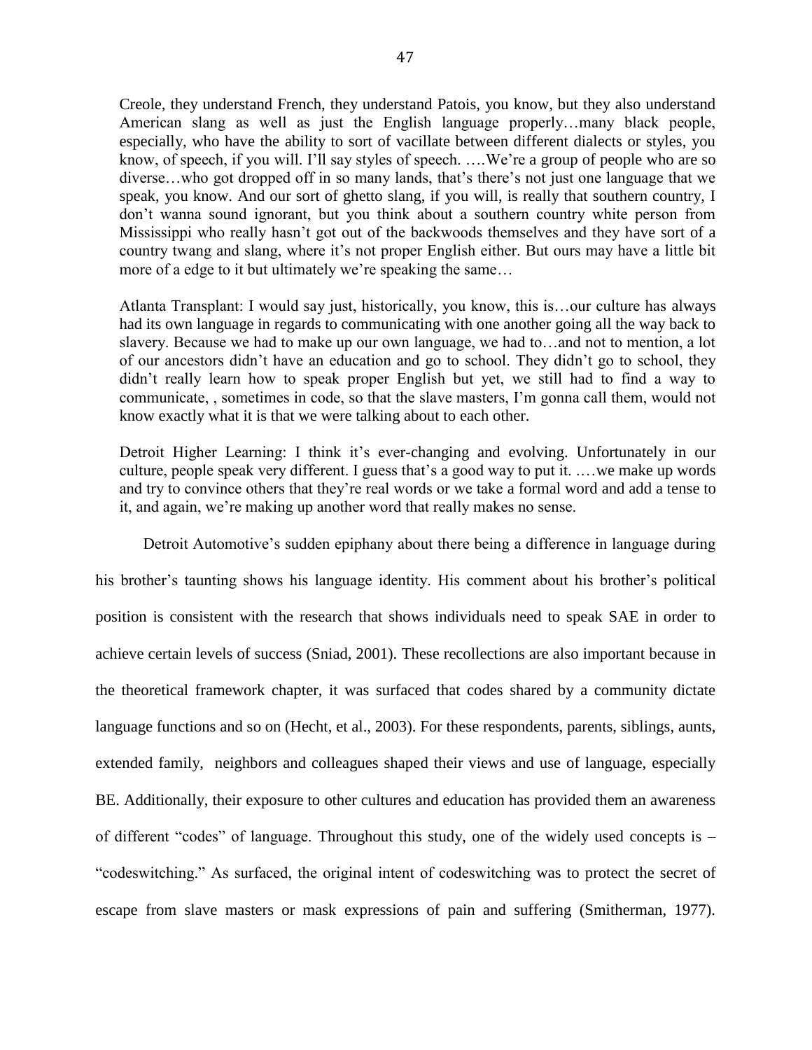Creole, they understand French, they understand Patois, you know, but they also understand American slang as well as just the English language properly…many black people, especially, who have the ability to sort of vacillate between different dialects or styles, you know, of speech, if you will. I'll say styles of speech. ….We're a group of people who are so diverse…who got dropped off in so many lands, that's there's not just one language that we speak, you know. And our sort of ghetto slang, if you will, is really that southern country, I don't wanna sound ignorant, but you think about a southern country white person from Mississippi who really hasn't got out of the backwoods themselves and they have sort of a country twang and slang, where it's not proper English either. But ours may have a little bit more of a edge to it but ultimately we're speaking the same…

Atlanta Transplant: I would say just, historically, you know, this is…our culture has always had its own language in regards to communicating with one another going all the way back to slavery. Because we had to make up our own language, we had to…and not to mention, a lot of our ancestors didn't have an education and go to school. They didn't go to school, they didn't really learn how to speak proper English but yet, we still had to find a way to communicate, , sometimes in code, so that the slave masters, I'm gonna call them, would not know exactly what it is that we were talking about to each other.

Detroit Higher Learning: I think it's ever-changing and evolving. Unfortunately in our culture, people speak very different. I guess that's a good way to put it. .…we make up words and try to convince others that they're real words or we take a formal word and add a tense to it, and again, we're making up another word that really makes no sense.

Detroit Automotive's sudden epiphany about there being a difference in language during his brother's taunting shows his language identity. His comment about his brother's political position is consistent with the research that shows individuals need to speak SAE in order to achieve certain levels of success (Sniad, 2001). These recollections are also important because in the theoretical framework chapter, it was surfaced that codes shared by a community dictate language functions and so on (Hecht, et al., 2003). For these respondents, parents, siblings, aunts, extended family, neighbors and colleagues shaped their views and use of language, especially BE. Additionally, their exposure to other cultures and education has provided them an awareness of different "codes" of language. Throughout this study, one of the widely used concepts is – "codeswitching." As surfaced, the original intent of codeswitching was to protect the secret of escape from slave masters or mask expressions of pain and suffering (Smitherman, 1977).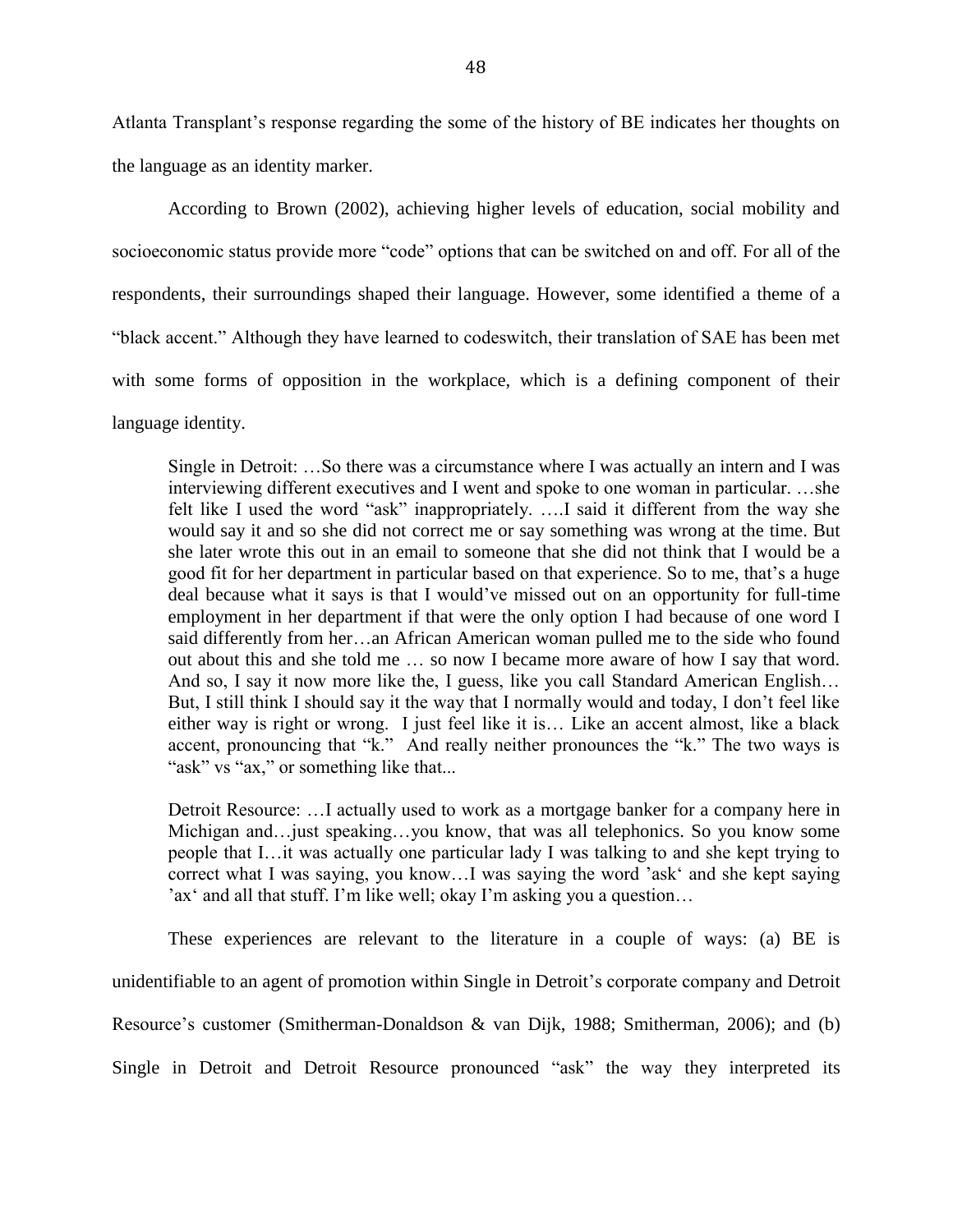Atlanta Transplant's response regarding the some of the history of BE indicates her thoughts on the language as an identity marker.

According to Brown (2002), achieving higher levels of education, social mobility and socioeconomic status provide more "code" options that can be switched on and off. For all of the respondents, their surroundings shaped their language. However, some identified a theme of a "black accent." Although they have learned to codeswitch, their translation of SAE has been met with some forms of opposition in the workplace, which is a defining component of their language identity.

> Single in Detroit: …So there was a circumstance where I was actually an intern and I was interviewing different executives and I went and spoke to one woman in particular. …she felt like I used the word "ask" inappropriately. ….I said it different from the way she would say it and so she did not correct me or say something was wrong at the time. But she later wrote this out in an email to someone that she did not think that I would be a good fit for her department in particular based on that experience. So to me, that's a huge deal because what it says is that I would've missed out on an opportunity for full-time employment in her department if that were the only option I had because of one word I said differently from her…an African American woman pulled me to the side who found out about this and she told me … so now I became more aware of how I say that word. And so, I say it now more like the, I guess, like you call Standard American English… But, I still think I should say it the way that I normally would and today, I don't feel like either way is right or wrong. I just feel like it is… Like an accent almost, like a black accent, pronouncing that "k." And really neither pronounces the "k." The two ways is "ask" vs "ax," or something like that...

> Detroit Resource: …I actually used to work as a mortgage banker for a company here in Michigan and…just speaking…you know, that was all telephonics. So you know some people that I…it was actually one particular lady I was talking to and she kept trying to correct what I was saying, you know…I was saying the word 'ask' and she kept saying 'ax' and all that stuff. I'm like well; okay I'm asking you a question…

These experiences are relevant to the literature in a couple of ways: (a) BE is unidentifiable to an agent of promotion within Single in Detroit's corporate company and Detroit Resource's customer (Smitherman-Donaldson & van Dijk, 1988; Smitherman, 2006); and (b) Single in Detroit and Detroit Resource pronounced "ask" the way they interpreted its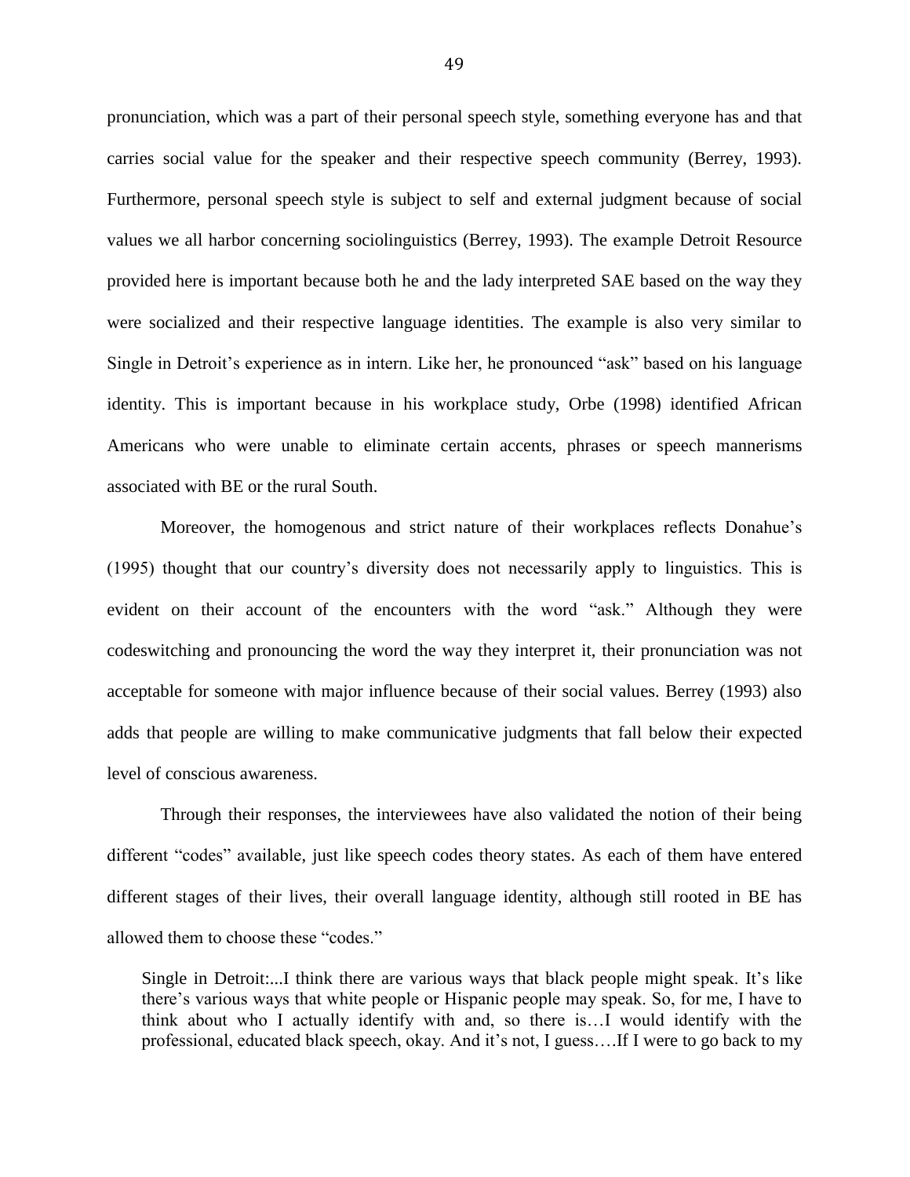pronunciation, which was a part of their personal speech style, something everyone has and that carries social value for the speaker and their respective speech community (Berrey, 1993). Furthermore, personal speech style is subject to self and external judgment because of social values we all harbor concerning sociolinguistics (Berrey, 1993). The example Detroit Resource provided here is important because both he and the lady interpreted SAE based on the way they were socialized and their respective language identities. The example is also very similar to Single in Detroit's experience as in intern. Like her, he pronounced "ask" based on his language identity. This is important because in his workplace study, Orbe (1998) identified African Americans who were unable to eliminate certain accents, phrases or speech mannerisms associated with BE or the rural South.

Moreover, the homogenous and strict nature of their workplaces reflects Donahue's (1995) thought that our country's diversity does not necessarily apply to linguistics. This is evident on their account of the encounters with the word "ask." Although they were codeswitching and pronouncing the word the way they interpret it, their pronunciation was not acceptable for someone with major influence because of their social values. Berrey (1993) also adds that people are willing to make communicative judgments that fall below their expected level of conscious awareness.

Through their responses, the interviewees have also validated the notion of their being different "codes" available, just like speech codes theory states. As each of them have entered different stages of their lives, their overall language identity, although still rooted in BE has allowed them to choose these "codes."

> Single in Detroit:...I think there are various ways that black people might speak. It's like there's various ways that white people or Hispanic people may speak. So, for me, I have to think about who I actually identify with and, so there is…I would identify with the professional, educated black speech, okay. And it's not, I guess….If I were to go back to my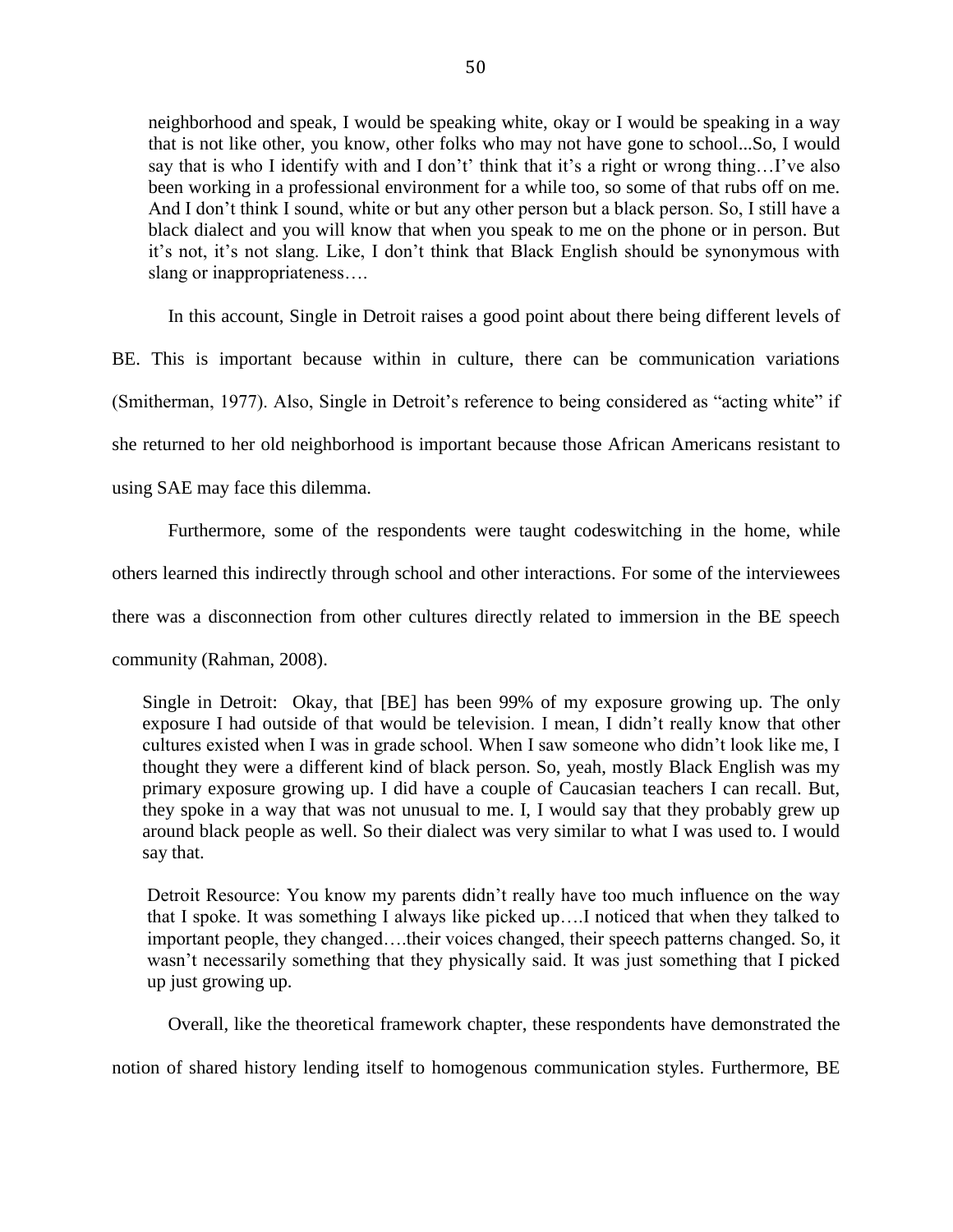neighborhood and speak, I would be speaking white, okay or I would be speaking in a way that is not like other, you know, other folks who may not have gone to school...So, I would say that is who I identify with and I don't' think that it's a right or wrong thing…I've also been working in a professional environment for a while too, so some of that rubs off on me. And I don't think I sound, white or but any other person but a black person. So, I still have a black dialect and you will know that when you speak to me on the phone or in person. But it's not, it's not slang. Like, I don't think that Black English should be synonymous with slang or inappropriateness….

In this account, Single in Detroit raises a good point about there being different levels of BE. This is important because within in culture, there can be communication variations (Smitherman, 1977). Also, Single in Detroit's reference to being considered as "acting white" if she returned to her old neighborhood is important because those African Americans resistant to using SAE may face this dilemma.

Furthermore, some of the respondents were taught codeswitching in the home, while others learned this indirectly through school and other interactions. For some of the interviewees there was a disconnection from other cultures directly related to immersion in the BE speech community (Rahman, 2008).

Single in Detroit: Okay, that [BE] has been 99% of my exposure growing up. The only exposure I had outside of that would be television. I mean, I didn't really know that other cultures existed when I was in grade school. When I saw someone who didn't look like me, I thought they were a different kind of black person. So, yeah, mostly Black English was my primary exposure growing up. I did have a couple of Caucasian teachers I can recall. But, they spoke in a way that was not unusual to me. I, I would say that they probably grew up around black people as well. So their dialect was very similar to what I was used to. I would say that.

Detroit Resource: You know my parents didn't really have too much influence on the way that I spoke. It was something I always like picked up….I noticed that when they talked to important people, they changed….their voices changed, their speech patterns changed. So, it wasn't necessarily something that they physically said. It was just something that I picked up just growing up.

Overall, like the theoretical framework chapter, these respondents have demonstrated the notion of shared history lending itself to homogenous communication styles. Furthermore, BE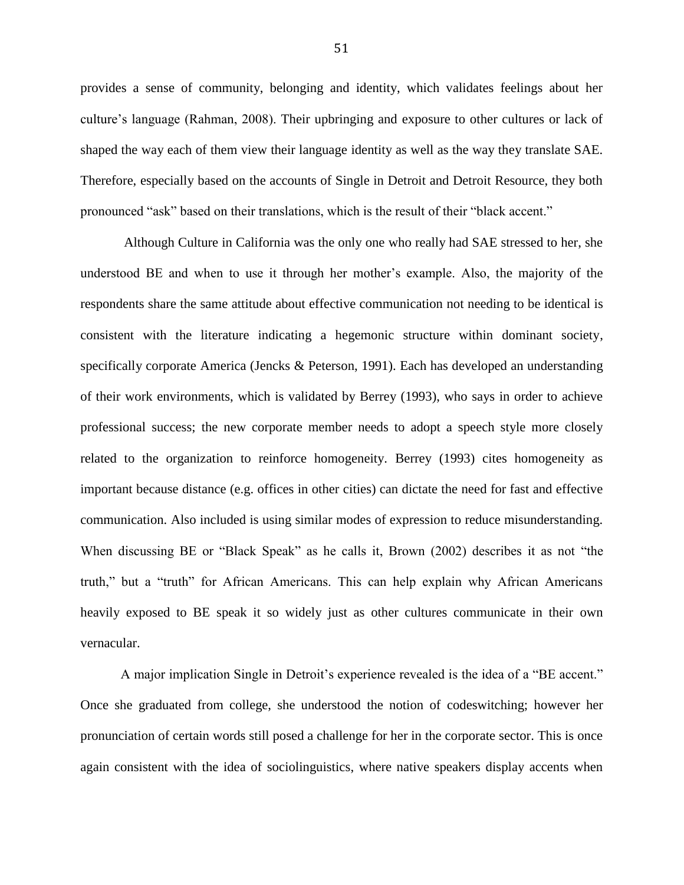provides a sense of community, belonging and identity, which validates feelings about her culture's language (Rahman, 2008). Their upbringing and exposure to other cultures or lack of shaped the way each of them view their language identity as well as the way they translate SAE. Therefore, especially based on the accounts of Single in Detroit and Detroit Resource, they both pronounced "ask" based on their translations, which is the result of their "black accent."

Although Culture in California was the only one who really had SAE stressed to her, she understood BE and when to use it through her mother's example. Also, the majority of the respondents share the same attitude about effective communication not needing to be identical is consistent with the literature indicating a hegemonic structure within dominant society, specifically corporate America (Jencks & Peterson, 1991). Each has developed an understanding of their work environments, which is validated by Berrey (1993), who says in order to achieve professional success; the new corporate member needs to adopt a speech style more closely related to the organization to reinforce homogeneity. Berrey (1993) cites homogeneity as important because distance (e.g. offices in other cities) can dictate the need for fast and effective communication. Also included is using similar modes of expression to reduce misunderstanding. When discussing BE or "Black Speak" as he calls it, Brown (2002) describes it as not "the truth," but a "truth" for African Americans. This can help explain why African Americans heavily exposed to BE speak it so widely just as other cultures communicate in their own vernacular.

A major implication Single in Detroit's experience revealed is the idea of a "BE accent." Once she graduated from college, she understood the notion of codeswitching; however her pronunciation of certain words still posed a challenge for her in the corporate sector. This is once again consistent with the idea of sociolinguistics, where native speakers display accents when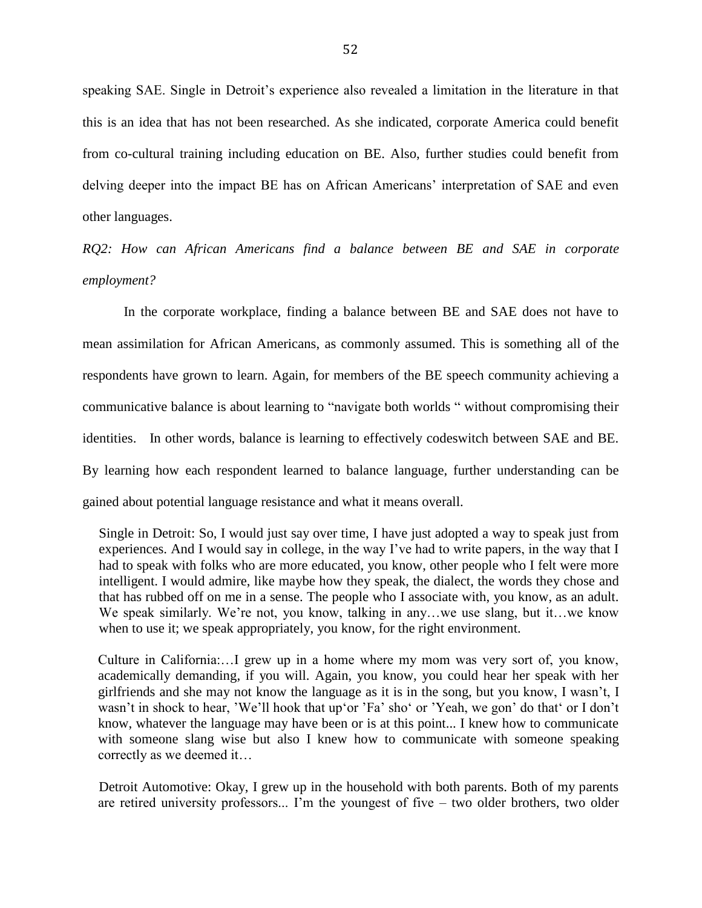speaking SAE. Single in Detroit's experience also revealed a limitation in the literature in that this is an idea that has not been researched. As she indicated, corporate America could benefit from co-cultural training including education on BE. Also, further studies could benefit from delving deeper into the impact BE has on African Americans' interpretation of SAE and even other languages.

*RQ2: How can African Americans find a balance between BE and SAE in corporate employment?*

In the corporate workplace, finding a balance between BE and SAE does not have to mean assimilation for African Americans, as commonly assumed. This is something all of the respondents have grown to learn. Again, for members of the BE speech community achieving a communicative balance is about learning to "navigate both worlds " without compromising their identities. In other words, balance is learning to effectively codeswitch between SAE and BE. By learning how each respondent learned to balance language, further understanding can be gained about potential language resistance and what it means overall.

> Single in Detroit: So, I would just say over time, I have just adopted a way to speak just from experiences. And I would say in college, in the way I've had to write papers, in the way that I had to speak with folks who are more educated, you know, other people who I felt were more intelligent. I would admire, like maybe how they speak, the dialect, the words they chose and that has rubbed off on me in a sense. The people who I associate with, you know, as an adult. We speak similarly. We're not, you know, talking in any…we use slang, but it…we know when to use it; we speak appropriately, you know, for the right environment.

> Culture in California:…I grew up in a home where my mom was very sort of, you know, academically demanding, if you will. Again, you know, you could hear her speak with her girlfriends and she may not know the language as it is in the song, but you know, I wasn't, I wasn't in shock to hear, 'We'll hook that up'or 'Fa' sho' or 'Yeah, we gon' do that' or I don't know, whatever the language may have been or is at this point... I knew how to communicate with someone slang wise but also I knew how to communicate with someone speaking correctly as we deemed it…

> Detroit Automotive: Okay, I grew up in the household with both parents. Both of my parents are retired university professors... I'm the youngest of five – two older brothers, two older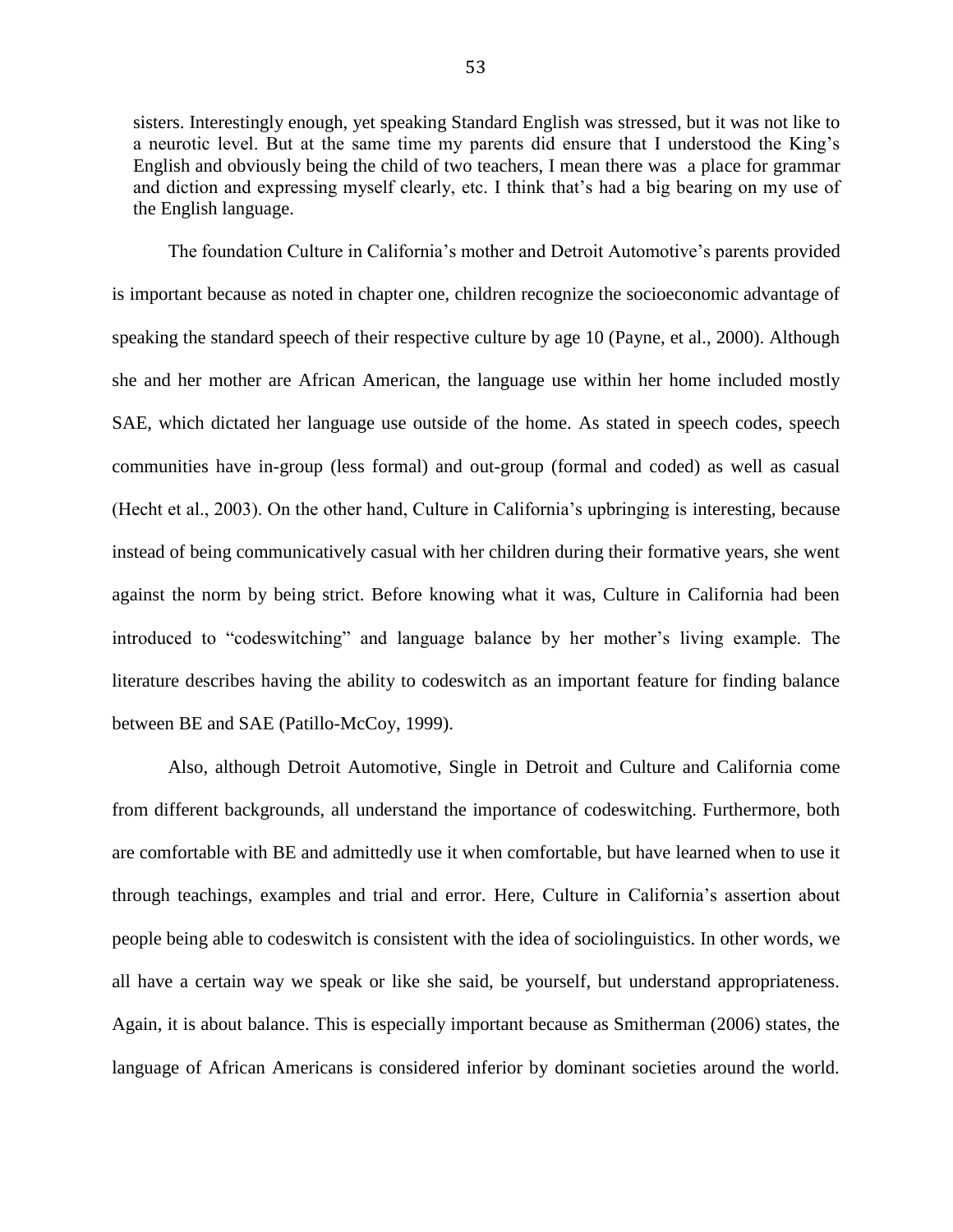> sisters. Interestingly enough, yet speaking Standard English was stressed, but it was not like to a neurotic level. But at the same time my parents did ensure that I understood the King's English and obviously being the child of two teachers, I mean there was a place for grammar and diction and expressing myself clearly, etc. I think that's had a big bearing on my use of the English language.

The foundation Culture in California's mother and Detroit Automotive's parents provided is important because as noted in chapter one, children recognize the socioeconomic advantage of speaking the standard speech of their respective culture by age 10 (Payne, et al., 2000). Although she and her mother are African American, the language use within her home included mostly SAE, which dictated her language use outside of the home. As stated in speech codes, speech communities have in-group (less formal) and out-group (formal and coded) as well as casual (Hecht et al., 2003). On the other hand, Culture in California's upbringing is interesting, because instead of being communicatively casual with her children during their formative years, she went against the norm by being strict. Before knowing what it was, Culture in California had been introduced to "codeswitching" and language balance by her mother's living example. The literature describes having the ability to codeswitch as an important feature for finding balance between BE and SAE (Patillo-McCoy, 1999).

Also, although Detroit Automotive, Single in Detroit and Culture and California come from different backgrounds, all understand the importance of codeswitching. Furthermore, both are comfortable with BE and admittedly use it when comfortable, but have learned when to use it through teachings, examples and trial and error. Here, Culture in California's assertion about people being able to codeswitch is consistent with the idea of sociolinguistics. In other words, we all have a certain way we speak or like she said, be yourself, but understand appropriateness. Again, it is about balance. This is especially important because as Smitherman (2006) states, the language of African Americans is considered inferior by dominant societies around the world.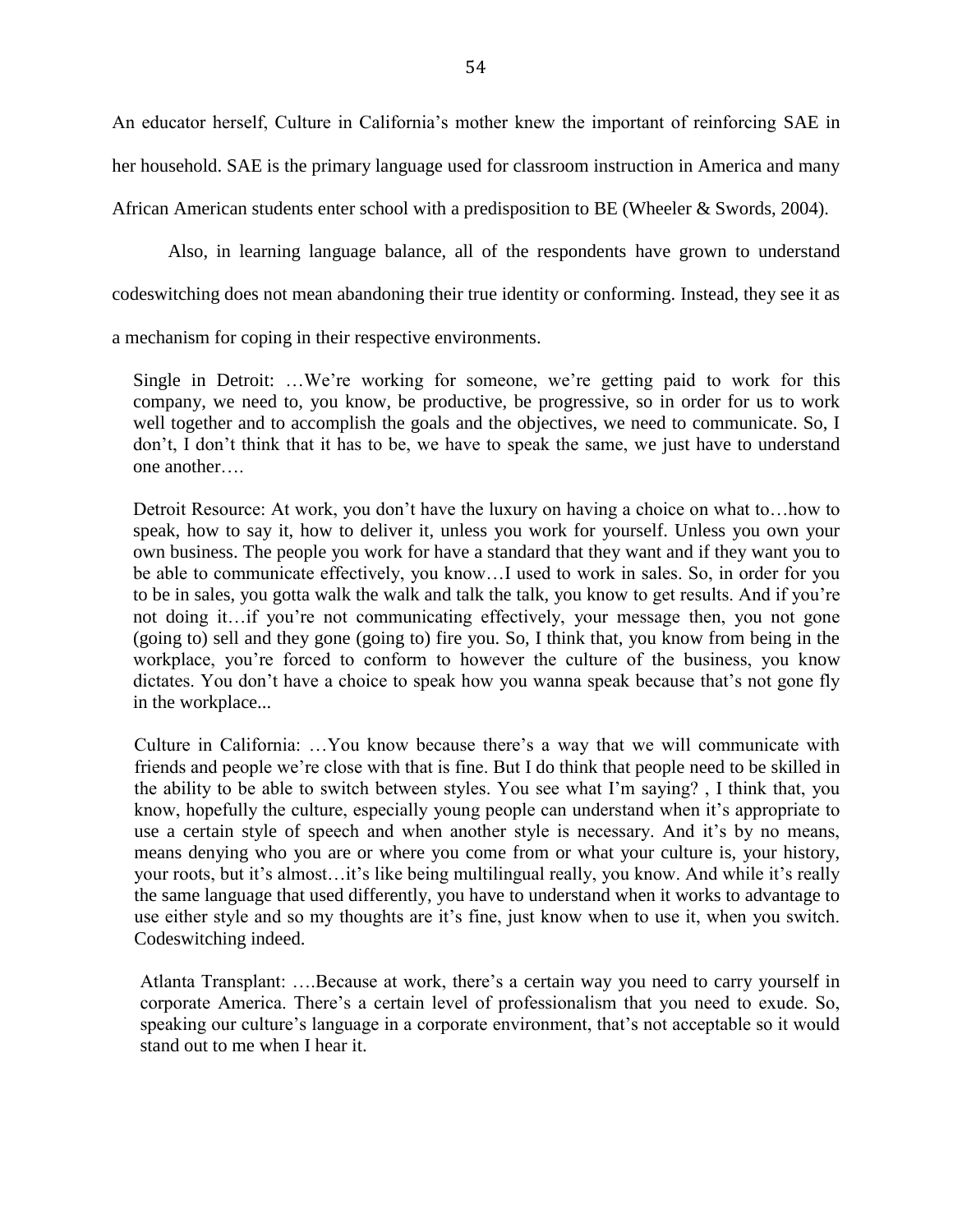An educator herself, Culture in California's mother knew the important of reinforcing SAE in her household. SAE is the primary language used for classroom instruction in America and many African American students enter school with a predisposition to BE (Wheeler & Swords, 2004).

Also, in learning language balance, all of the respondents have grown to understand codeswitching does not mean abandoning their true identity or conforming. Instead, they see it as a mechanism for coping in their respective environments.

> Single in Detroit: …We're working for someone, we're getting paid to work for this company, we need to, you know, be productive, be progressive, so in order for us to work well together and to accomplish the goals and the objectives, we need to communicate. So, I don't, I don't think that it has to be, we have to speak the same, we just have to understand one another….

> Detroit Resource: At work, you don't have the luxury on having a choice on what to…how to speak, how to say it, how to deliver it, unless you work for yourself. Unless you own your own business. The people you work for have a standard that they want and if they want you to be able to communicate effectively, you know…I used to work in sales. So, in order for you to be in sales, you gotta walk the walk and talk the talk, you know to get results. And if you're not doing it…if you're not communicating effectively, your message then, you not gone (going to) sell and they gone (going to) fire you. So, I think that, you know from being in the workplace, you're forced to conform to however the culture of the business, you know dictates. You don't have a choice to speak how you wanna speak because that's not gone fly in the workplace...

> Culture in California: …You know because there's a way that we will communicate with friends and people we're close with that is fine. But I do think that people need to be skilled in the ability to be able to switch between styles. You see what I'm saying? , I think that, you know, hopefully the culture, especially young people can understand when it's appropriate to use a certain style of speech and when another style is necessary. And it's by no means, means denying who you are or where you come from or what your culture is, your history, your roots, but it's almost…it's like being multilingual really, you know. And while it's really the same language that used differently, you have to understand when it works to advantage to use either style and so my thoughts are it's fine, just know when to use it, when you switch. Codeswitching indeed.

> Atlanta Transplant: ….Because at work, there's a certain way you need to carry yourself in corporate America. There's a certain level of professionalism that you need to exude. So, speaking our culture's language in a corporate environment, that's not acceptable so it would stand out to me when I hear it.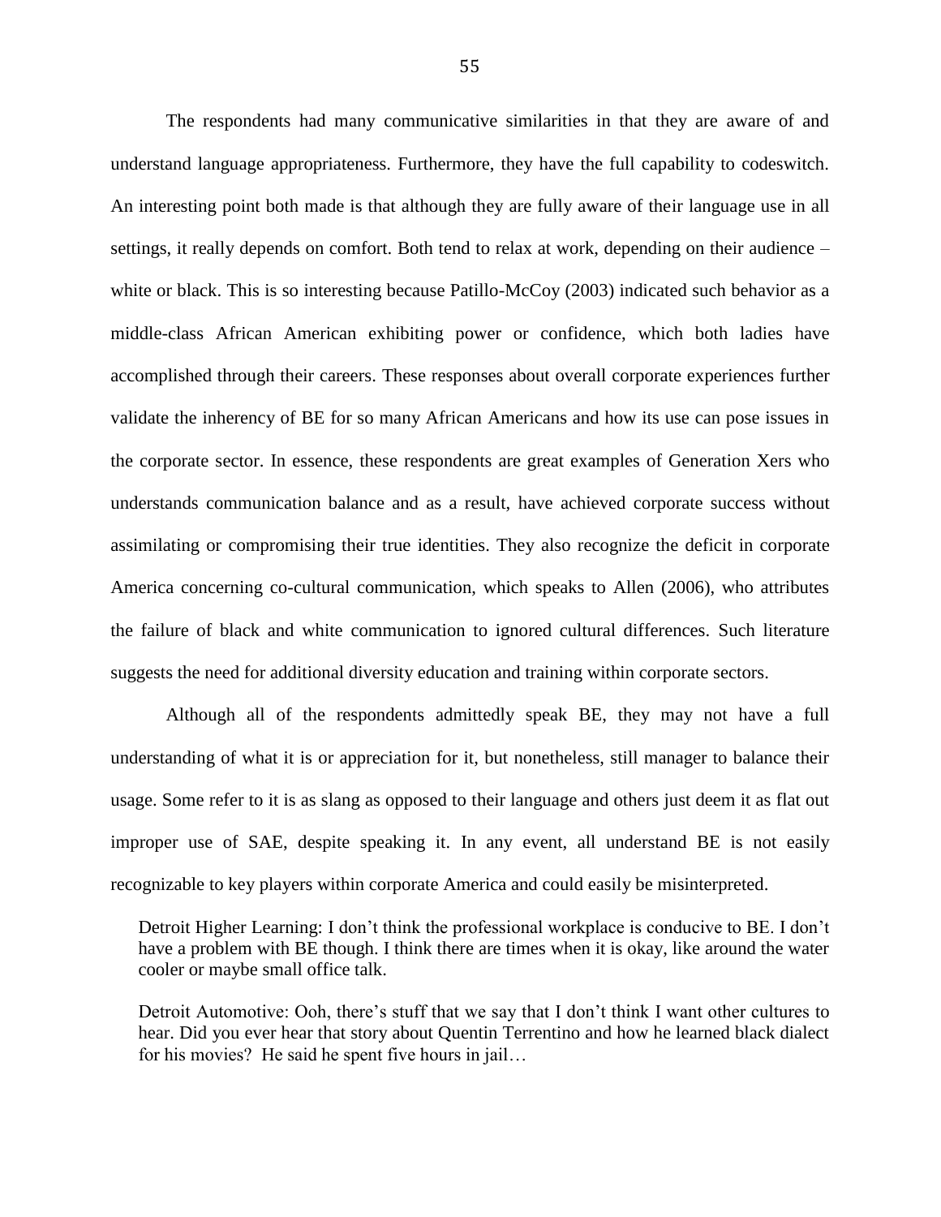The respondents had many communicative similarities in that they are aware of and understand language appropriateness. Furthermore, they have the full capability to codeswitch. An interesting point both made is that although they are fully aware of their language use in all settings, it really depends on comfort. Both tend to relax at work, depending on their audience – white or black. This is so interesting because Patillo-McCoy (2003) indicated such behavior as a middle-class African American exhibiting power or confidence, which both ladies have accomplished through their careers. These responses about overall corporate experiences further validate the inherency of BE for so many African Americans and how its use can pose issues in the corporate sector. In essence, these respondents are great examples of Generation Xers who understands communication balance and as a result, have achieved corporate success without assimilating or compromising their true identities. They also recognize the deficit in corporate America concerning co-cultural communication, which speaks to Allen (2006), who attributes the failure of black and white communication to ignored cultural differences. Such literature suggests the need for additional diversity education and training within corporate sectors.

Although all of the respondents admittedly speak BE, they may not have a full understanding of what it is or appreciation for it, but nonetheless, still manager to balance their usage. Some refer to it is as slang as opposed to their language and others just deem it as flat out improper use of SAE, despite speaking it. In any event, all understand BE is not easily recognizable to key players within corporate America and could easily be misinterpreted.

> Detroit Higher Learning: I don't think the professional workplace is conducive to BE. I don't have a problem with BE though. I think there are times when it is okay, like around the water cooler or maybe small office talk.
>
> Detroit Automotive: Ooh, there's stuff that we say that I don't think I want other cultures to hear. Did you ever hear that story about Quentin Terrentino and how he learned black dialect for his movies? He said he spent five hours in jail…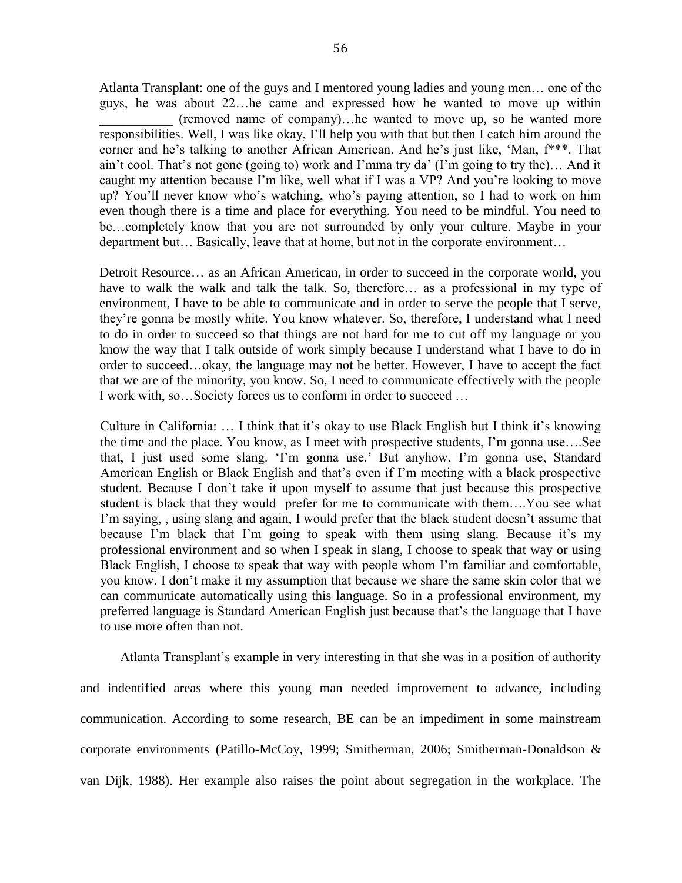> Atlanta Transplant: one of the guys and I mentored young ladies and young men… one of the guys, he was about 22…he came and expressed how he wanted to move up within ___________ (removed name of company)…he wanted to move up, so he wanted more responsibilities. Well, I was like okay, I'll help you with that but then I catch him around the corner and he's talking to another African American. And he's just like, 'Man, f***. That ain't cool. That's not gone (going to) work and I'mma try da' (I'm going to try the)… And it caught my attention because I'm like, well what if I was a VP? And you're looking to move up? You'll never know who's watching, who's paying attention, so I had to work on him even though there is a time and place for everything. You need to be mindful. You need to be…completely know that you are not surrounded by only your culture. Maybe in your department but… Basically, leave that at home, but not in the corporate environment…

> Detroit Resource… as an African American, in order to succeed in the corporate world, you have to walk the walk and talk the talk. So, therefore… as a professional in my type of environment, I have to be able to communicate and in order to serve the people that I serve, they're gonna be mostly white. You know whatever. So, therefore, I understand what I need to do in order to succeed so that things are not hard for me to cut off my language or you know the way that I talk outside of work simply because I understand what I have to do in order to succeed…okay, the language may not be better. However, I have to accept the fact that we are of the minority, you know. So, I need to communicate effectively with the people I work with, so…Society forces us to conform in order to succeed …

> Culture in California: … I think that it's okay to use Black English but I think it's knowing the time and the place. You know, as I meet with prospective students, I'm gonna use….See that, I just used some slang. 'I'm gonna use.' But anyhow, I'm gonna use, Standard American English or Black English and that's even if I'm meeting with a black prospective student. Because I don't take it upon myself to assume that just because this prospective student is black that they would prefer for me to communicate with them….You see what I'm saying, , using slang and again, I would prefer that the black student doesn't assume that because I'm black that I'm going to speak with them using slang. Because it's my professional environment and so when I speak in slang, I choose to speak that way or using Black English, I choose to speak that way with people whom I'm familiar and comfortable, you know. I don't make it my assumption that because we share the same skin color that we can communicate automatically using this language. So in a professional environment, my preferred language is Standard American English just because that's the language that I have to use more often than not.

Atlanta Transplant's example in very interesting in that she was in a position of authority and indentified areas where this young man needed improvement to advance, including communication. According to some research, BE can be an impediment in some mainstream corporate environments (Patillo-McCoy, 1999; Smitherman, 2006; Smitherman-Donaldson & van Dijk, 1988). Her example also raises the point about segregation in the workplace. The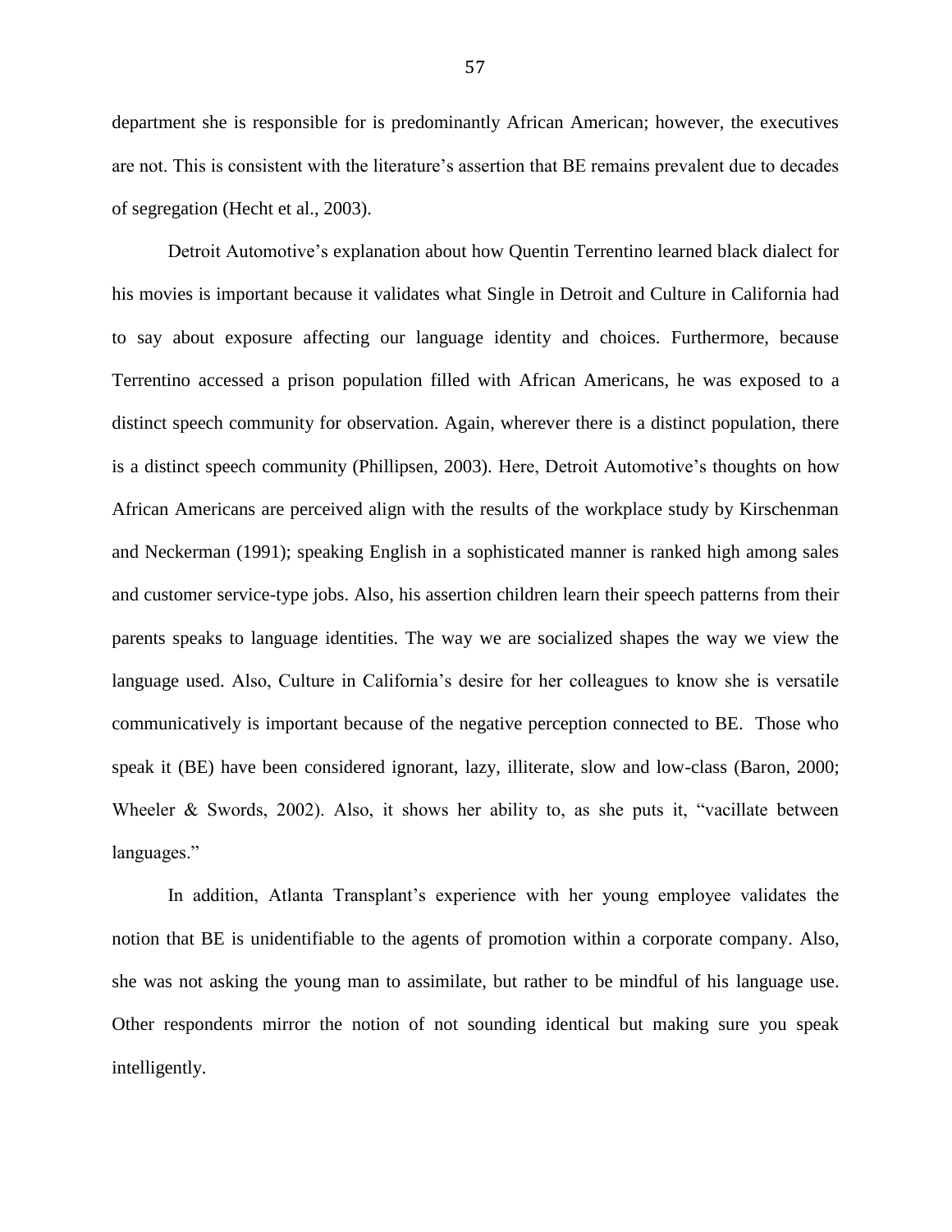department she is responsible for is predominantly African American; however, the executives are not. This is consistent with the literature's assertion that BE remains prevalent due to decades of segregation (Hecht et al., 2003).

Detroit Automotive's explanation about how Quentin Terrentino learned black dialect for his movies is important because it validates what Single in Detroit and Culture in California had to say about exposure affecting our language identity and choices. Furthermore, because Terrentino accessed a prison population filled with African Americans, he was exposed to a distinct speech community for observation. Again, wherever there is a distinct population, there is a distinct speech community (Phillipsen, 2003). Here, Detroit Automotive's thoughts on how African Americans are perceived align with the results of the workplace study by Kirschenman and Neckerman (1991); speaking English in a sophisticated manner is ranked high among sales and customer service-type jobs. Also, his assertion children learn their speech patterns from their parents speaks to language identities. The way we are socialized shapes the way we view the language used. Also, Culture in California's desire for her colleagues to know she is versatile communicatively is important because of the negative perception connected to BE. Those who speak it (BE) have been considered ignorant, lazy, illiterate, slow and low-class (Baron, 2000; Wheeler & Swords, 2002). Also, it shows her ability to, as she puts it, "vacillate between languages."

In addition, Atlanta Transplant's experience with her young employee validates the notion that BE is unidentifiable to the agents of promotion within a corporate company. Also, she was not asking the young man to assimilate, but rather to be mindful of his language use. Other respondents mirror the notion of not sounding identical but making sure you speak intelligently.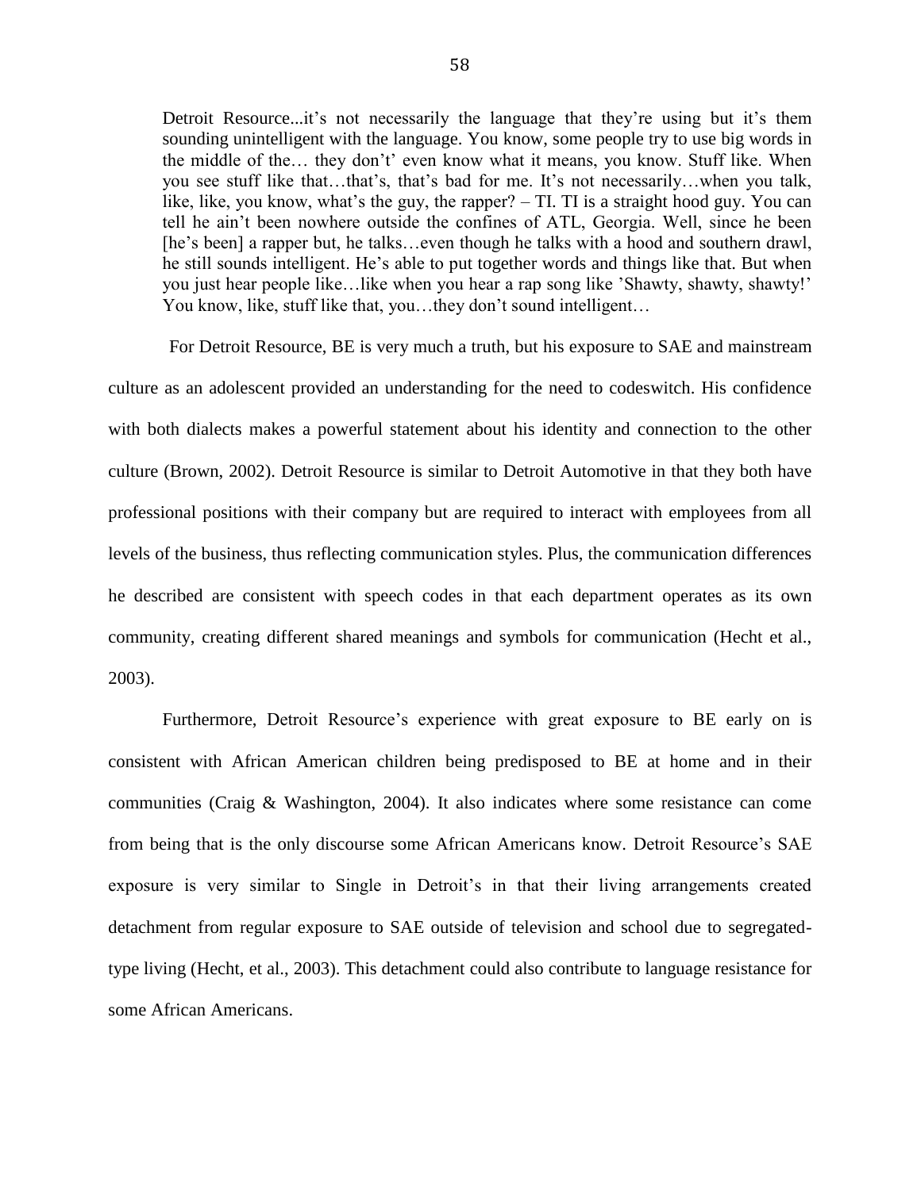> Detroit Resource...it's not necessarily the language that they're using but it's them sounding unintelligent with the language. You know, some people try to use big words in the middle of the… they don't' even know what it means, you know. Stuff like. When you see stuff like that…that's, that's bad for me. It's not necessarily…when you talk, like, like, you know, what's the guy, the rapper? – TI. TI is a straight hood guy. You can tell he ain't been nowhere outside the confines of ATL, Georgia. Well, since he been [he's been] a rapper but, he talks…even though he talks with a hood and southern drawl, he still sounds intelligent. He's able to put together words and things like that. But when you just hear people like…like when you hear a rap song like 'Shawty, shawty, shawty!' You know, like, stuff like that, you…they don't sound intelligent…

For Detroit Resource, BE is very much a truth, but his exposure to SAE and mainstream culture as an adolescent provided an understanding for the need to codeswitch. His confidence with both dialects makes a powerful statement about his identity and connection to the other culture (Brown, 2002). Detroit Resource is similar to Detroit Automotive in that they both have professional positions with their company but are required to interact with employees from all levels of the business, thus reflecting communication styles. Plus, the communication differences he described are consistent with speech codes in that each department operates as its own community, creating different shared meanings and symbols for communication (Hecht et al., 2003).

Furthermore, Detroit Resource's experience with great exposure to BE early on is consistent with African American children being predisposed to BE at home and in their communities (Craig & Washington, 2004). It also indicates where some resistance can come from being that is the only discourse some African Americans know. Detroit Resource's SAE exposure is very similar to Single in Detroit's in that their living arrangements created detachment from regular exposure to SAE outside of television and school due to segregated-type living (Hecht, et al., 2003). This detachment could also contribute to language resistance for some African Americans.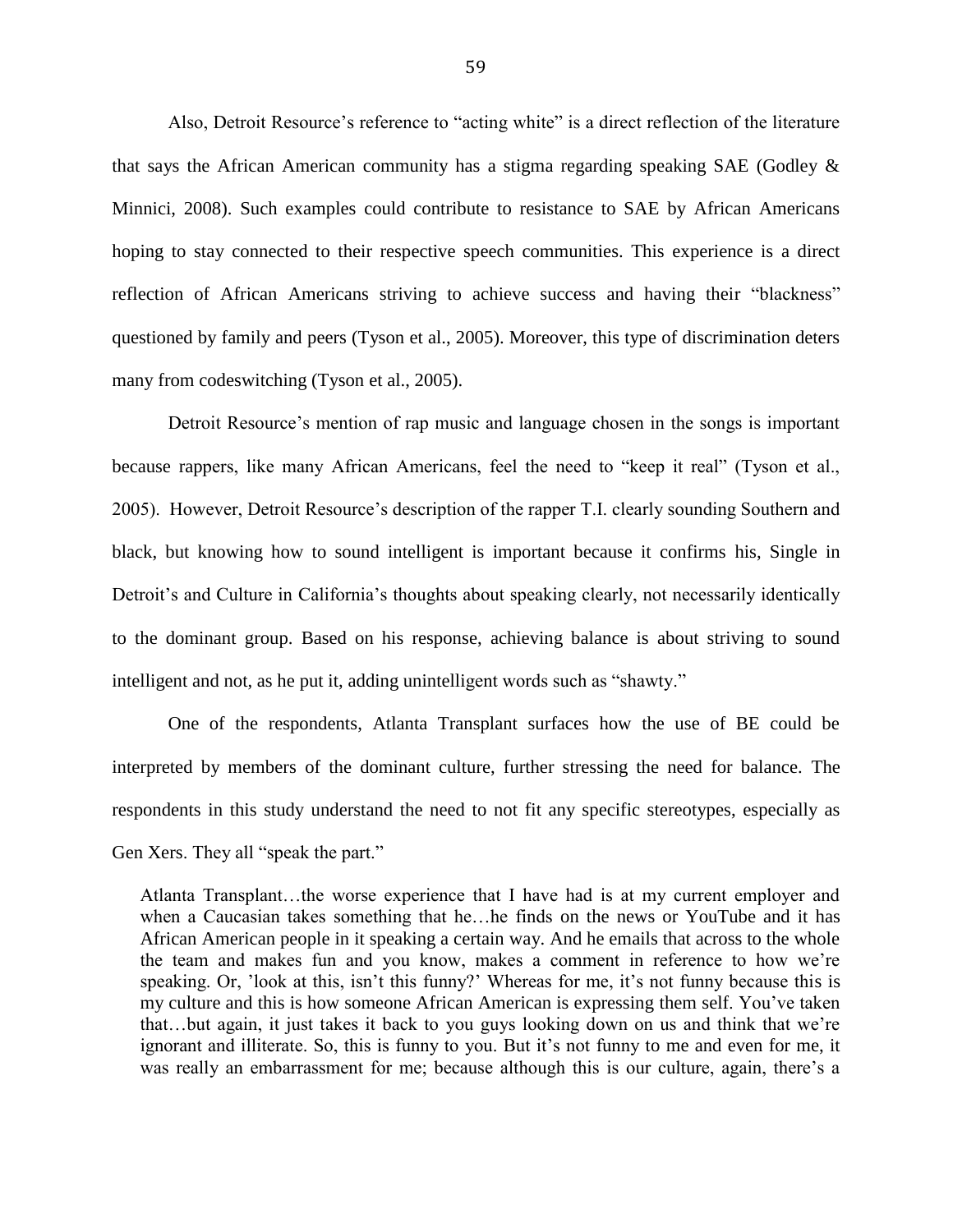Also, Detroit Resource's reference to "acting white" is a direct reflection of the literature that says the African American community has a stigma regarding speaking SAE (Godley & Minnici, 2008). Such examples could contribute to resistance to SAE by African Americans hoping to stay connected to their respective speech communities. This experience is a direct reflection of African Americans striving to achieve success and having their "blackness" questioned by family and peers (Tyson et al., 2005). Moreover, this type of discrimination deters many from codeswitching (Tyson et al., 2005).

Detroit Resource's mention of rap music and language chosen in the songs is important because rappers, like many African Americans, feel the need to "keep it real" (Tyson et al., 2005). However, Detroit Resource's description of the rapper T.I. clearly sounding Southern and black, but knowing how to sound intelligent is important because it confirms his, Single in Detroit's and Culture in California's thoughts about speaking clearly, not necessarily identically to the dominant group. Based on his response, achieving balance is about striving to sound intelligent and not, as he put it, adding unintelligent words such as "shawty."

One of the respondents, Atlanta Transplant surfaces how the use of BE could be interpreted by members of the dominant culture, further stressing the need for balance. The respondents in this study understand the need to not fit any specific stereotypes, especially as Gen Xers. They all "speak the part."

> Atlanta Transplant…the worse experience that I have had is at my current employer and when a Caucasian takes something that he…he finds on the news or YouTube and it has African American people in it speaking a certain way. And he emails that across to the whole the team and makes fun and you know, makes a comment in reference to how we're speaking. Or, 'look at this, isn't this funny?' Whereas for me, it's not funny because this is my culture and this is how someone African American is expressing them self. You've taken that…but again, it just takes it back to you guys looking down on us and think that we're ignorant and illiterate. So, this is funny to you. But it's not funny to me and even for me, it was really an embarrassment for me; because although this is our culture, again, there's a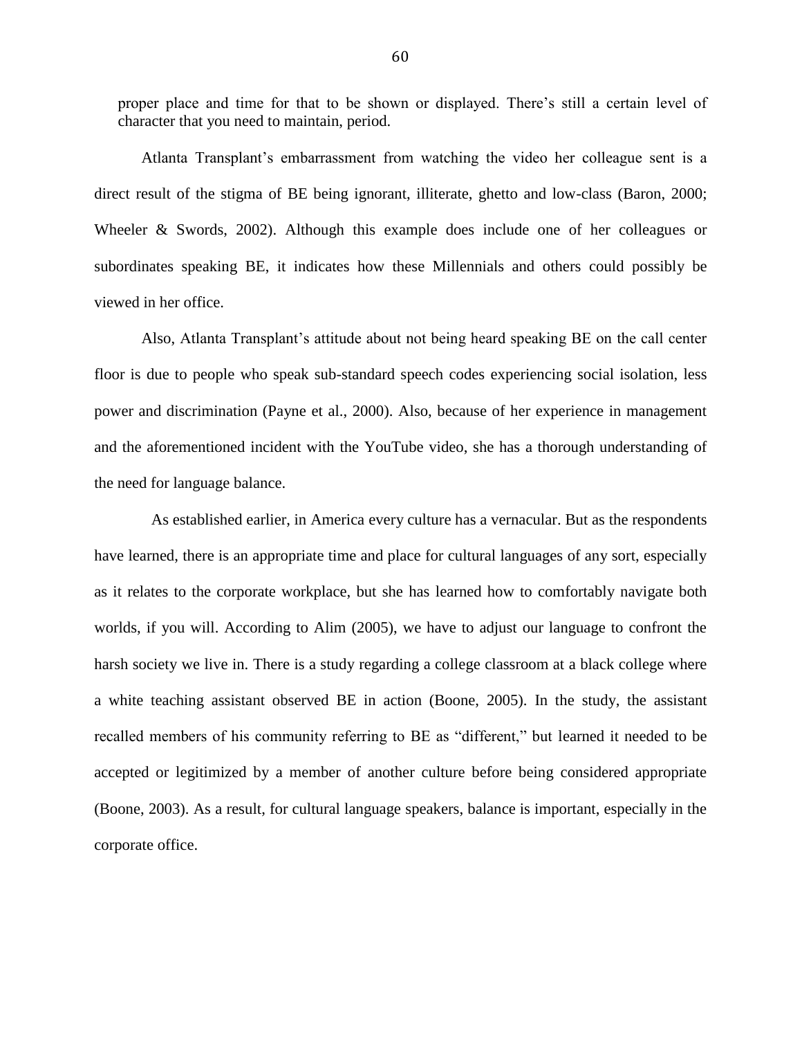> proper place and time for that to be shown or displayed. There's still a certain level of character that you need to maintain, period.

Atlanta Transplant's embarrassment from watching the video her colleague sent is a direct result of the stigma of BE being ignorant, illiterate, ghetto and low-class (Baron, 2000; Wheeler & Swords, 2002). Although this example does include one of her colleagues or subordinates speaking BE, it indicates how these Millennials and others could possibly be viewed in her office.

Also, Atlanta Transplant's attitude about not being heard speaking BE on the call center floor is due to people who speak sub-standard speech codes experiencing social isolation, less power and discrimination (Payne et al., 2000). Also, because of her experience in management and the aforementioned incident with the YouTube video, she has a thorough understanding of the need for language balance.

As established earlier, in America every culture has a vernacular. But as the respondents have learned, there is an appropriate time and place for cultural languages of any sort, especially as it relates to the corporate workplace, but she has learned how to comfortably navigate both worlds, if you will. According to Alim (2005), we have to adjust our language to confront the harsh society we live in. There is a study regarding a college classroom at a black college where a white teaching assistant observed BE in action (Boone, 2005). In the study, the assistant recalled members of his community referring to BE as "different," but learned it needed to be accepted or legitimized by a member of another culture before being considered appropriate (Boone, 2003). As a result, for cultural language speakers, balance is important, especially in the corporate office.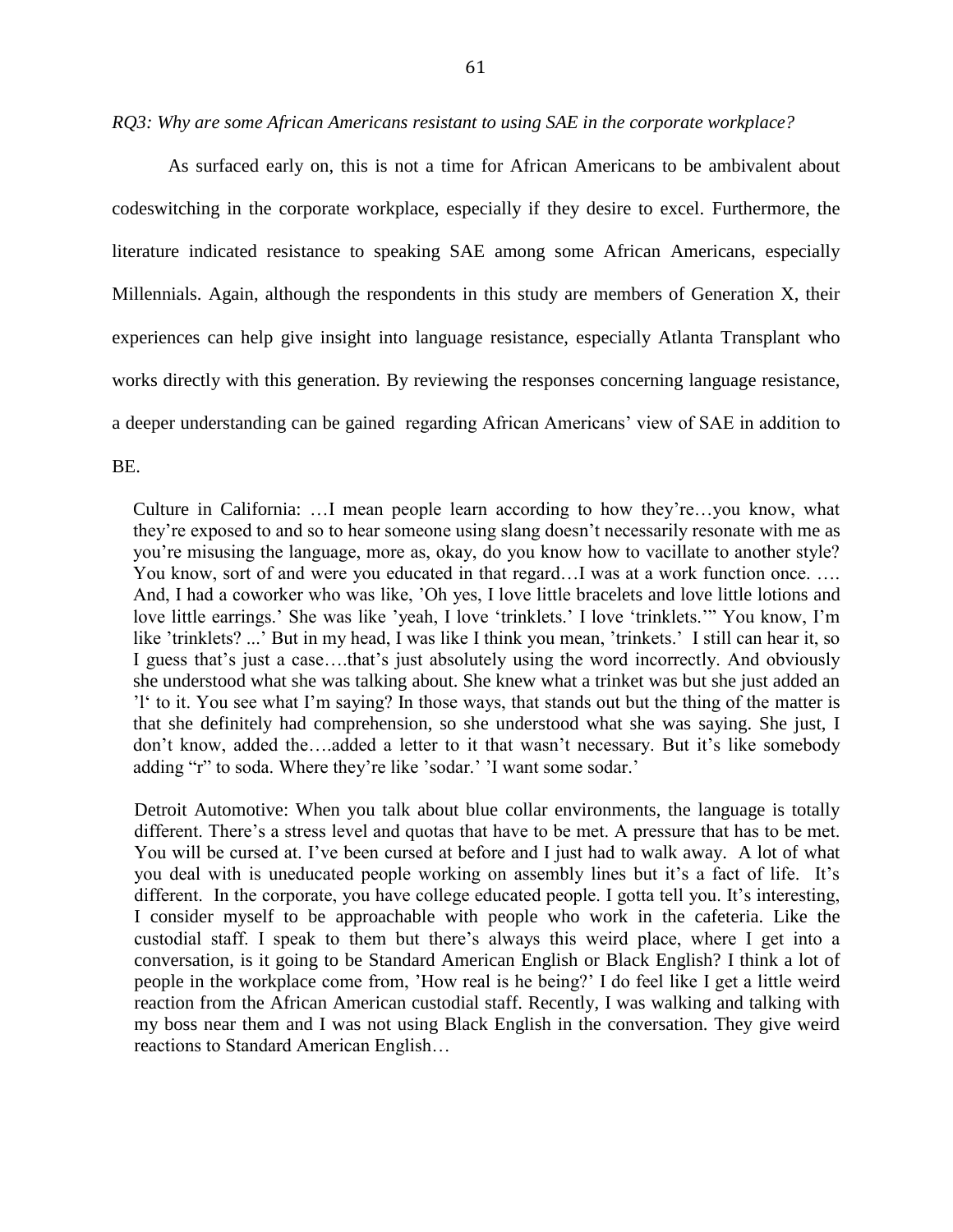*RQ3: Why are some African Americans resistant to using SAE in the corporate workplace?*

As surfaced early on, this is not a time for African Americans to be ambivalent about codeswitching in the corporate workplace, especially if they desire to excel. Furthermore, the literature indicated resistance to speaking SAE among some African Americans, especially Millennials. Again, although the respondents in this study are members of Generation X, their experiences can help give insight into language resistance, especially Atlanta Transplant who works directly with this generation. By reviewing the responses concerning language resistance, a deeper understanding can be gained regarding African Americans' view of SAE in addition to BE.

> Culture in California: …I mean people learn according to how they're…you know, what they're exposed to and so to hear someone using slang doesn't necessarily resonate with me as you're misusing the language, more as, okay, do you know how to vacillate to another style? You know, sort of and were you educated in that regard…I was at a work function once. …. And, I had a coworker who was like, 'Oh yes, I love little bracelets and love little lotions and love little earrings.' She was like 'yeah, I love 'trinklets.' I love 'trinklets.'" You know, I'm like 'trinklets? ...' But in my head, I was like I think you mean, 'trinkets.' I still can hear it, so I guess that's just a case….that's just absolutely using the word incorrectly. And obviously she understood what she was talking about. She knew what a trinket was but she just added an 'l' to it. You see what I'm saying? In those ways, that stands out but the thing of the matter is that she definitely had comprehension, so she understood what she was saying. She just, I don't know, added the….added a letter to it that wasn't necessary. But it's like somebody adding "r" to soda. Where they're like 'sodar.' 'I want some sodar.'

> Detroit Automotive: When you talk about blue collar environments, the language is totally different. There's a stress level and quotas that have to be met. A pressure that has to be met. You will be cursed at. I've been cursed at before and I just had to walk away. A lot of what you deal with is uneducated people working on assembly lines but it's a fact of life. It's different. In the corporate, you have college educated people. I gotta tell you. It's interesting, I consider myself to be approachable with people who work in the cafeteria. Like the custodial staff. I speak to them but there's always this weird place, where I get into a conversation, is it going to be Standard American English or Black English? I think a lot of people in the workplace come from, 'How real is he being?' I do feel like I get a little weird reaction from the African American custodial staff. Recently, I was walking and talking with my boss near them and I was not using Black English in the conversation. They give weird reactions to Standard American English…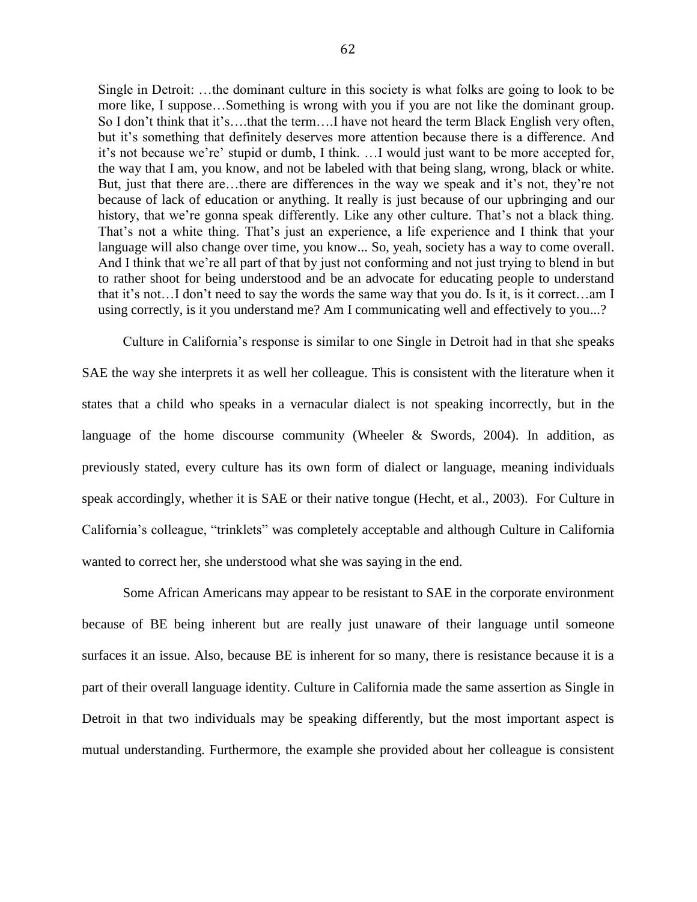> Single in Detroit: …the dominant culture in this society is what folks are going to look to be more like, I suppose…Something is wrong with you if you are not like the dominant group. So I don't think that it's….that the term….I have not heard the term Black English very often, but it's something that definitely deserves more attention because there is a difference. And it's not because we're' stupid or dumb, I think. …I would just want to be more accepted for, the way that I am, you know, and not be labeled with that being slang, wrong, black or white. But, just that there are…there are differences in the way we speak and it's not, they're not because of lack of education or anything. It really is just because of our upbringing and our history, that we're gonna speak differently. Like any other culture. That's not a black thing. That's not a white thing. That's just an experience, a life experience and I think that your language will also change over time, you know... So, yeah, society has a way to come overall. And I think that we're all part of that by just not conforming and not just trying to blend in but to rather shoot for being understood and be an advocate for educating people to understand that it's not…I don't need to say the words the same way that you do. Is it, is it correct…am I using correctly, is it you understand me? Am I communicating well and effectively to you...?

Culture in California's response is similar to one Single in Detroit had in that she speaks SAE the way she interprets it as well her colleague. This is consistent with the literature when it states that a child who speaks in a vernacular dialect is not speaking incorrectly, but in the language of the home discourse community (Wheeler & Swords, 2004). In addition, as previously stated, every culture has its own form of dialect or language, meaning individuals speak accordingly, whether it is SAE or their native tongue (Hecht, et al., 2003). For Culture in California's colleague, "trinklets" was completely acceptable and although Culture in California wanted to correct her, she understood what she was saying in the end.

Some African Americans may appear to be resistant to SAE in the corporate environment because of BE being inherent but are really just unaware of their language until someone surfaces it an issue. Also, because BE is inherent for so many, there is resistance because it is a part of their overall language identity. Culture in California made the same assertion as Single in Detroit in that two individuals may be speaking differently, but the most important aspect is mutual understanding. Furthermore, the example she provided about her colleague is consistent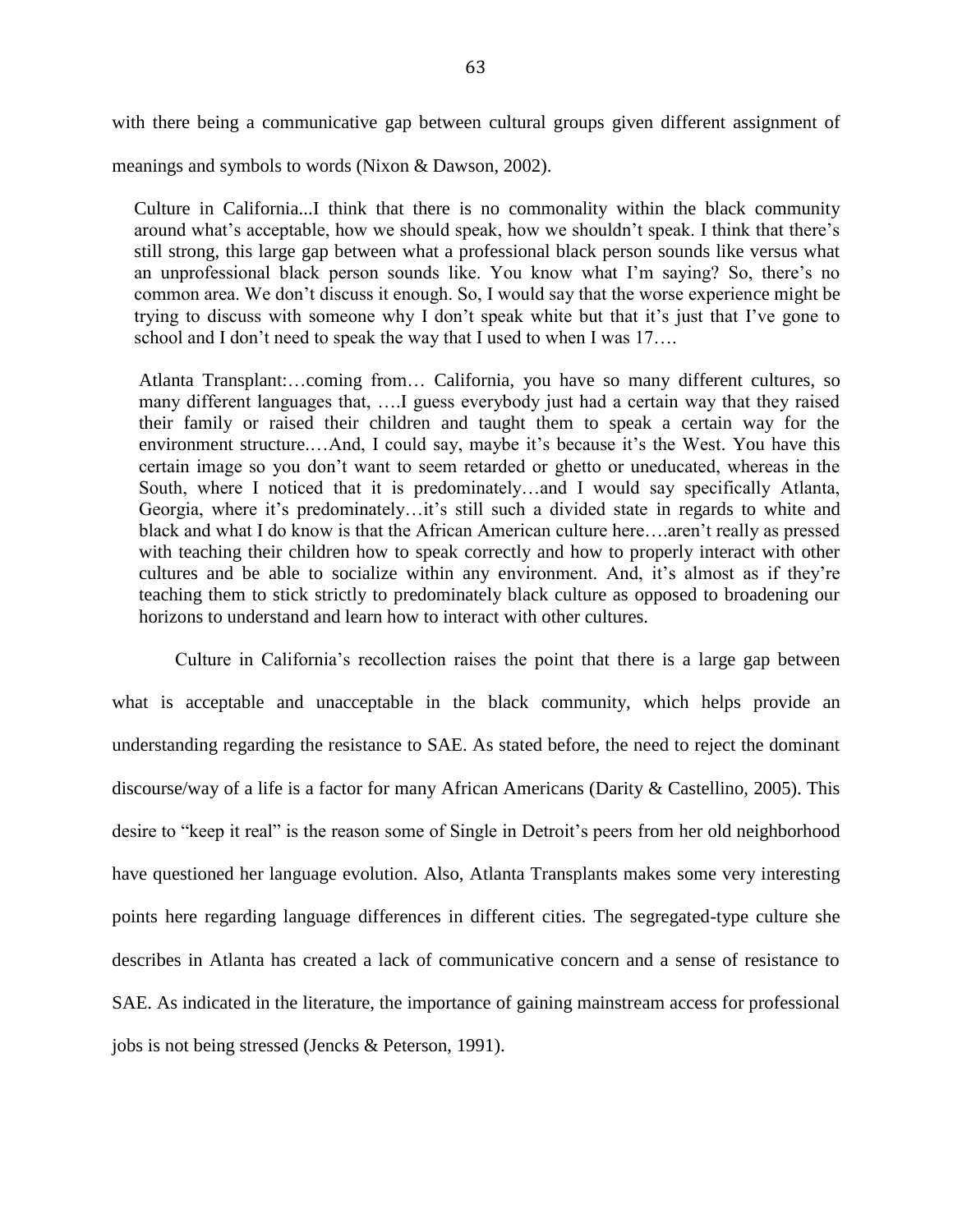with there being a communicative gap between cultural groups given different assignment of meanings and symbols to words (Nixon & Dawson, 2002).

> Culture in California...I think that there is no commonality within the black community around what's acceptable, how we should speak, how we shouldn't speak. I think that there's still strong, this large gap between what a professional black person sounds like versus what an unprofessional black person sounds like. You know what I'm saying? So, there's no common area. We don't discuss it enough. So, I would say that the worse experience might be trying to discuss with someone why I don't speak white but that it's just that I've gone to school and I don't need to speak the way that I used to when I was 17….

> Atlanta Transplant:…coming from… California, you have so many different cultures, so many different languages that, ….I guess everybody just had a certain way that they raised their family or raised their children and taught them to speak a certain way for the environment structure.…And, I could say, maybe it's because it's the West. You have this certain image so you don't want to seem retarded or ghetto or uneducated, whereas in the South, where I noticed that it is predominately…and I would say specifically Atlanta, Georgia, where it's predominately…it's still such a divided state in regards to white and black and what I do know is that the African American culture here….aren't really as pressed with teaching their children how to speak correctly and how to properly interact with other cultures and be able to socialize within any environment. And, it's almost as if they're teaching them to stick strictly to predominately black culture as opposed to broadening our horizons to understand and learn how to interact with other cultures.

Culture in California's recollection raises the point that there is a large gap between what is acceptable and unacceptable in the black community, which helps provide an understanding regarding the resistance to SAE. As stated before, the need to reject the dominant discourse/way of a life is a factor for many African Americans (Darity & Castellino, 2005). This desire to "keep it real" is the reason some of Single in Detroit's peers from her old neighborhood have questioned her language evolution. Also, Atlanta Transplants makes some very interesting points here regarding language differences in different cities. The segregated-type culture she describes in Atlanta has created a lack of communicative concern and a sense of resistance to SAE. As indicated in the literature, the importance of gaining mainstream access for professional jobs is not being stressed (Jencks & Peterson, 1991).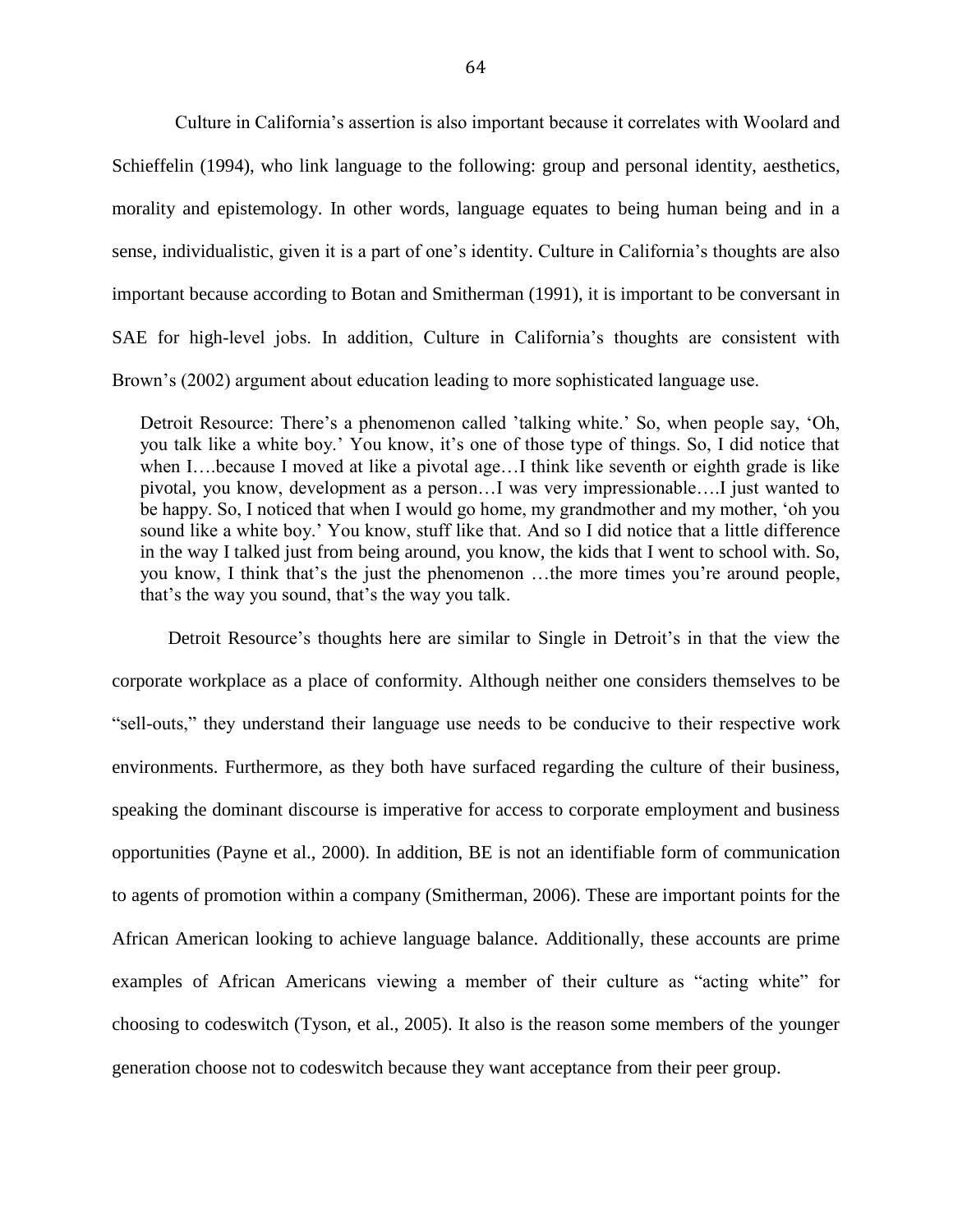Culture in California's assertion is also important because it correlates with Woolard and Schieffelin (1994), who link language to the following: group and personal identity, aesthetics, morality and epistemology. In other words, language equates to being human being and in a sense, individualistic, given it is a part of one's identity. Culture in California's thoughts are also important because according to Botan and Smitherman (1991), it is important to be conversant in SAE for high-level jobs. In addition, Culture in California's thoughts are consistent with Brown's (2002) argument about education leading to more sophisticated language use.

> Detroit Resource: There's a phenomenon called 'talking white.' So, when people say, 'Oh, you talk like a white boy.' You know, it's one of those type of things. So, I did notice that when I….because I moved at like a pivotal age…I think like seventh or eighth grade is like pivotal, you know, development as a person….I was very impressionable….I just wanted to be happy. So, I noticed that when I would go home, my grandmother and my mother, 'oh you sound like a white boy.' You know, stuff like that. And so I did notice that a little difference in the way I talked just from being around, you know, the kids that I went to school with. So, you know, I think that's the just the phenomenon …the more times you're around people, that's the way you sound, that's the way you talk.

Detroit Resource's thoughts here are similar to Single in Detroit's in that the view the corporate workplace as a place of conformity. Although neither one considers themselves to be "sell-outs," they understand their language use needs to be conducive to their respective work environments. Furthermore, as they both have surfaced regarding the culture of their business, speaking the dominant discourse is imperative for access to corporate employment and business opportunities (Payne et al., 2000). In addition, BE is not an identifiable form of communication to agents of promotion within a company (Smitherman, 2006). These are important points for the African American looking to achieve language balance. Additionally, these accounts are prime examples of African Americans viewing a member of their culture as "acting white" for choosing to codeswitch (Tyson, et al., 2005). It also is the reason some members of the younger generation choose not to codeswitch because they want acceptance from their peer group.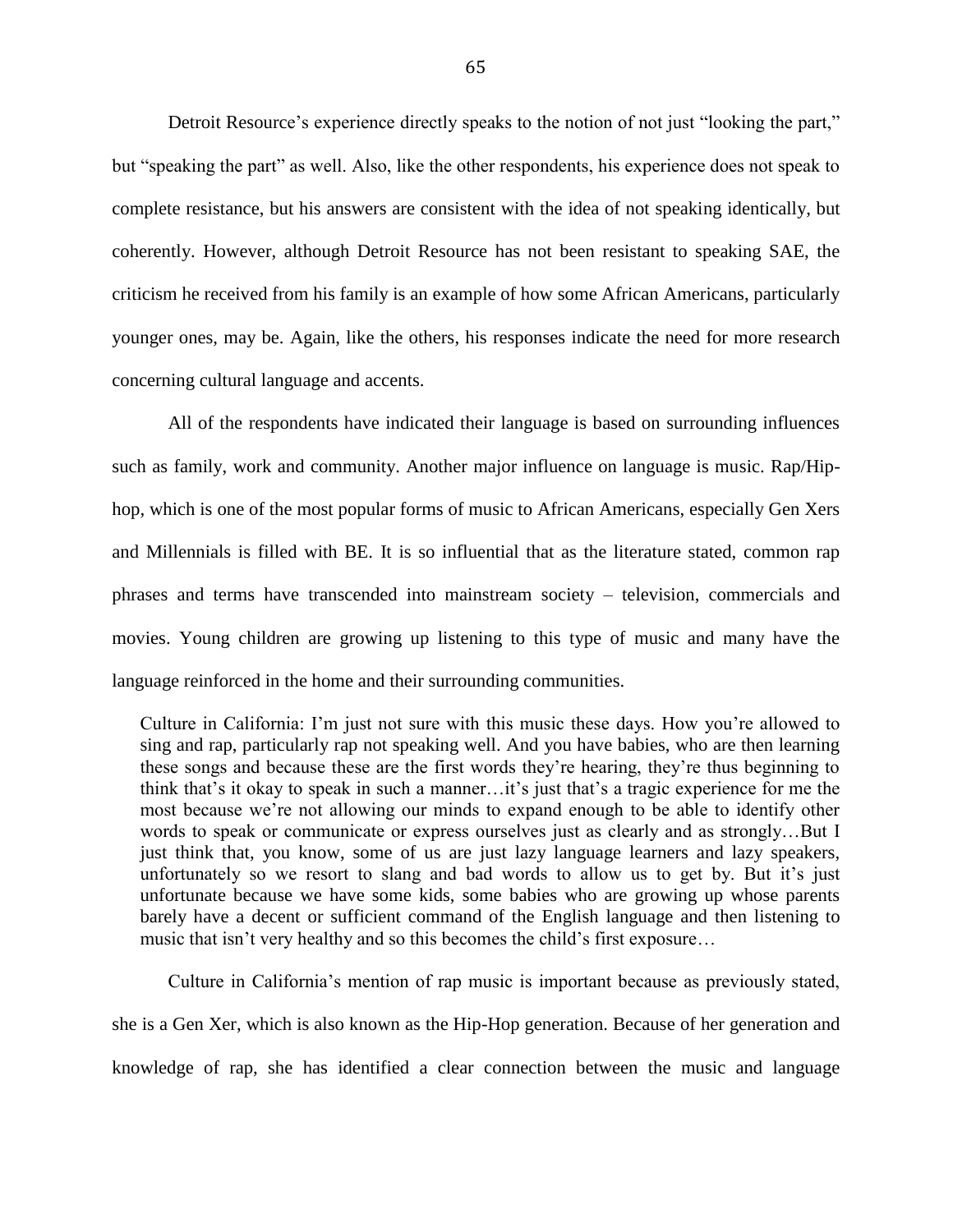Detroit Resource's experience directly speaks to the notion of not just "looking the part," but "speaking the part" as well. Also, like the other respondents, his experience does not speak to complete resistance, but his answers are consistent with the idea of not speaking identically, but coherently. However, although Detroit Resource has not been resistant to speaking SAE, the criticism he received from his family is an example of how some African Americans, particularly younger ones, may be. Again, like the others, his responses indicate the need for more research concerning cultural language and accents.

All of the respondents have indicated their language is based on surrounding influences such as family, work and community. Another major influence on language is music. Rap/Hip-hop, which is one of the most popular forms of music to African Americans, especially Gen Xers and Millennials is filled with BE. It is so influential that as the literature stated, common rap phrases and terms have transcended into mainstream society – television, commercials and movies. Young children are growing up listening to this type of music and many have the language reinforced in the home and their surrounding communities.

> Culture in California: I'm just not sure with this music these days. How you're allowed to sing and rap, particularly rap not speaking well. And you have babies, who are then learning these songs and because these are the first words they're hearing, they're thus beginning to think that's it okay to speak in such a manner…it's just that's a tragic experience for me the most because we're not allowing our minds to expand enough to be able to identify other words to speak or communicate or express ourselves just as clearly and as strongly…But I just think that, you know, some of us are just lazy language learners and lazy speakers, unfortunately so we resort to slang and bad words to allow us to get by. But it's just unfortunate because we have some kids, some babies who are growing up whose parents barely have a decent or sufficient command of the English language and then listening to music that isn't very healthy and so this becomes the child's first exposure…

Culture in California's mention of rap music is important because as previously stated, she is a Gen Xer, which is also known as the Hip-Hop generation. Because of her generation and knowledge of rap, she has identified a clear connection between the music and language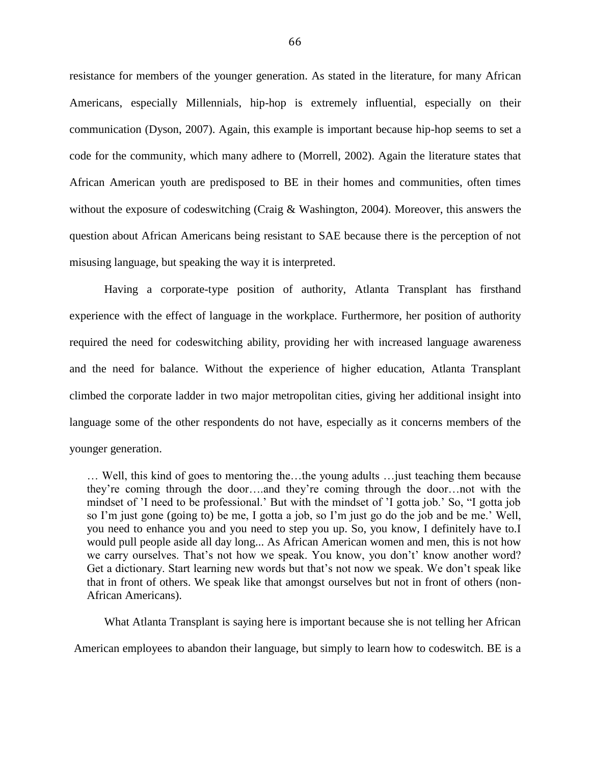resistance for members of the younger generation. As stated in the literature, for many African Americans, especially Millennials, hip-hop is extremely influential, especially on their communication (Dyson, 2007). Again, this example is important because hip-hop seems to set a code for the community, which many adhere to (Morrell, 2002). Again the literature states that African American youth are predisposed to BE in their homes and communities, often times without the exposure of codeswitching (Craig & Washington, 2004). Moreover, this answers the question about African Americans being resistant to SAE because there is the perception of not misusing language, but speaking the way it is interpreted.

Having a corporate-type position of authority, Atlanta Transplant has firsthand experience with the effect of language in the workplace. Furthermore, her position of authority required the need for codeswitching ability, providing her with increased language awareness and the need for balance. Without the experience of higher education, Atlanta Transplant climbed the corporate ladder in two major metropolitan cities, giving her additional insight into language some of the other respondents do not have, especially as it concerns members of the younger generation.

> … Well, this kind of goes to mentoring the…the young adults …just teaching them because they're coming through the door….and they're coming through the door…not with the mindset of 'I need to be professional.' But with the mindset of 'I gotta job.' So, "I gotta job so I'm just gone (going to) be me, I gotta a job, so I'm just go do the job and be me.' Well, you need to enhance you and you need to step you up. So, you know, I definitely have to.I would pull people aside all day long... As African American women and men, this is not how we carry ourselves. That's not how we speak. You know, you don't' know another word? Get a dictionary. Start learning new words but that's not now we speak. We don't speak like that in front of others. We speak like that amongst ourselves but not in front of others (non-African Americans).

What Atlanta Transplant is saying here is important because she is not telling her African American employees to abandon their language, but simply to learn how to codeswitch. BE is a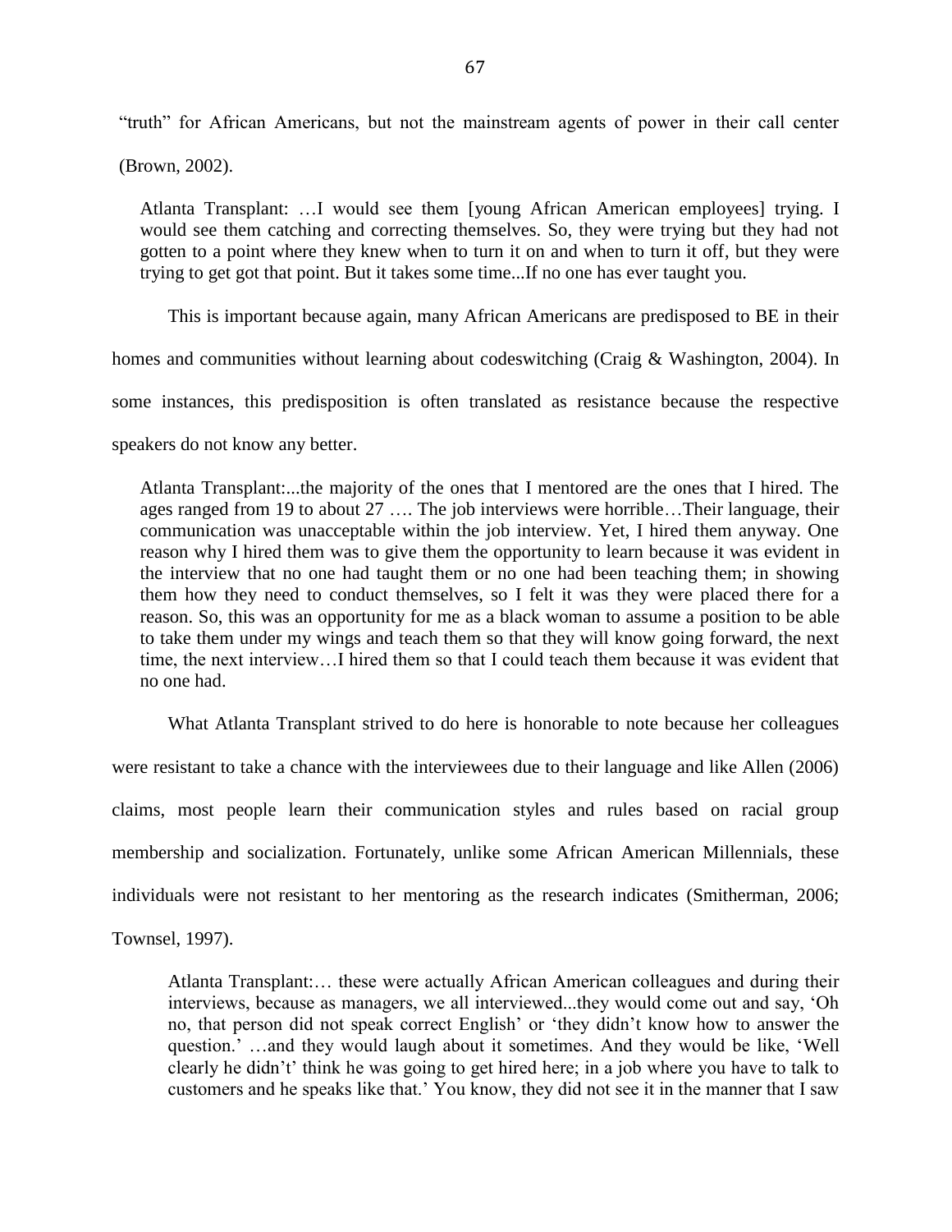"truth" for African Americans, but not the mainstream agents of power in their call center (Brown, 2002).

> Atlanta Transplant: …I would see them [young African American employees] trying. I would see them catching and correcting themselves. So, they were trying but they had not gotten to a point where they knew when to turn it on and when to turn it off, but they were trying to get got that point. But it takes some time...If no one has ever taught you.

This is important because again, many African Americans are predisposed to BE in their homes and communities without learning about codeswitching (Craig & Washington, 2004). In some instances, this predisposition is often translated as resistance because the respective speakers do not know any better.

> Atlanta Transplant:...the majority of the ones that I mentored are the ones that I hired. The ages ranged from 19 to about 27 …. The job interviews were horrible…Their language, their communication was unacceptable within the job interview. Yet, I hired them anyway. One reason why I hired them was to give them the opportunity to learn because it was evident in the interview that no one had taught them or no one had been teaching them; in showing them how they need to conduct themselves, so I felt it was they were placed there for a reason. So, this was an opportunity for me as a black woman to assume a position to be able to take them under my wings and teach them so that they will know going forward, the next time, the next interview…I hired them so that I could teach them because it was evident that no one had.

What Atlanta Transplant strived to do here is honorable to note because her colleagues were resistant to take a chance with the interviewees due to their language and like Allen (2006) claims, most people learn their communication styles and rules based on racial group membership and socialization. Fortunately, unlike some African American Millennials, these individuals were not resistant to her mentoring as the research indicates (Smitherman, 2006; Townsel, 1997).

> Atlanta Transplant:… these were actually African American colleagues and during their interviews, because as managers, we all interviewed...they would come out and say, 'Oh no, that person did not speak correct English' or 'they didn't know how to answer the question.' …and they would laugh about it sometimes. And they would be like, 'Well clearly he didn't' think he was going to get hired here; in a job where you have to talk to customers and he speaks like that.' You know, they did not see it in the manner that I saw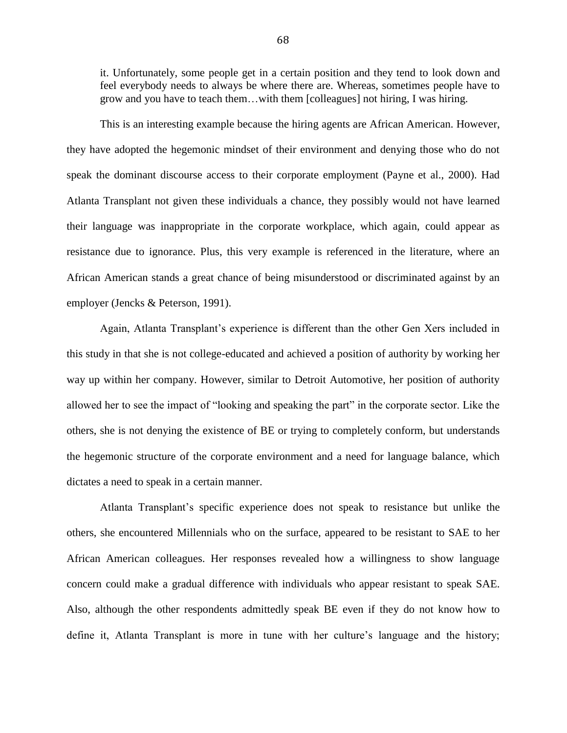> it. Unfortunately, some people get in a certain position and they tend to look down and feel everybody needs to always be where there are. Whereas, sometimes people have to grow and you have to teach them…with them [colleagues] not hiring, I was hiring.

This is an interesting example because the hiring agents are African American. However, they have adopted the hegemonic mindset of their environment and denying those who do not speak the dominant discourse access to their corporate employment (Payne et al., 2000). Had Atlanta Transplant not given these individuals a chance, they possibly would not have learned their language was inappropriate in the corporate workplace, which again, could appear as resistance due to ignorance. Plus, this very example is referenced in the literature, where an African American stands a great chance of being misunderstood or discriminated against by an employer (Jencks & Peterson, 1991).

Again, Atlanta Transplant's experience is different than the other Gen Xers included in this study in that she is not college-educated and achieved a position of authority by working her way up within her company. However, similar to Detroit Automotive, her position of authority allowed her to see the impact of "looking and speaking the part" in the corporate sector. Like the others, she is not denying the existence of BE or trying to completely conform, but understands the hegemonic structure of the corporate environment and a need for language balance, which dictates a need to speak in a certain manner.

Atlanta Transplant's specific experience does not speak to resistance but unlike the others, she encountered Millennials who on the surface, appeared to be resistant to SAE to her African American colleagues. Her responses revealed how a willingness to show language concern could make a gradual difference with individuals who appear resistant to speak SAE. Also, although the other respondents admittedly speak BE even if they do not know how to define it, Atlanta Transplant is more in tune with her culture's language and the history;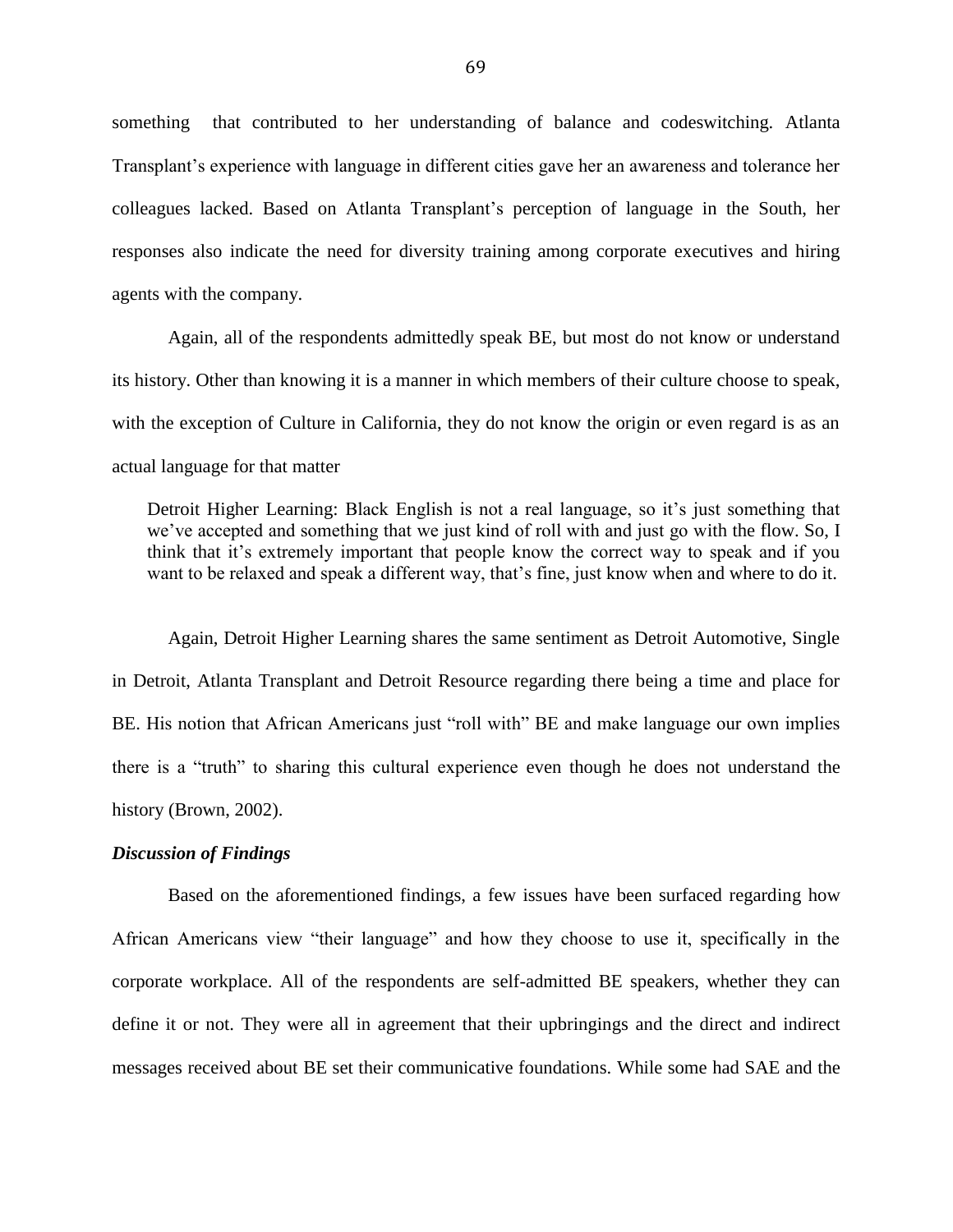something that contributed to her understanding of balance and codeswitching. Atlanta Transplant's experience with language in different cities gave her an awareness and tolerance her colleagues lacked. Based on Atlanta Transplant's perception of language in the South, her responses also indicate the need for diversity training among corporate executives and hiring agents with the company.

Again, all of the respondents admittedly speak BE, but most do not know or understand its history. Other than knowing it is a manner in which members of their culture choose to speak, with the exception of Culture in California, they do not know the origin or even regard is as an actual language for that matter

> Detroit Higher Learning: Black English is not a real language, so it's just something that we've accepted and something that we just kind of roll with and just go with the flow. So, I think that it's extremely important that people know the correct way to speak and if you want to be relaxed and speak a different way, that's fine, just know when and where to do it.

Again, Detroit Higher Learning shares the same sentiment as Detroit Automotive, Single in Detroit, Atlanta Transplant and Detroit Resource regarding there being a time and place for BE. His notion that African Americans just "roll with" BE and make language our own implies there is a "truth" to sharing this cultural experience even though he does not understand the history (Brown, 2002).

### *Discussion of Findings*

Based on the aforementioned findings, a few issues have been surfaced regarding how African Americans view "their language" and how they choose to use it, specifically in the corporate workplace. All of the respondents are self-admitted BE speakers, whether they can define it or not. They were all in agreement that their upbringings and the direct and indirect messages received about BE set their communicative foundations. While some had SAE and the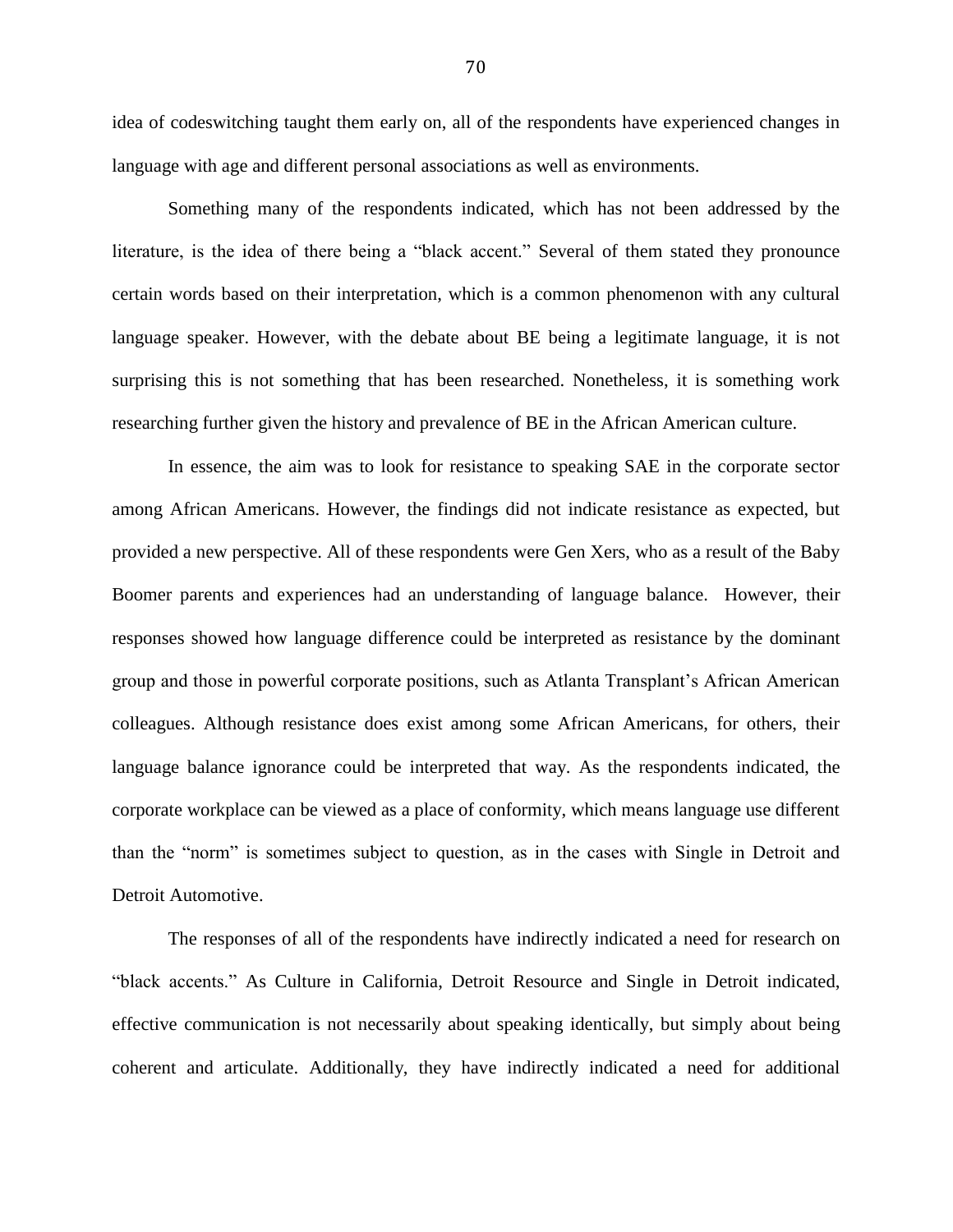idea of codeswitching taught them early on, all of the respondents have experienced changes in language with age and different personal associations as well as environments.

Something many of the respondents indicated, which has not been addressed by the literature, is the idea of there being a "black accent." Several of them stated they pronounce certain words based on their interpretation, which is a common phenomenon with any cultural language speaker. However, with the debate about BE being a legitimate language, it is not surprising this is not something that has been researched. Nonetheless, it is something work researching further given the history and prevalence of BE in the African American culture.

In essence, the aim was to look for resistance to speaking SAE in the corporate sector among African Americans. However, the findings did not indicate resistance as expected, but provided a new perspective. All of these respondents were Gen Xers, who as a result of the Baby Boomer parents and experiences had an understanding of language balance. However, their responses showed how language difference could be interpreted as resistance by the dominant group and those in powerful corporate positions, such as Atlanta Transplant's African American colleagues. Although resistance does exist among some African Americans, for others, their language balance ignorance could be interpreted that way. As the respondents indicated, the corporate workplace can be viewed as a place of conformity, which means language use different than the "norm" is sometimes subject to question, as in the cases with Single in Detroit and Detroit Automotive.

The responses of all of the respondents have indirectly indicated a need for research on "black accents." As Culture in California, Detroit Resource and Single in Detroit indicated, effective communication is not necessarily about speaking identically, but simply about being coherent and articulate. Additionally, they have indirectly indicated a need for additional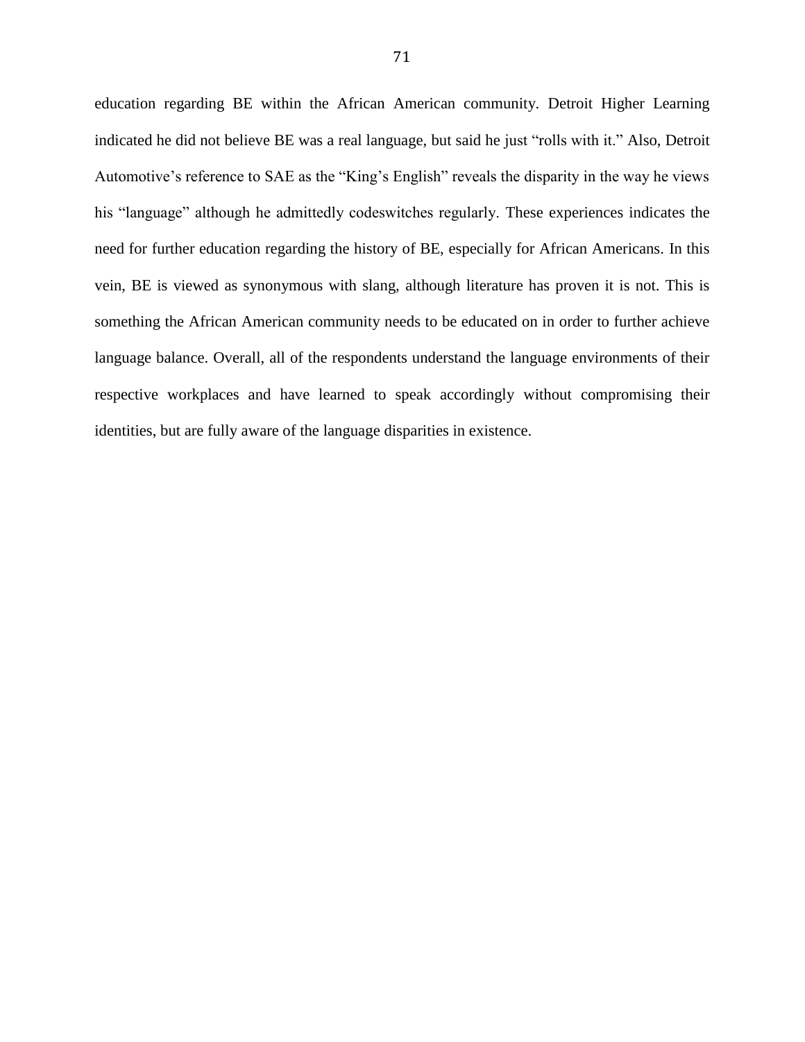education regarding BE within the African American community. Detroit Higher Learning indicated he did not believe BE was a real language, but said he just "rolls with it." Also, Detroit Automotive's reference to SAE as the "King's English" reveals the disparity in the way he views his "language" although he admittedly codeswitches regularly. These experiences indicates the need for further education regarding the history of BE, especially for African Americans. In this vein, BE is viewed as synonymous with slang, although literature has proven it is not. This is something the African American community needs to be educated on in order to further achieve language balance. Overall, all of the respondents understand the language environments of their respective workplaces and have learned to speak accordingly without compromising their identities, but are fully aware of the language disparities in existence.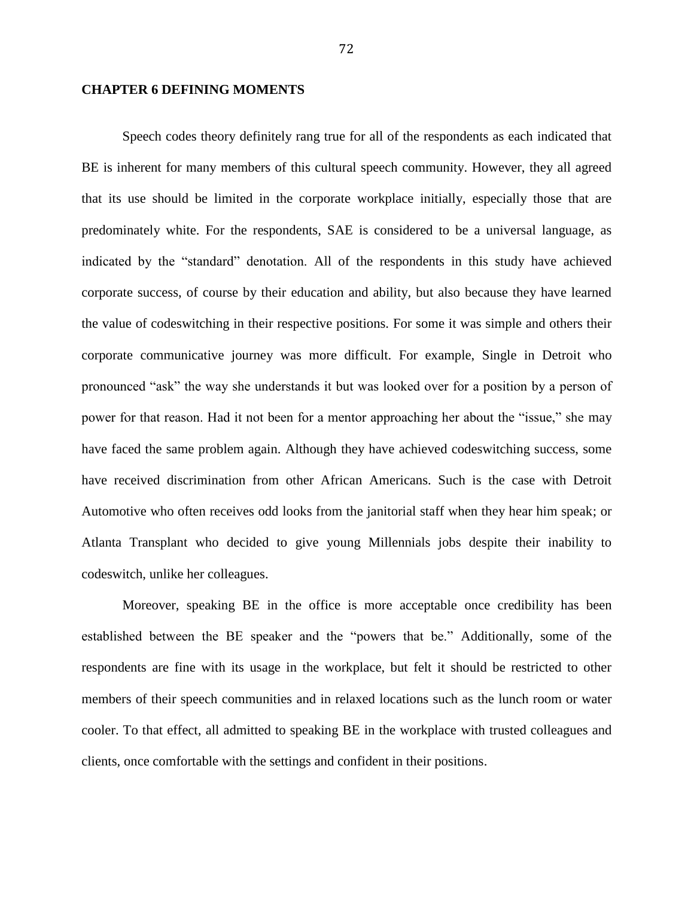# CHAPTER 6 DEFINING MOMENTS

Speech codes theory definitely rang true for all of the respondents as each indicated that BE is inherent for many members of this cultural speech community. However, they all agreed that its use should be limited in the corporate workplace initially, especially those that are predominately white. For the respondents, SAE is considered to be a universal language, as indicated by the "standard" denotation. All of the respondents in this study have achieved corporate success, of course by their education and ability, but also because they have learned the value of codeswitching in their respective positions. For some it was simple and others their corporate communicative journey was more difficult. For example, Single in Detroit who pronounced "ask" the way she understands it but was looked over for a position by a person of power for that reason. Had it not been for a mentor approaching her about the "issue," she may have faced the same problem again. Although they have achieved codeswitching success, some have received discrimination from other African Americans. Such is the case with Detroit Automotive who often receives odd looks from the janitorial staff when they hear him speak; or Atlanta Transplant who decided to give young Millennials jobs despite their inability to codeswitch, unlike her colleagues.

Moreover, speaking BE in the office is more acceptable once credibility has been established between the BE speaker and the "powers that be." Additionally, some of the respondents are fine with its usage in the workplace, but felt it should be restricted to other members of their speech communities and in relaxed locations such as the lunch room or water cooler. To that effect, all admitted to speaking BE in the workplace with trusted colleagues and clients, once comfortable with the settings and confident in their positions.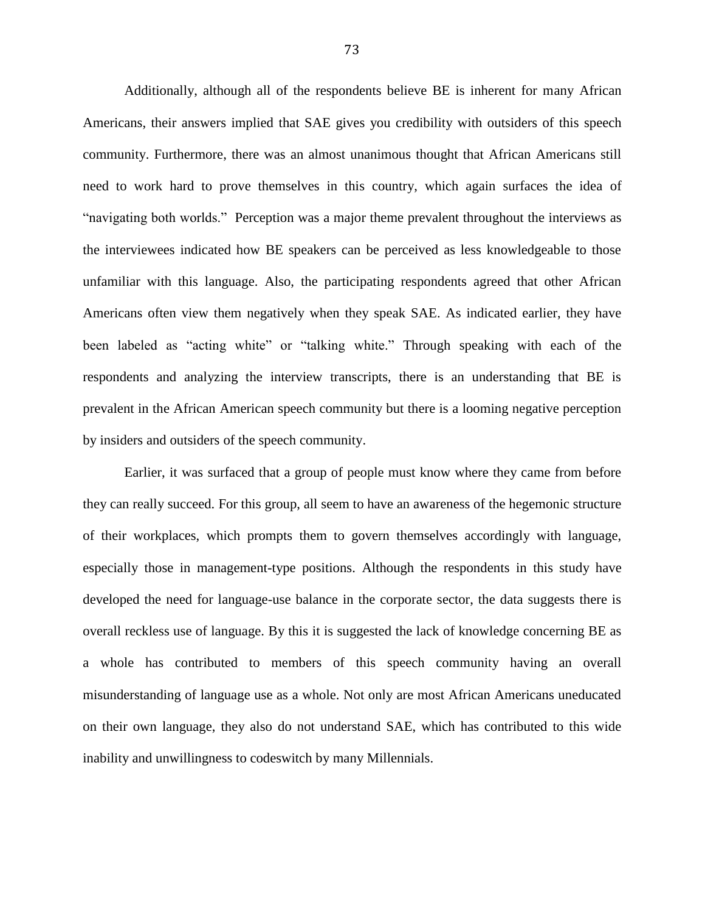Additionally, although all of the respondents believe BE is inherent for many African Americans, their answers implied that SAE gives you credibility with outsiders of this speech community. Furthermore, there was an almost unanimous thought that African Americans still need to work hard to prove themselves in this country, which again surfaces the idea of "navigating both worlds." Perception was a major theme prevalent throughout the interviews as the interviewees indicated how BE speakers can be perceived as less knowledgeable to those unfamiliar with this language. Also, the participating respondents agreed that other African Americans often view them negatively when they speak SAE. As indicated earlier, they have been labeled as "acting white" or "talking white." Through speaking with each of the respondents and analyzing the interview transcripts, there is an understanding that BE is prevalent in the African American speech community but there is a looming negative perception by insiders and outsiders of the speech community.

Earlier, it was surfaced that a group of people must know where they came from before they can really succeed. For this group, all seem to have an awareness of the hegemonic structure of their workplaces, which prompts them to govern themselves accordingly with language, especially those in management-type positions. Although the respondents in this study have developed the need for language-use balance in the corporate sector, the data suggests there is overall reckless use of language. By this it is suggested the lack of knowledge concerning BE as a whole has contributed to members of this speech community having an overall misunderstanding of language use as a whole. Not only are most African Americans uneducated on their own language, they also do not understand SAE, which has contributed to this wide inability and unwillingness to codeswitch by many Millennials.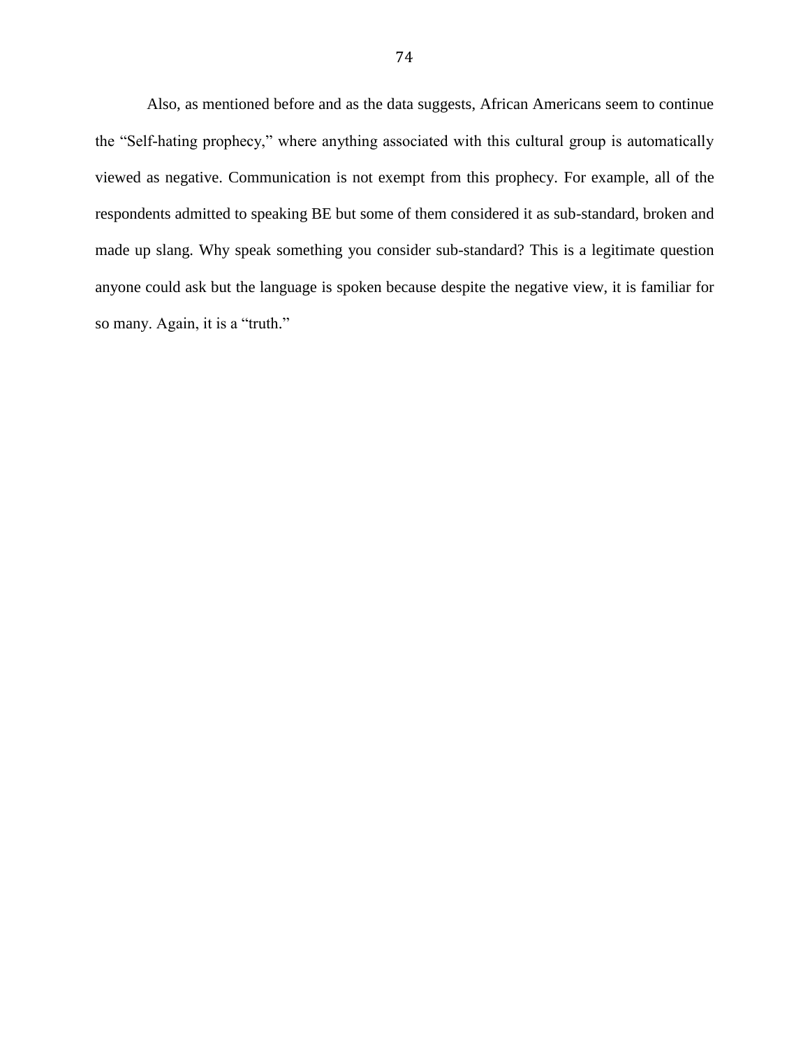Also, as mentioned before and as the data suggests, African Americans seem to continue the "Self-hating prophecy," where anything associated with this cultural group is automatically viewed as negative. Communication is not exempt from this prophecy. For example, all of the respondents admitted to speaking BE but some of them considered it as sub-standard, broken and made up slang. Why speak something you consider sub-standard? This is a legitimate question anyone could ask but the language is spoken because despite the negative view, it is familiar for so many. Again, it is a "truth."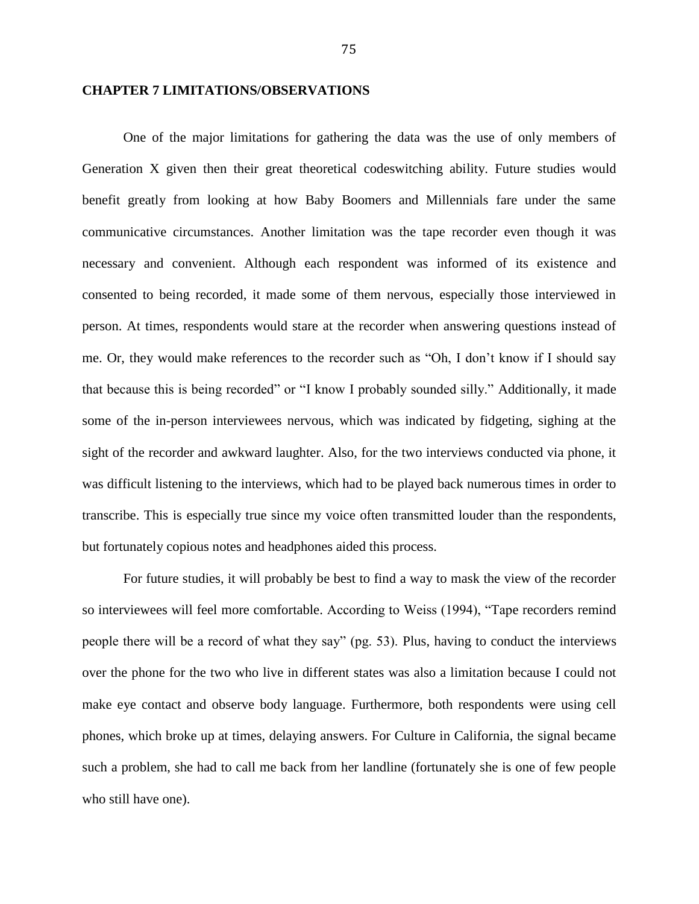## CHAPTER 7 LIMITATIONS/OBSERVATIONS

One of the major limitations for gathering the data was the use of only members of Generation X given then their great theoretical codeswitching ability. Future studies would benefit greatly from looking at how Baby Boomers and Millennials fare under the same communicative circumstances. Another limitation was the tape recorder even though it was necessary and convenient. Although each respondent was informed of its existence and consented to being recorded, it made some of them nervous, especially those interviewed in person. At times, respondents would stare at the recorder when answering questions instead of me. Or, they would make references to the recorder such as "Oh, I don't know if I should say that because this is being recorded" or "I know I probably sounded silly." Additionally, it made some of the in-person interviewees nervous, which was indicated by fidgeting, sighing at the sight of the recorder and awkward laughter. Also, for the two interviews conducted via phone, it was difficult listening to the interviews, which had to be played back numerous times in order to transcribe. This is especially true since my voice often transmitted louder than the respondents, but fortunately copious notes and headphones aided this process.

For future studies, it will probably be best to find a way to mask the view of the recorder so interviewees will feel more comfortable. According to Weiss (1994), "Tape recorders remind people there will be a record of what they say" (pg. 53). Plus, having to conduct the interviews over the phone for the two who live in different states was also a limitation because I could not make eye contact and observe body language. Furthermore, both respondents were using cell phones, which broke up at times, delaying answers. For Culture in California, the signal became such a problem, she had to call me back from her landline (fortunately she is one of few people who still have one).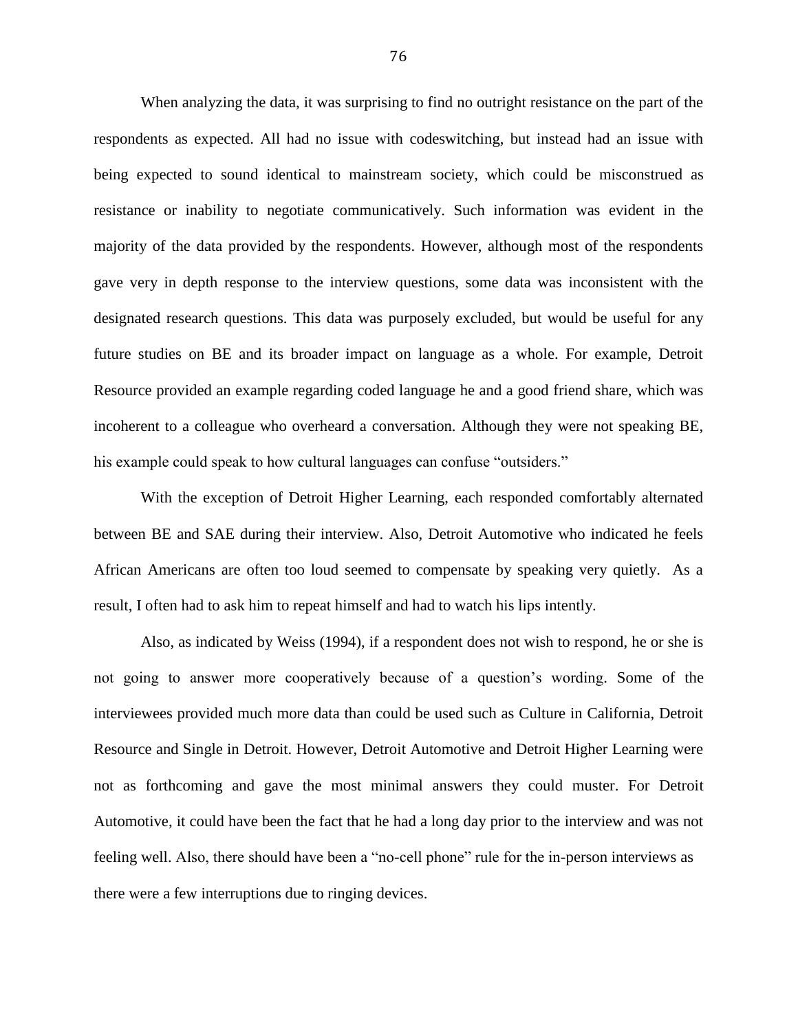When analyzing the data, it was surprising to find no outright resistance on the part of the respondents as expected. All had no issue with codeswitching, but instead had an issue with being expected to sound identical to mainstream society, which could be misconstrued as resistance or inability to negotiate communicatively. Such information was evident in the majority of the data provided by the respondents. However, although most of the respondents gave very in depth response to the interview questions, some data was inconsistent with the designated research questions. This data was purposely excluded, but would be useful for any future studies on BE and its broader impact on language as a whole. For example, Detroit Resource provided an example regarding coded language he and a good friend share, which was incoherent to a colleague who overheard a conversation. Although they were not speaking BE, his example could speak to how cultural languages can confuse "outsiders."

With the exception of Detroit Higher Learning, each responded comfortably alternated between BE and SAE during their interview. Also, Detroit Automotive who indicated he feels African Americans are often too loud seemed to compensate by speaking very quietly. As a result, I often had to ask him to repeat himself and had to watch his lips intently.

Also, as indicated by Weiss (1994), if a respondent does not wish to respond, he or she is not going to answer more cooperatively because of a question's wording. Some of the interviewees provided much more data than could be used such as Culture in California, Detroit Resource and Single in Detroit. However, Detroit Automotive and Detroit Higher Learning were not as forthcoming and gave the most minimal answers they could muster. For Detroit Automotive, it could have been the fact that he had a long day prior to the interview and was not feeling well. Also, there should have been a "no-cell phone" rule for the in-person interviews as there were a few interruptions due to ringing devices.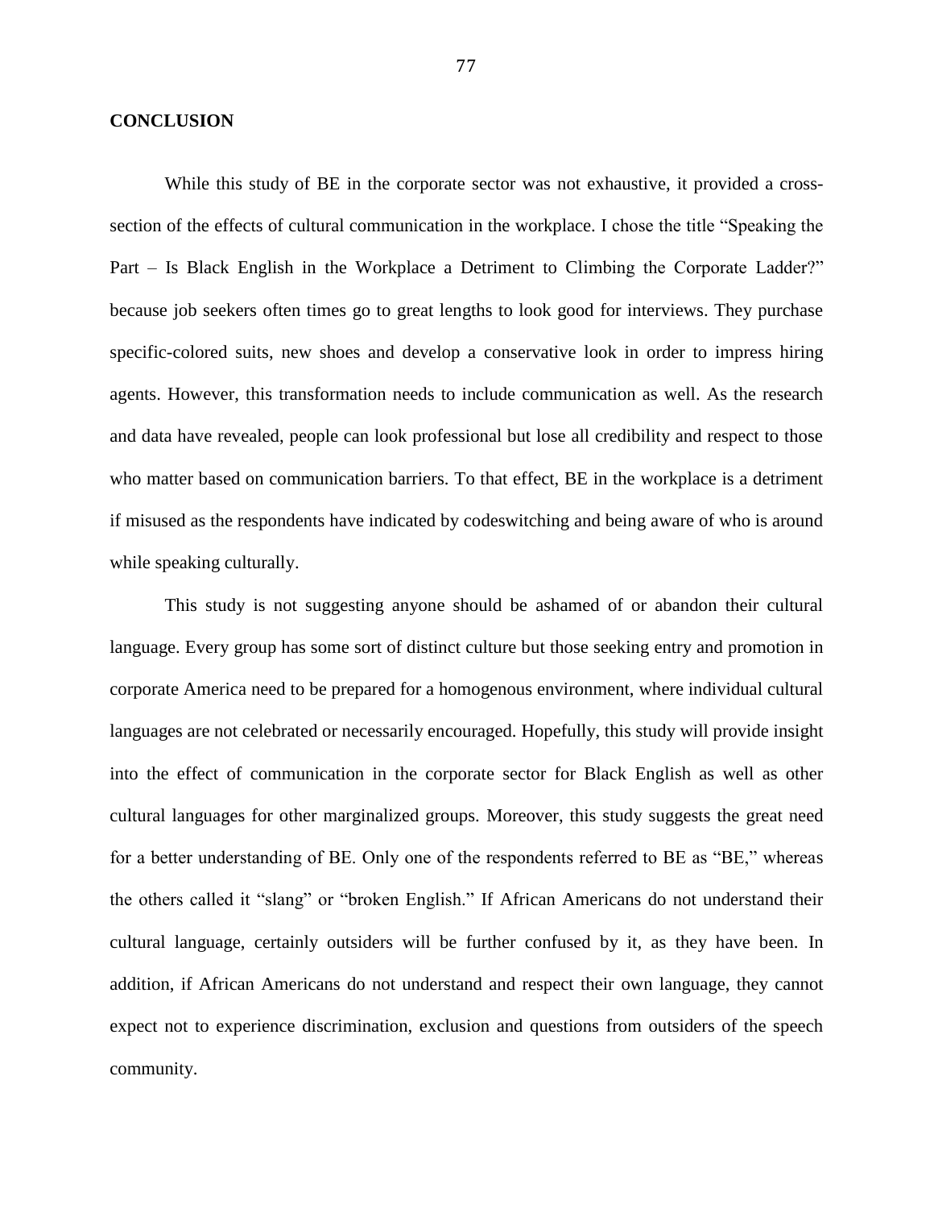**CONCLUSION**

While this study of BE in the corporate sector was not exhaustive, it provided a cross-section of the effects of cultural communication in the workplace. I chose the title "Speaking the Part – Is Black English in the Workplace a Detriment to Climbing the Corporate Ladder?" because job seekers often times go to great lengths to look good for interviews. They purchase specific-colored suits, new shoes and develop a conservative look in order to impress hiring agents. However, this transformation needs to include communication as well. As the research and data have revealed, people can look professional but lose all credibility and respect to those who matter based on communication barriers. To that effect, BE in the workplace is a detriment if misused as the respondents have indicated by codeswitching and being aware of who is around while speaking culturally.

This study is not suggesting anyone should be ashamed of or abandon their cultural language. Every group has some sort of distinct culture but those seeking entry and promotion in corporate America need to be prepared for a homogenous environment, where individual cultural languages are not celebrated or necessarily encouraged. Hopefully, this study will provide insight into the effect of communication in the corporate sector for Black English as well as other cultural languages for other marginalized groups. Moreover, this study suggests the great need for a better understanding of BE. Only one of the respondents referred to BE as "BE," whereas the others called it "slang" or "broken English." If African Americans do not understand their cultural language, certainly outsiders will be further confused by it, as they have been. In addition, if African Americans do not understand and respect their own language, they cannot expect not to experience discrimination, exclusion and questions from outsiders of the speech community.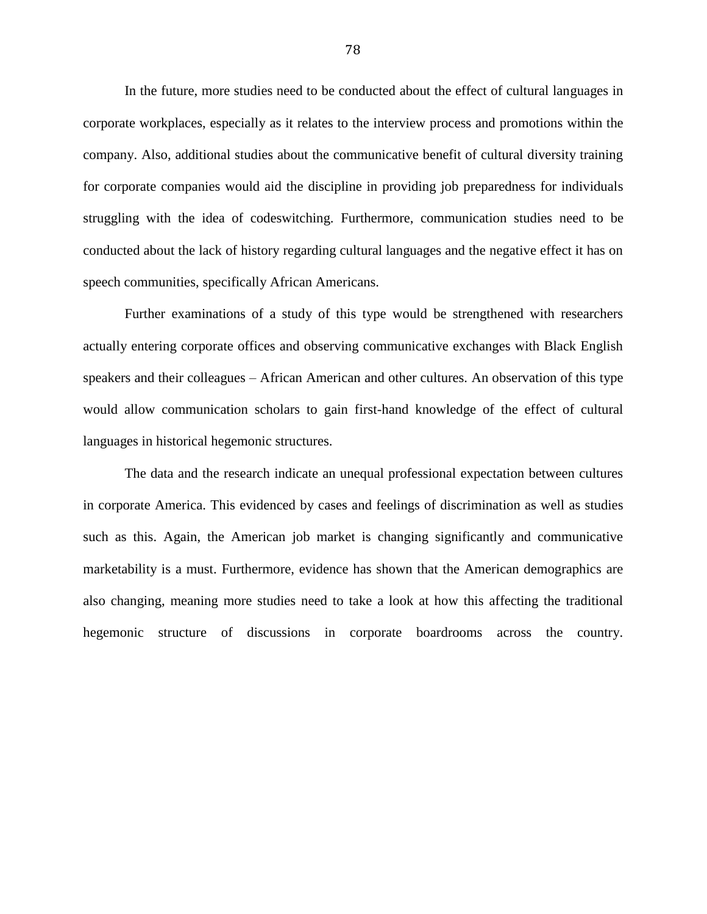In the future, more studies need to be conducted about the effect of cultural languages in corporate workplaces, especially as it relates to the interview process and promotions within the company. Also, additional studies about the communicative benefit of cultural diversity training for corporate companies would aid the discipline in providing job preparedness for individuals struggling with the idea of codeswitching. Furthermore, communication studies need to be conducted about the lack of history regarding cultural languages and the negative effect it has on speech communities, specifically African Americans.

Further examinations of a study of this type would be strengthened with researchers actually entering corporate offices and observing communicative exchanges with Black English speakers and their colleagues – African American and other cultures. An observation of this type would allow communication scholars to gain first-hand knowledge of the effect of cultural languages in historical hegemonic structures.

The data and the research indicate an unequal professional expectation between cultures in corporate America. This evidenced by cases and feelings of discrimination as well as studies such as this. Again, the American job market is changing significantly and communicative marketability is a must. Furthermore, evidence has shown that the American demographics are also changing, meaning more studies need to take a look at how this affecting the traditional hegemonic structure of discussions in corporate boardrooms across the country.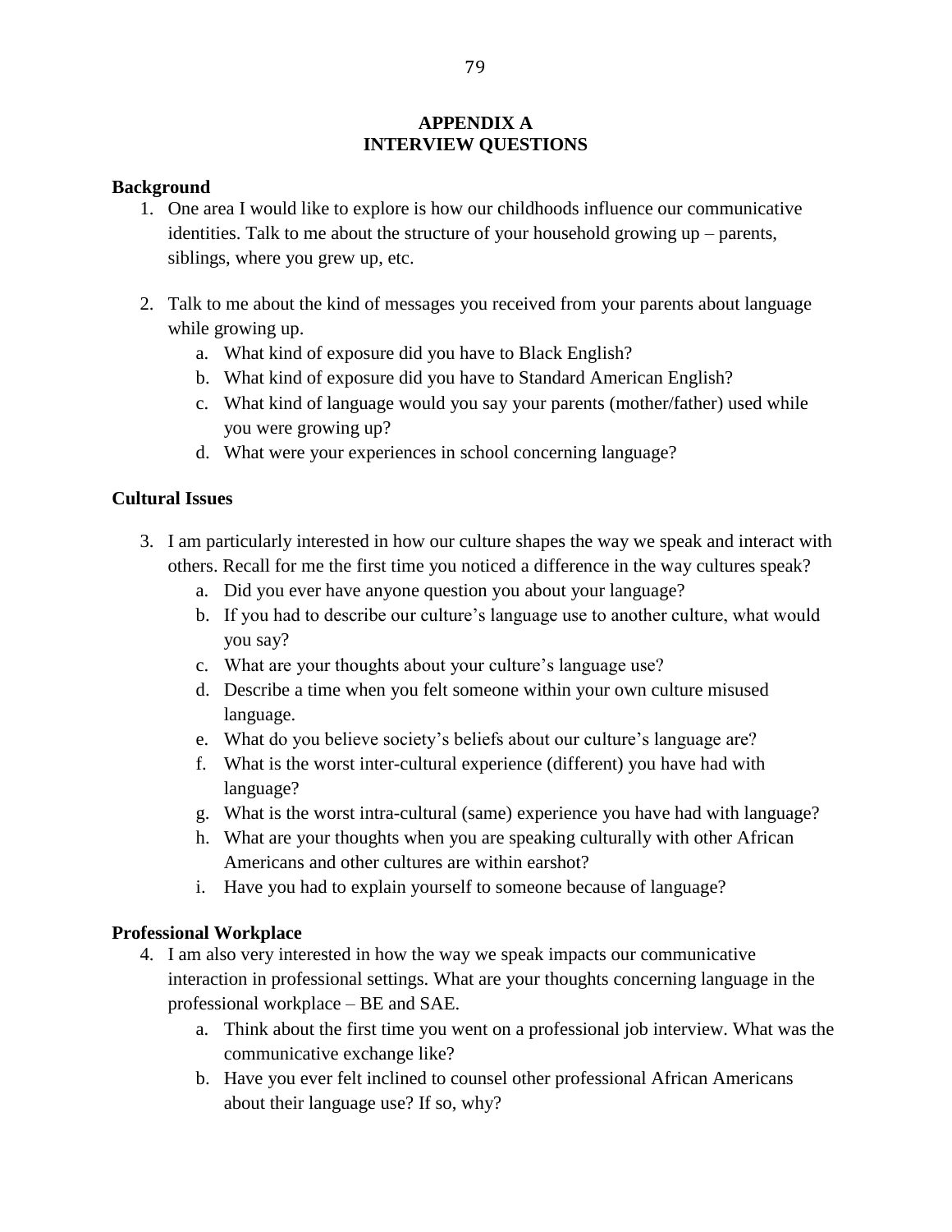# APPENDIX A
# INTERVIEW QUESTIONS

**Background**

1. One area I would like to explore is how our childhoods influence our communicative identities. Talk to me about the structure of your household growing up – parents, siblings, where you grew up, etc.

2. Talk to me about the kind of messages you received from your parents about language while growing up.
   a. What kind of exposure did you have to Black English?
   b. What kind of exposure did you have to Standard American English?
   c. What kind of language would you say your parents (mother/father) used while you were growing up?
   d. What were your experiences in school concerning language?

**Cultural Issues**

3. I am particularly interested in how our culture shapes the way we speak and interact with others. Recall for me the first time you noticed a difference in the way cultures speak?
   a. Did you ever have anyone question you about your language?
   b. If you had to describe our culture's language use to another culture, what would you say?
   c. What are your thoughts about your culture's language use?
   d. Describe a time when you felt someone within your own culture misused language.
   e. What do you believe society's beliefs about our culture's language are?
   f. What is the worst inter-cultural experience (different) you have had with language?
   g. What is the worst intra-cultural (same) experience you have had with language?
   h. What are your thoughts when you are speaking culturally with other African Americans and other cultures are within earshot?
   i. Have you had to explain yourself to someone because of language?

**Professional Workplace**

4. I am also very interested in how the way we speak impacts our communicative interaction in professional settings. What are your thoughts concerning language in the professional workplace – BE and SAE.
   a. Think about the first time you went on a professional job interview. What was the communicative exchange like?
   b. Have you ever felt inclined to counsel other professional African Americans about their language use? If so, why?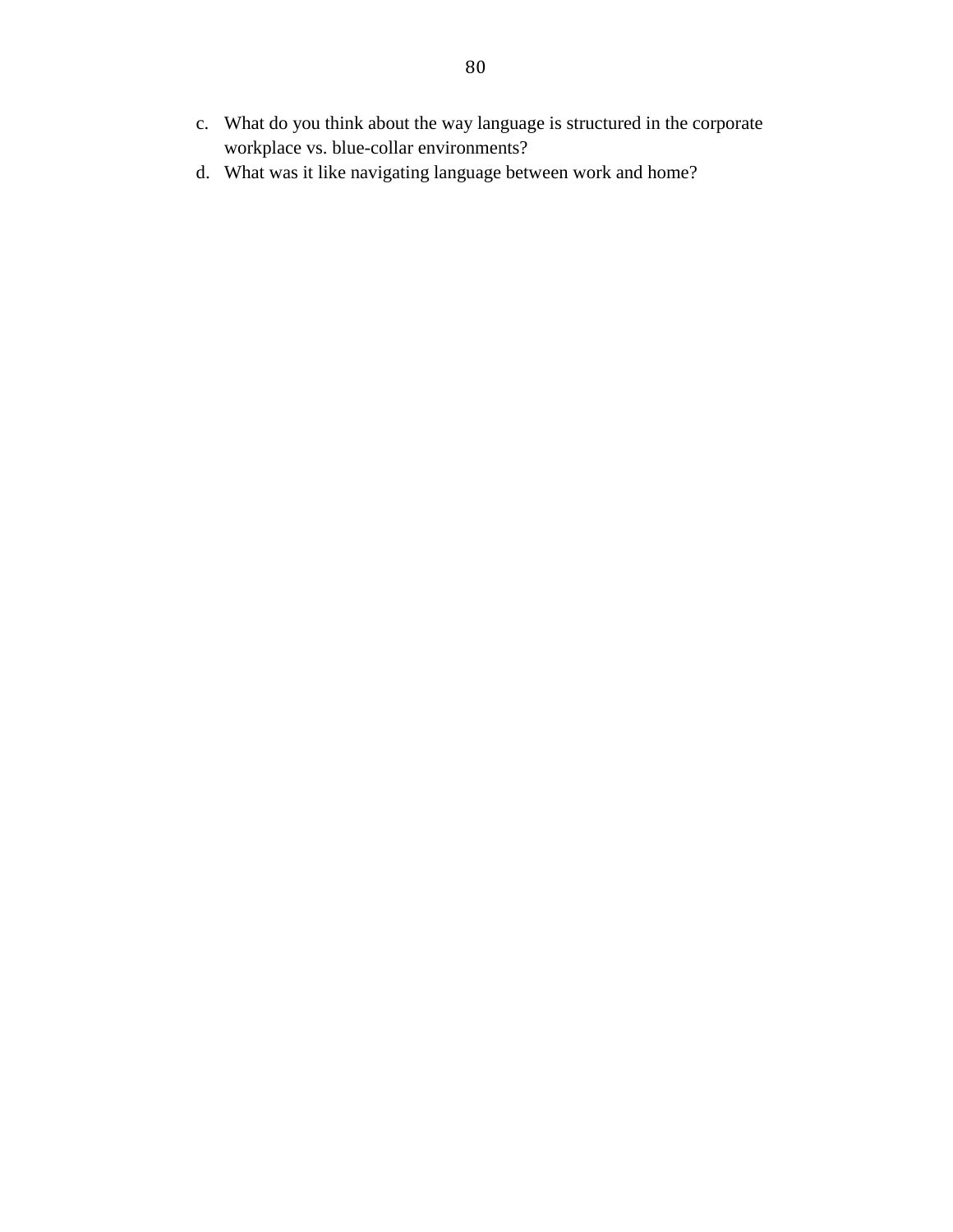c. What do you think about the way language is structured in the corporate workplace vs. blue-collar environments?
d. What was it like navigating language between work and home?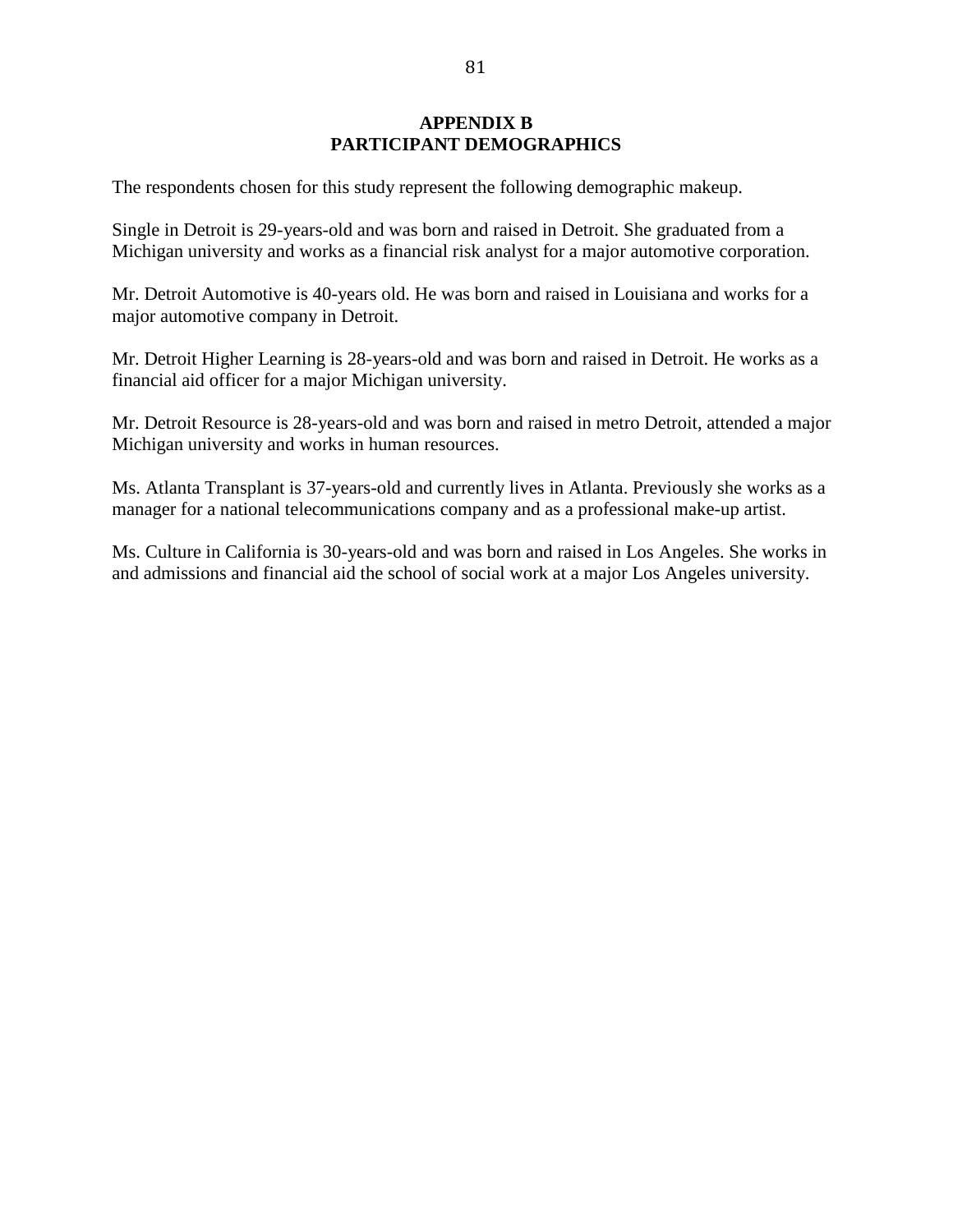# APPENDIX B
# PARTICIPANT DEMOGRAPHICS

The respondents chosen for this study represent the following demographic makeup.

Single in Detroit is 29-years-old and was born and raised in Detroit. She graduated from a Michigan university and works as a financial risk analyst for a major automotive corporation.

Mr. Detroit Automotive is 40-years old. He was born and raised in Louisiana and works for a major automotive company in Detroit.

Mr. Detroit Higher Learning is 28-years-old and was born and raised in Detroit. He works as a financial aid officer for a major Michigan university.

Mr. Detroit Resource is 28-years-old and was born and raised in metro Detroit, attended a major Michigan university and works in human resources.

Ms. Atlanta Transplant is 37-years-old and currently lives in Atlanta. Previously she works as a manager for a national telecommunications company and as a professional make-up artist.

Ms. Culture in California is 30-years-old and was born and raised in Los Angeles. She works in and admissions and financial aid the school of social work at a major Los Angeles university.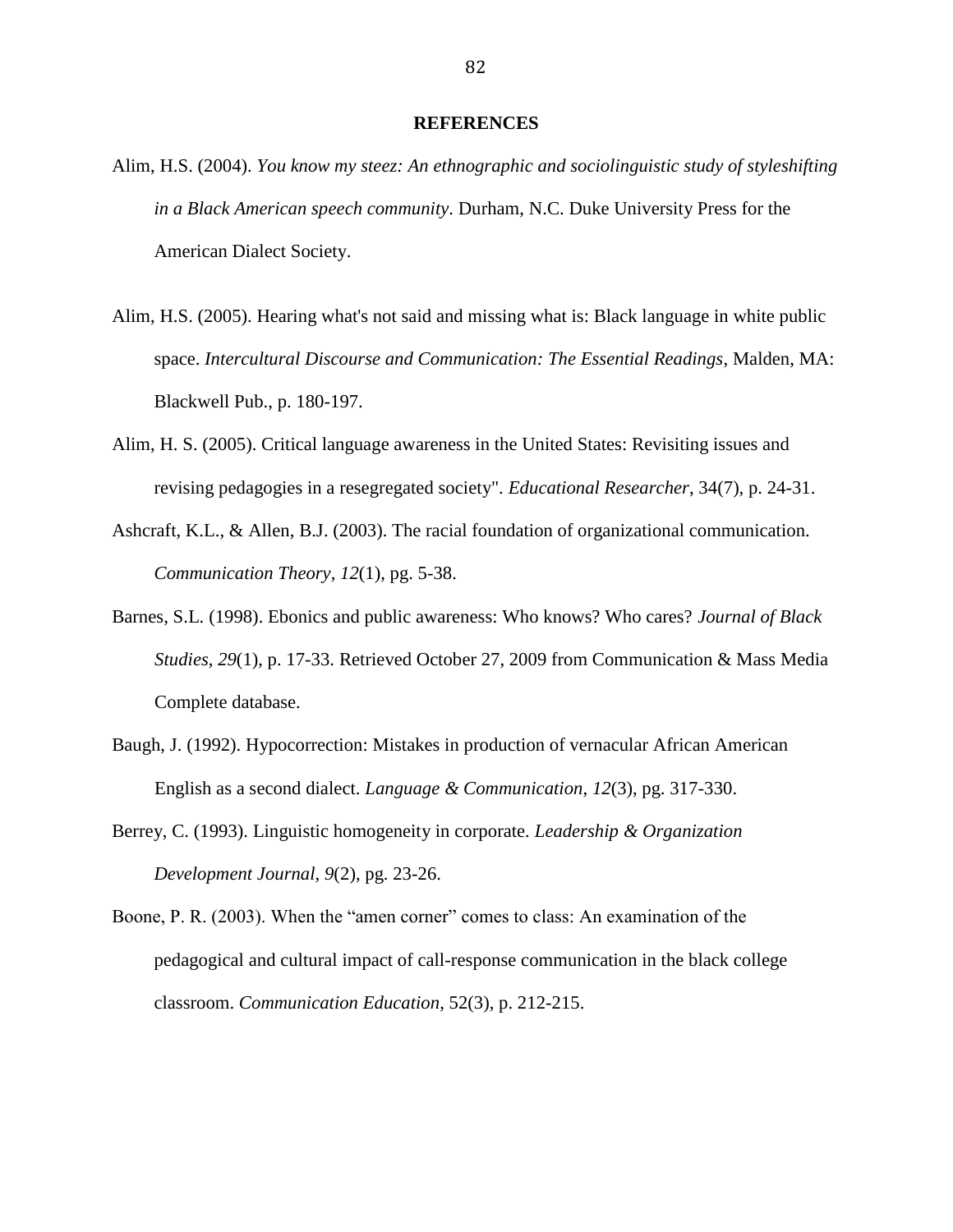# REFERENCES

Alim, H.S. (2004). *You know my steez: An ethnographic and sociolinguistic study of styleshifting in a Black American speech community*. Durham, N.C. Duke University Press for the American Dialect Society.

Alim, H.S. (2005). Hearing what's not said and missing what is: Black language in white public space. *Intercultural Discourse and Communication: The Essential Readings*, Malden, MA: Blackwell Pub., p. 180-197.

Alim, H. S. (2005). Critical language awareness in the United States: Revisiting issues and revising pedagogies in a resegregated society". *Educational Researcher*, 34(7), p. 24-31.

Ashcraft, K.L., & Allen, B.J. (2003). The racial foundation of organizational communication. *Communication Theory*, *12*(1), pg. 5-38.

Barnes, S.L. (1998). Ebonics and public awareness: Who knows? Who cares? *Journal of Black Studies*, *29*(1), p. 17-33. Retrieved October 27, 2009 from Communication & Mass Media Complete database.

Baugh, J. (1992). Hypocorrection: Mistakes in production of vernacular African American English as a second dialect. *Language & Communication*, *12*(3), pg. 317-330.

Berrey, C. (1993). Linguistic homogeneity in corporate. *Leadership & Organization Development Journal*, *9*(2), pg. 23-26.

Boone, P. R. (2003). When the "amen corner" comes to class: An examination of the pedagogical and cultural impact of call-response communication in the black college classroom. *Communication Education*, 52(3), p. 212-215.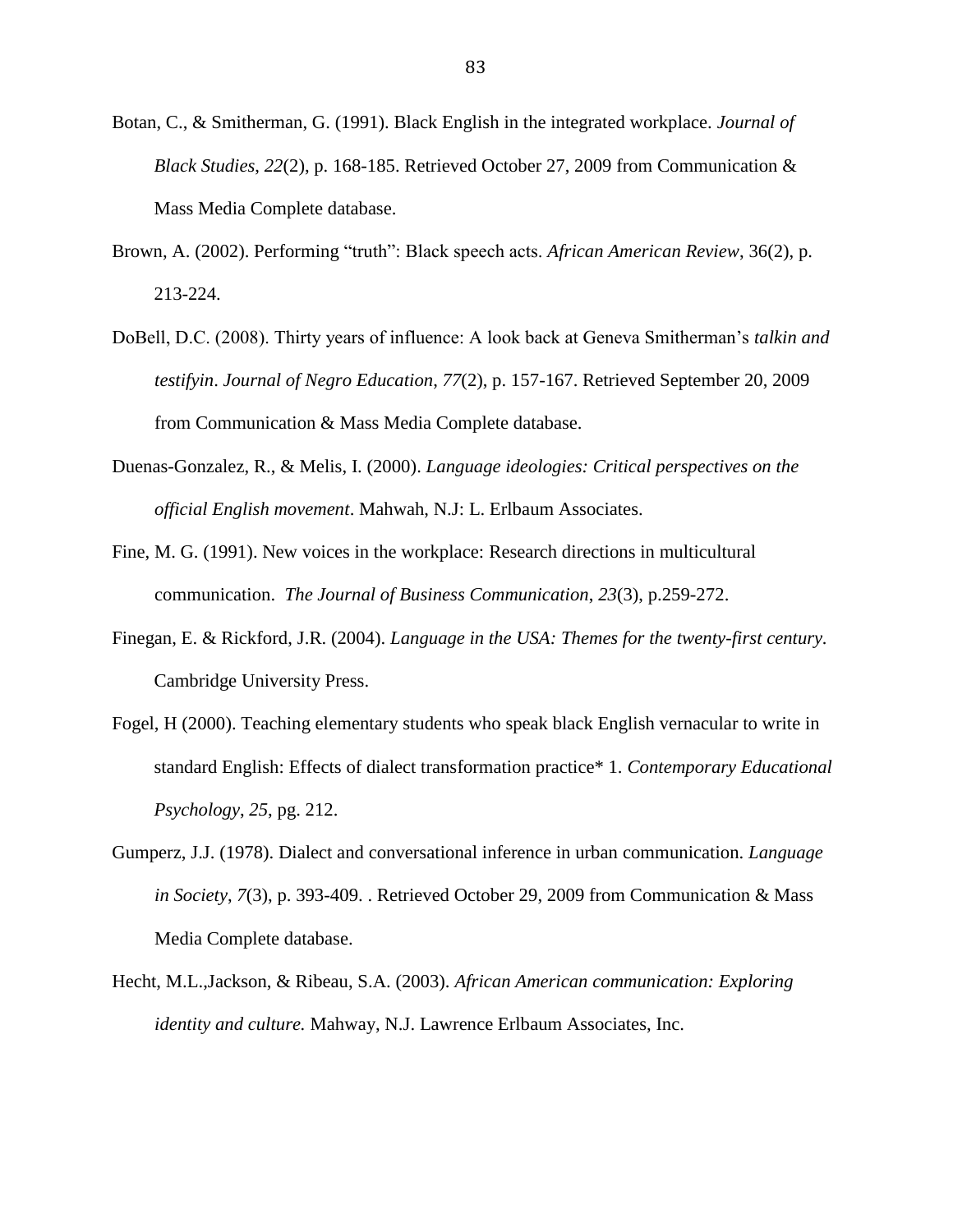Botan, C., & Smitherman, G. (1991). Black English in the integrated workplace. *Journal of Black Studies*, *22*(2), p. 168-185. Retrieved October 27, 2009 from Communication & Mass Media Complete database.

Brown, A. (2002). Performing "truth": Black speech acts. *African American Review*, 36(2), p. 213-224.

DoBell, D.C. (2008). Thirty years of influence: A look back at Geneva Smitherman's *talkin and testifyin*. *Journal of Negro Education*, *77*(2), p. 157-167. Retrieved September 20, 2009 from Communication & Mass Media Complete database.

Duenas-Gonzalez, R., & Melis, I. (2000). *Language ideologies: Critical perspectives on the official English movement*. Mahwah, N.J: L. Erlbaum Associates.

Fine, M. G. (1991). New voices in the workplace: Research directions in multicultural communication. *The Journal of Business Communication*, *23*(3), p.259-272.

Finegan, E. & Rickford, J.R. (2004). *Language in the USA: Themes for the twenty-first century.* Cambridge University Press.

Fogel, H (2000). Teaching elementary students who speak black English vernacular to write in standard English: Effects of dialect transformation practice* 1. *Contemporary Educational Psychology*, *25*, pg. 212.

Gumperz, J.J. (1978). Dialect and conversational inference in urban communication. *Language in Society*, *7*(3), p. 393-409. . Retrieved October 29, 2009 from Communication & Mass Media Complete database.

Hecht, M.L.,Jackson, & Ribeau, S.A. (2003). *African American communication: Exploring identity and culture.* Mahway, N.J. Lawrence Erlbaum Associates, Inc.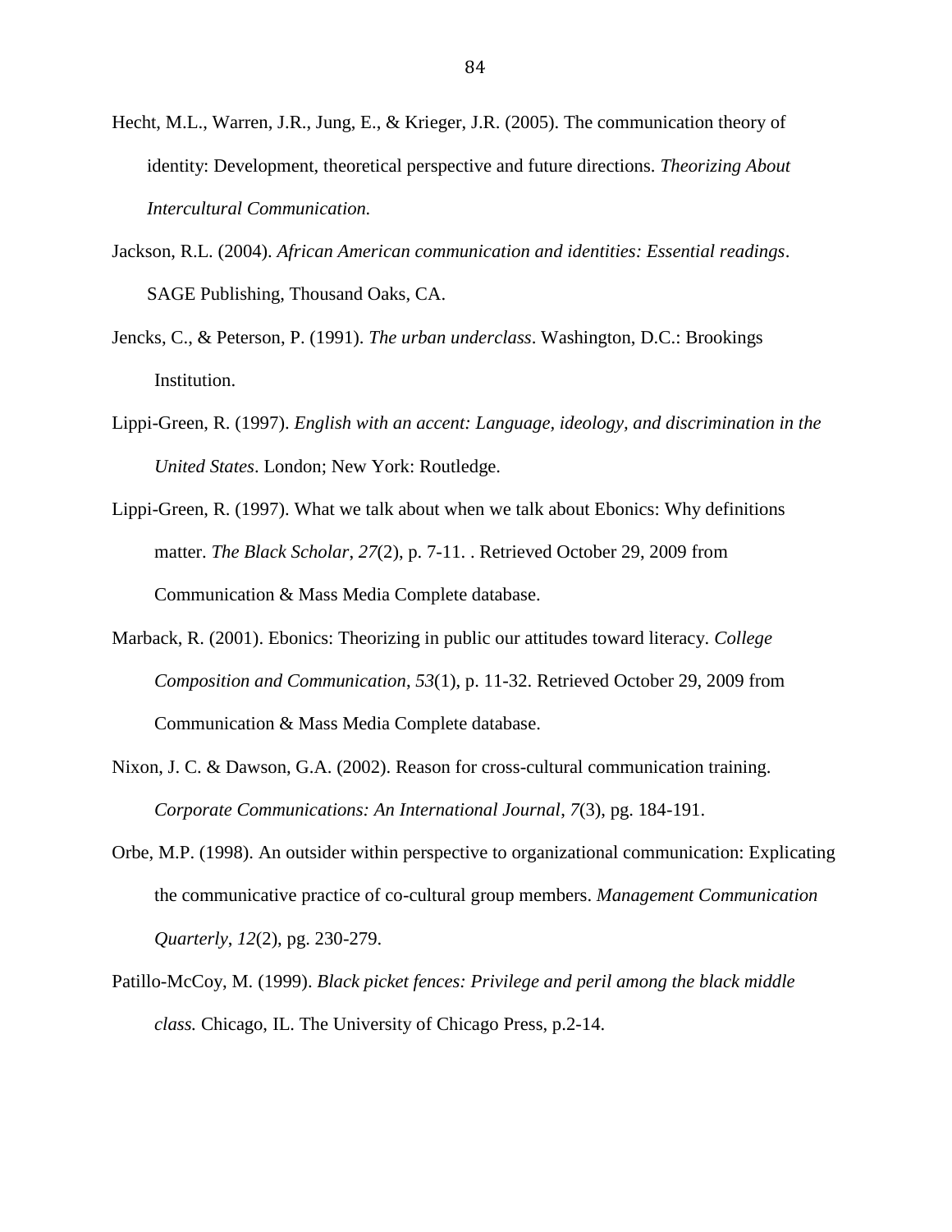Hecht, M.L., Warren, J.R., Jung, E., & Krieger, J.R. (2005). The communication theory of identity: Development, theoretical perspective and future directions. *Theorizing About Intercultural Communication.*

Jackson, R.L. (2004). *African American communication and identities: Essential readings*. SAGE Publishing, Thousand Oaks, CA.

Jencks, C., & Peterson, P. (1991). *The urban underclass*. Washington, D.C.: Brookings Institution.

Lippi-Green, R. (1997). *English with an accent: Language, ideology, and discrimination in the United States*. London; New York: Routledge.

Lippi-Green, R. (1997). What we talk about when we talk about Ebonics: Why definitions matter. *The Black Scholar*, *27*(2), p. 7-11. . Retrieved October 29, 2009 from Communication & Mass Media Complete database.

Marback, R. (2001). Ebonics: Theorizing in public our attitudes toward literacy. *College Composition and Communication*, *53*(1), p. 11-32. Retrieved October 29, 2009 from Communication & Mass Media Complete database.

Nixon, J. C. & Dawson, G.A. (2002). Reason for cross-cultural communication training. *Corporate Communications: An International Journal*, *7*(3), pg. 184-191.

Orbe, M.P. (1998). An outsider within perspective to organizational communication: Explicating the communicative practice of co-cultural group members. *Management Communication Quarterly*, *12*(2), pg. 230-279.

Patillo-McCoy, M. (1999). *Black picket fences: Privilege and peril among the black middle class.* Chicago, IL. The University of Chicago Press, p.2-14.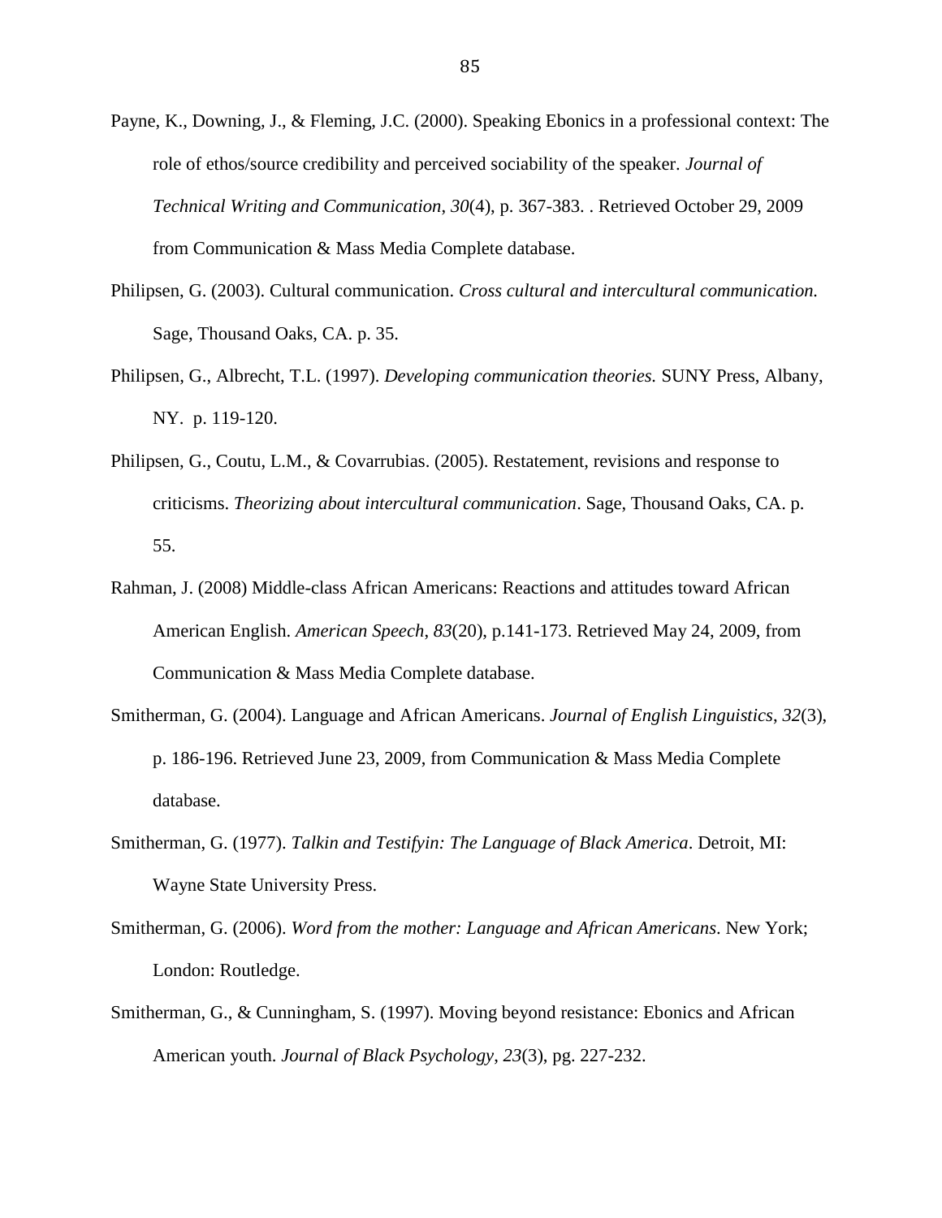Payne, K., Downing, J., & Fleming, J.C. (2000). Speaking Ebonics in a professional context: The role of ethos/source credibility and perceived sociability of the speaker. *Journal of Technical Writing and Communication*, *30*(4), p. 367-383. . Retrieved October 29, 2009 from Communication & Mass Media Complete database.

Philipsen, G. (2003). Cultural communication. *Cross cultural and intercultural communication.* Sage, Thousand Oaks, CA. p. 35.

Philipsen, G., Albrecht, T.L. (1997). *Developing communication theories.* SUNY Press, Albany, NY. p. 119-120.

Philipsen, G., Coutu, L.M., & Covarrubias. (2005). Restatement, revisions and response to criticisms. *Theorizing about intercultural communication*. Sage, Thousand Oaks, CA. p. 55.

Rahman, J. (2008) Middle-class African Americans: Reactions and attitudes toward African American English. *American Speech*, *83*(20), p.141-173. Retrieved May 24, 2009, from Communication & Mass Media Complete database.

Smitherman, G. (2004). Language and African Americans. *Journal of English Linguistics*, *32*(3), p. 186-196. Retrieved June 23, 2009, from Communication & Mass Media Complete database.

Smitherman, G. (1977). *Talkin and Testifyin: The Language of Black America*. Detroit, MI: Wayne State University Press.

Smitherman, G. (2006). *Word from the mother: Language and African Americans*. New York; London: Routledge.

Smitherman, G., & Cunningham, S. (1997). Moving beyond resistance: Ebonics and African American youth. *Journal of Black Psychology*, *23*(3), pg. 227-232.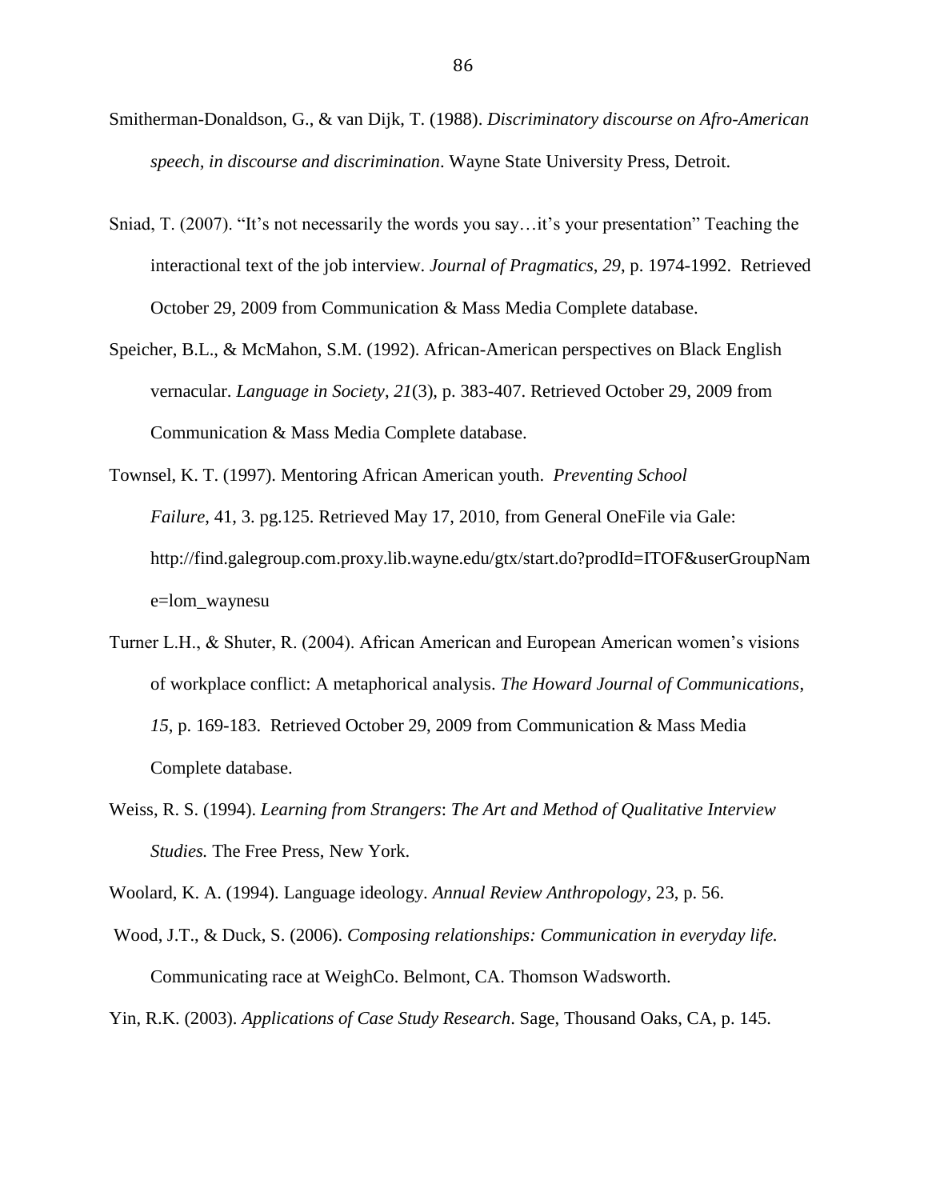Smitherman-Donaldson, G., & van Dijk, T. (1988). *Discriminatory discourse on Afro-American speech, in discourse and discrimination*. Wayne State University Press, Detroit.

Sniad, T. (2007). "It's not necessarily the words you say…it's your presentation" Teaching the interactional text of the job interview. *Journal of Pragmatics*, *29*, p. 1974-1992. Retrieved October 29, 2009 from Communication & Mass Media Complete database.

Speicher, B.L., & McMahon, S.M. (1992). African-American perspectives on Black English vernacular. *Language in Society*, *21*(3), p. 383-407. Retrieved October 29, 2009 from Communication & Mass Media Complete database.

Townsel, K. T. (1997). Mentoring African American youth. *Preventing School Failure*, 41, 3. pg.125. Retrieved May 17, 2010, from General OneFile via Gale: http://find.galegroup.com.proxy.lib.wayne.edu/gtx/start.do?prodId=ITOF&userGroupName=lom_waynesu

Turner L.H., & Shuter, R. (2004). African American and European American women's visions of workplace conflict: A metaphorical analysis. *The Howard Journal of Communications*, *15*, p. 169-183. Retrieved October 29, 2009 from Communication & Mass Media Complete database.

Weiss, R. S. (1994). *Learning from Strangers*: *The Art and Method of Qualitative Interview Studies.* The Free Press, New York.

Woolard, K. A. (1994). Language ideology. *Annual Review Anthropology*, 23, p. 56.

Wood, J.T., & Duck, S. (2006). *Composing relationships: Communication in everyday life.* Communicating race at WeighCo. Belmont, CA. Thomson Wadsworth.

Yin, R.K. (2003). *Applications of Case Study Research*. Sage, Thousand Oaks, CA, p. 145.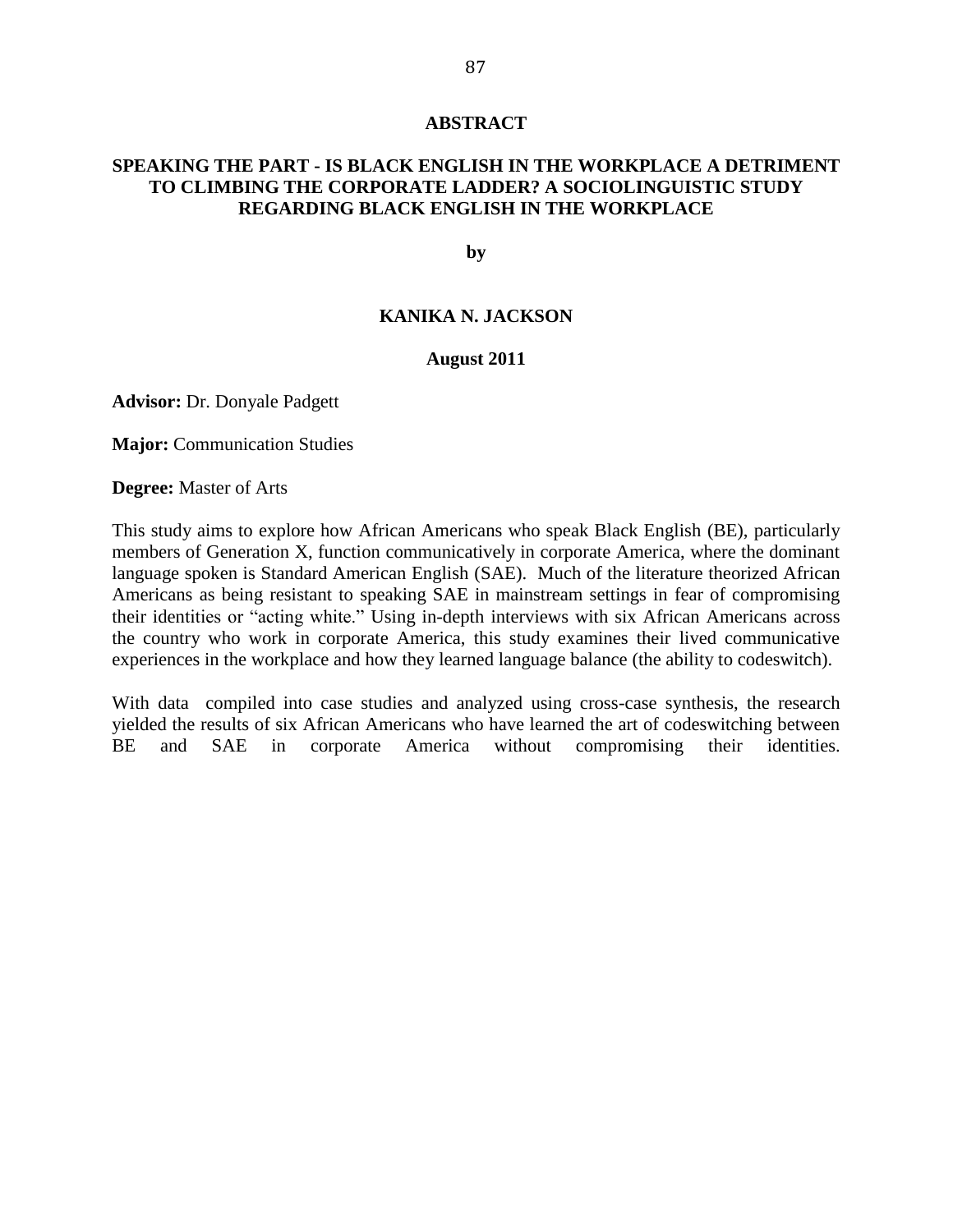## ABSTRACT

**SPEAKING THE PART - IS BLACK ENGLISH IN THE WORKPLACE A DETRIMENT TO CLIMBING THE CORPORATE LADDER? A SOCIOLINGUISTIC STUDY REGARDING BLACK ENGLISH IN THE WORKPLACE**

**by**

**KANIKA N. JACKSON**

**August 2011**

**Advisor:** Dr. Donyale Padgett

**Major:** Communication Studies

**Degree:** Master of Arts

This study aims to explore how African Americans who speak Black English (BE), particularly members of Generation X, function communicatively in corporate America, where the dominant language spoken is Standard American English (SAE). Much of the literature theorized African Americans as being resistant to speaking SAE in mainstream settings in fear of compromising their identities or "acting white." Using in-depth interviews with six African Americans across the country who work in corporate America, this study examines their lived communicative experiences in the workplace and how they learned language balance (the ability to codeswitch).

With data compiled into case studies and analyzed using cross-case synthesis, the research yielded the results of six African Americans who have learned the art of codeswitching between BE and SAE in corporate America without compromising their identities.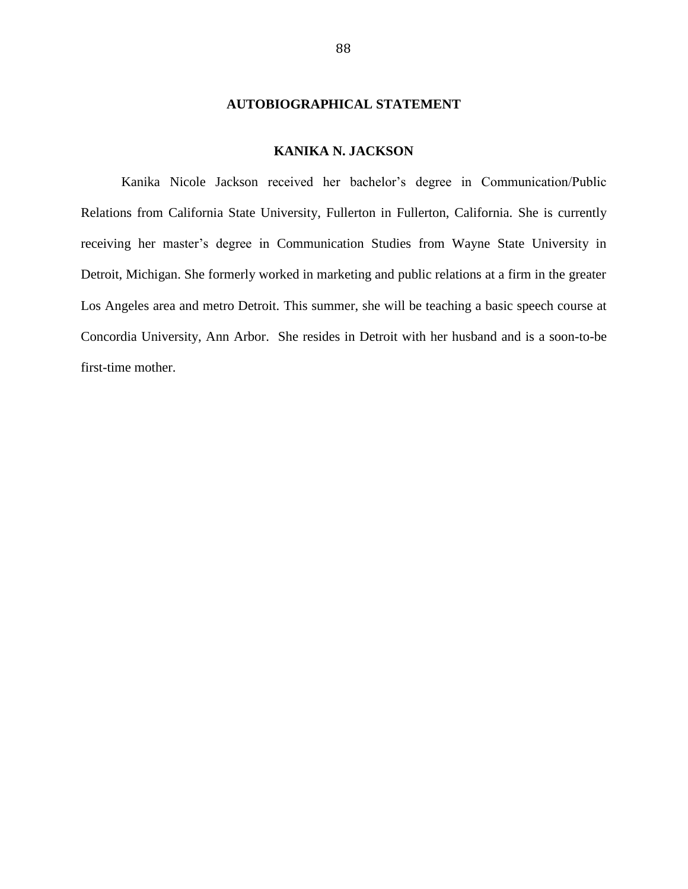# AUTOBIOGRAPHICAL STATEMENT

## KANIKA N. JACKSON

Kanika Nicole Jackson received her bachelor's degree in Communication/Public Relations from California State University, Fullerton in Fullerton, California. She is currently receiving her master's degree in Communication Studies from Wayne State University in Detroit, Michigan. She formerly worked in marketing and public relations at a firm in the greater Los Angeles area and metro Detroit. This summer, she will be teaching a basic speech course at Concordia University, Ann Arbor. She resides in Detroit with her husband and is a soon-to-be first-time mother.